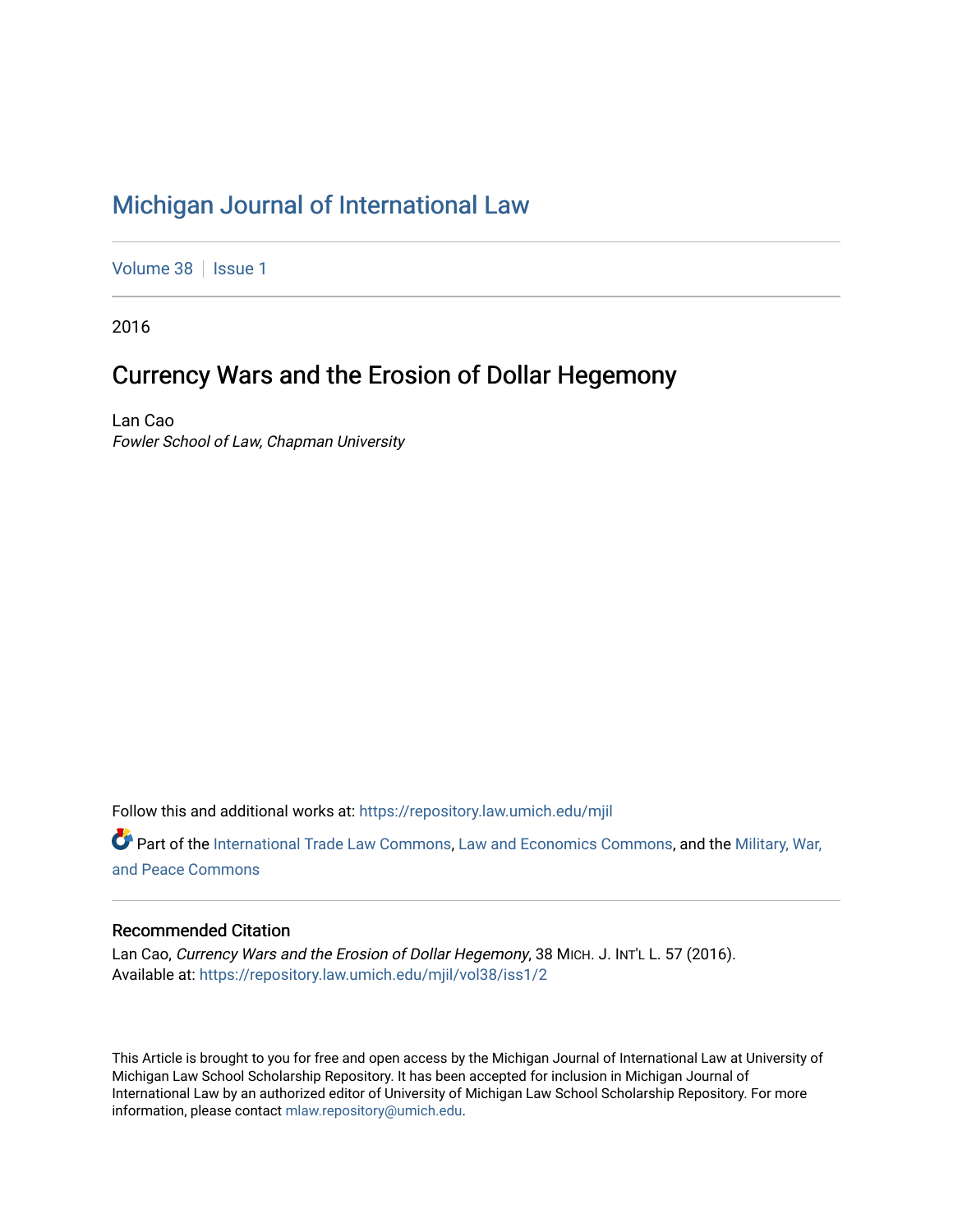# Michigan Journal of International Law

Volume 38 | Issue 1

2016

## Currency Wars and the Erosion of Dollar Hegemony

Lan Cao
*Fowler School of Law, Chapman University*

Follow this and additional works at: https://repository.law.umich.edu/mjil

Part of the International Trade Law Commons, Law and Economics Commons, and the Military, War, and Peace Commons

### Recommended Citation

Lan Cao, *Currency Wars and the Erosion of Dollar Hegemony*, 38 MICH. J. INT'L L. 57 (2016).
Available at: https://repository.law.umich.edu/mjil/vol38/iss1/2

This Article is brought to you for free and open access by the Michigan Journal of International Law at University of Michigan Law School Scholarship Repository. It has been accepted for inclusion in Michigan Journal of International Law by an authorized editor of University of Michigan Law School Scholarship Repository. For more information, please contact mlaw.repository@umich.edu.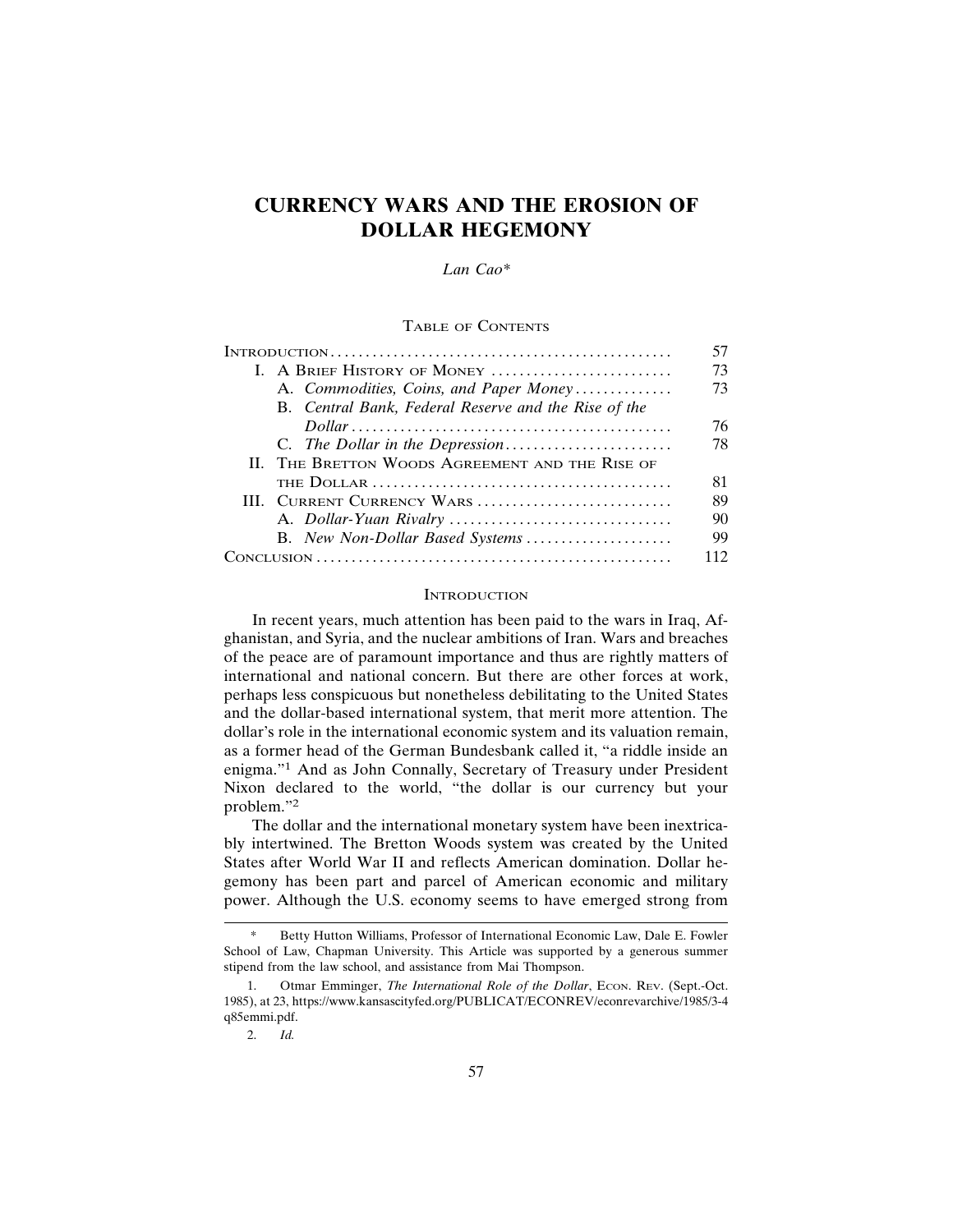# CURRENCY WARS AND THE EROSION OF DOLLAR HEGEMONY

*Lan Cao\**

TABLE OF CONTENTS

| | |
|---|---|
| INTRODUCTION | 57 |
| I. A BRIEF HISTORY OF MONEY | 73 |
| A. *Commodities, Coins, and Paper Money* | 73 |
| B. *Central Bank, Federal Reserve and the Rise of the Dollar* | 76 |
| C. *The Dollar in the Depression* | 78 |
| II. THE BRETTON WOODS AGREEMENT AND THE RISE OF THE DOLLAR | 81 |
| III. CURRENT CURRENCY WARS | 89 |
| A. *Dollar-Yuan Rivalry* | 90 |
| B. *New Non-Dollar Based Systems* | 99 |
| CONCLUSION | 112 |

## INTRODUCTION

In recent years, much attention has been paid to the wars in Iraq, Afghanistan, and Syria, and the nuclear ambitions of Iran. Wars and breaches of the peace are of paramount importance and thus are rightly matters of international and national concern. But there are other forces at work, perhaps less conspicuous but nonetheless debilitating to the United States and the dollar-based international system, that merit more attention. The dollar's role in the international economic system and its valuation remain, as a former head of the German Bundesbank called it, "a riddle inside an enigma."[1] And as John Connally, Secretary of Treasury under President Nixon declared to the world, "the dollar is our currency but your problem."[2]

The dollar and the international monetary system have been inextricably intertwined. The Bretton Woods system was created by the United States after World War II and reflects American domination. Dollar hegemony has been part and parcel of American economic and military power. Although the U.S. economy seems to have emerged strong from

---

\* Betty Hutton Williams, Professor of International Economic Law, Dale E. Fowler School of Law, Chapman University. This Article was supported by a generous summer stipend from the law school, and assistance from Mai Thompson.

1. Otmar Emminger, *The International Role of the Dollar*, ECON. REV. (Sept.-Oct. 1985), at 23, https://www.kansascityfed.org/PUBLICAT/ECONREV/econrevarchive/1985/3-4q85emmi.pdf.

2. *Id.*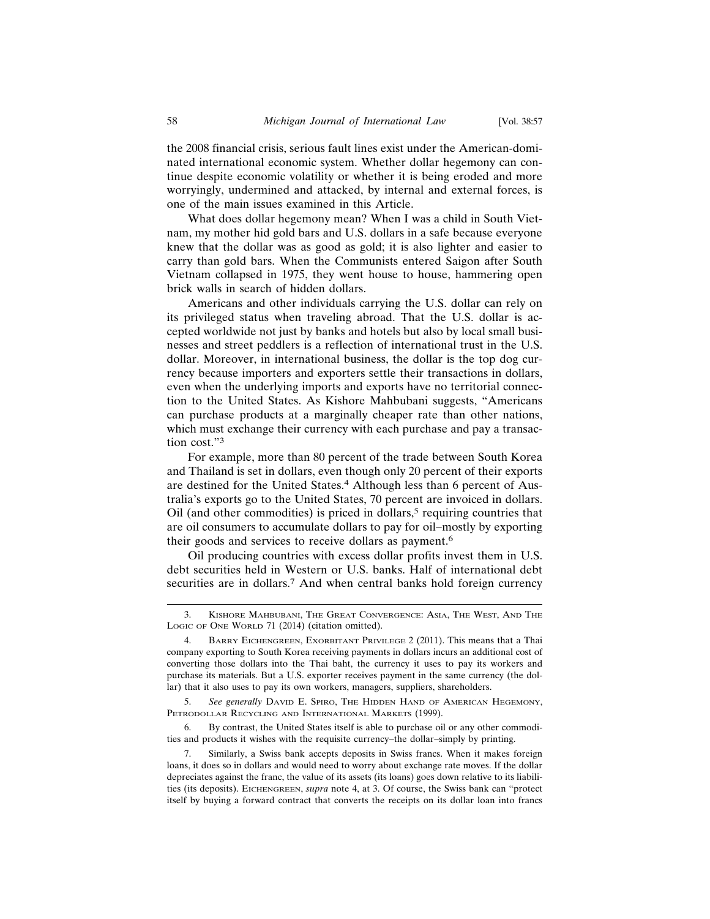the 2008 financial crisis, serious fault lines exist under the American-dominated international economic system. Whether dollar hegemony can continue despite economic volatility or whether it is being eroded and more worryingly, undermined and attacked, by internal and external forces, is one of the main issues examined in this Article.

What does dollar hegemony mean? When I was a child in South Vietnam, my mother hid gold bars and U.S. dollars in a safe because everyone knew that the dollar was as good as gold; it is also lighter and easier to carry than gold bars. When the Communists entered Saigon after South Vietnam collapsed in 1975, they went house to house, hammering open brick walls in search of hidden dollars.

Americans and other individuals carrying the U.S. dollar can rely on its privileged status when traveling abroad. That the U.S. dollar is accepted worldwide not just by banks and hotels but also by local small businesses and street peddlers is a reflection of international trust in the U.S. dollar. Moreover, in international business, the dollar is the top dog currency because importers and exporters settle their transactions in dollars, even when the underlying imports and exports have no territorial connection to the United States. As Kishore Mahbubani suggests, "Americans can purchase products at a marginally cheaper rate than other nations, which must exchange their currency with each purchase and pay a transaction cost."[3]

For example, more than 80 percent of the trade between South Korea and Thailand is set in dollars, even though only 20 percent of their exports are destined for the United States.[4] Although less than 6 percent of Australia's exports go to the United States, 70 percent are invoiced in dollars. Oil (and other commodities) is priced in dollars,[5] requiring countries that are oil consumers to accumulate dollars to pay for oil–mostly by exporting their goods and services to receive dollars as payment.[6]

Oil producing countries with excess dollar profits invest them in U.S. debt securities held in Western or U.S. banks. Half of international debt securities are in dollars.[7] And when central banks hold foreign currency

---

3. Kishore Mahbubani, The Great Convergence: Asia, The West, And The Logic of One World 71 (2014) (citation omitted).

4. Barry Eichengreen, Exorbitant Privilege 2 (2011). This means that a Thai company exporting to South Korea receiving payments in dollars incurs an additional cost of converting those dollars into the Thai baht, the currency it uses to pay its workers and purchase its materials. But a U.S. exporter receives payment in the same currency (the dollar) that it also uses to pay its own workers, managers, suppliers, shareholders.

5. *See generally* David E. Spiro, The Hidden Hand of American Hegemony, Petrodollar Recycling and International Markets (1999).

6. By contrast, the United States itself is able to purchase oil or any other commodities and products it wishes with the requisite currency–the dollar–simply by printing.

7. Similarly, a Swiss bank accepts deposits in Swiss francs. When it makes foreign loans, it does so in dollars and would need to worry about exchange rate moves. If the dollar depreciates against the franc, the value of its assets (its loans) goes down relative to its liabilities (its deposits). Eichengreen, *supra* note 4, at 3. Of course, the Swiss bank can "protect itself by buying a forward contract that converts the receipts on its dollar loan into francs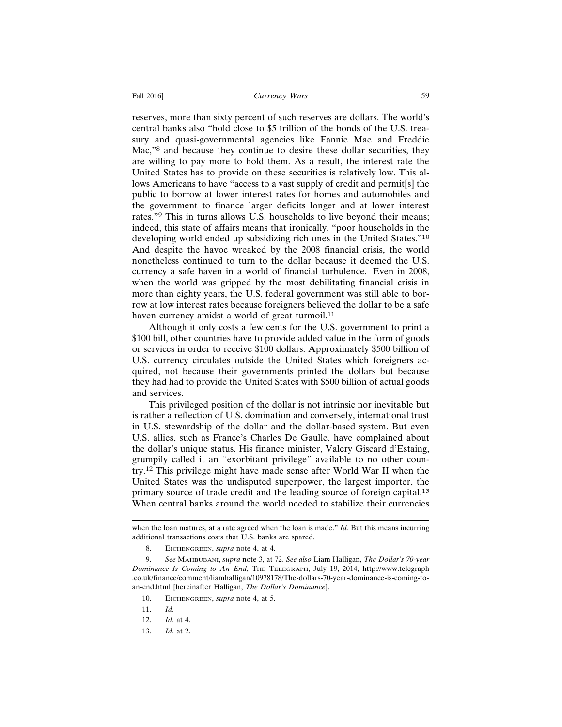reserves, more than sixty percent of such reserves are dollars. The world's central banks also "hold close to $5 trillion of the bonds of the U.S. treasury and quasi-governmental agencies like Fannie Mae and Freddie Mac,"[8] and because they continue to desire these dollar securities, they are willing to pay more to hold them. As a result, the interest rate the United States has to provide on these securities is relatively low. This allows Americans to have "access to a vast supply of credit and permit[s] the public to borrow at lower interest rates for homes and automobiles and the government to finance larger deficits longer and at lower interest rates."[9] This in turns allows U.S. households to live beyond their means; indeed, this state of affairs means that ironically, "poor households in the developing world ended up subsidizing rich ones in the United States."[10] And despite the havoc wreaked by the 2008 financial crisis, the world nonetheless continued to turn to the dollar because it deemed the U.S. currency a safe haven in a world of financial turbulence. Even in 2008, when the world was gripped by the most debilitating financial crisis in more than eighty years, the U.S. federal government was still able to borrow at low interest rates because foreigners believed the dollar to be a safe haven currency amidst a world of great turmoil.[11]

Although it only costs a few cents for the U.S. government to print a $100 bill, other countries have to provide added value in the form of goods or services in order to receive $100 dollars. Approximately $500 billion of U.S. currency circulates outside the United States which foreigners acquired, not because their governments printed the dollars but because they had had to provide the United States with $500 billion of actual goods and services.

This privileged position of the dollar is not intrinsic nor inevitable but is rather a reflection of U.S. domination and conversely, international trust in U.S. stewardship of the dollar and the dollar-based system. But even U.S. allies, such as France's Charles De Gaulle, have complained about the dollar's unique status. His finance minister, Valery Giscard d'Estaing, grumpily called it an "exorbitant privilege" available to no other country.[12] This privilege might have made sense after World War II when the United States was the undisputed superpower, the largest importer, the primary source of trade credit and the leading source of foreign capital.[13] When central banks around the world needed to stabilize their currencies

---

when the loan matures, at a rate agreed when the loan is made." *Id.* But this means incurring additional transactions costs that U.S. banks are spared.

8. EICHENGREEN, *supra* note 4, at 4.

9. *See* MAHBUBANI, *supra* note 3, at 72. *See also* Liam Halligan, *The Dollar's 70-year Dominance Is Coming to An End*, THE TELEGRAPH, July 19, 2014, http://www.telegraph.co.uk/finance/comment/liamhalligan/10978178/The-dollars-70-year-dominance-is-coming-to-an-end.html [hereinafter Halligan, *The Dollar's Dominance*].

10. EICHENGREEN, *supra* note 4, at 5.

11. *Id.*

12. *Id.* at 4.

13. *Id.* at 2.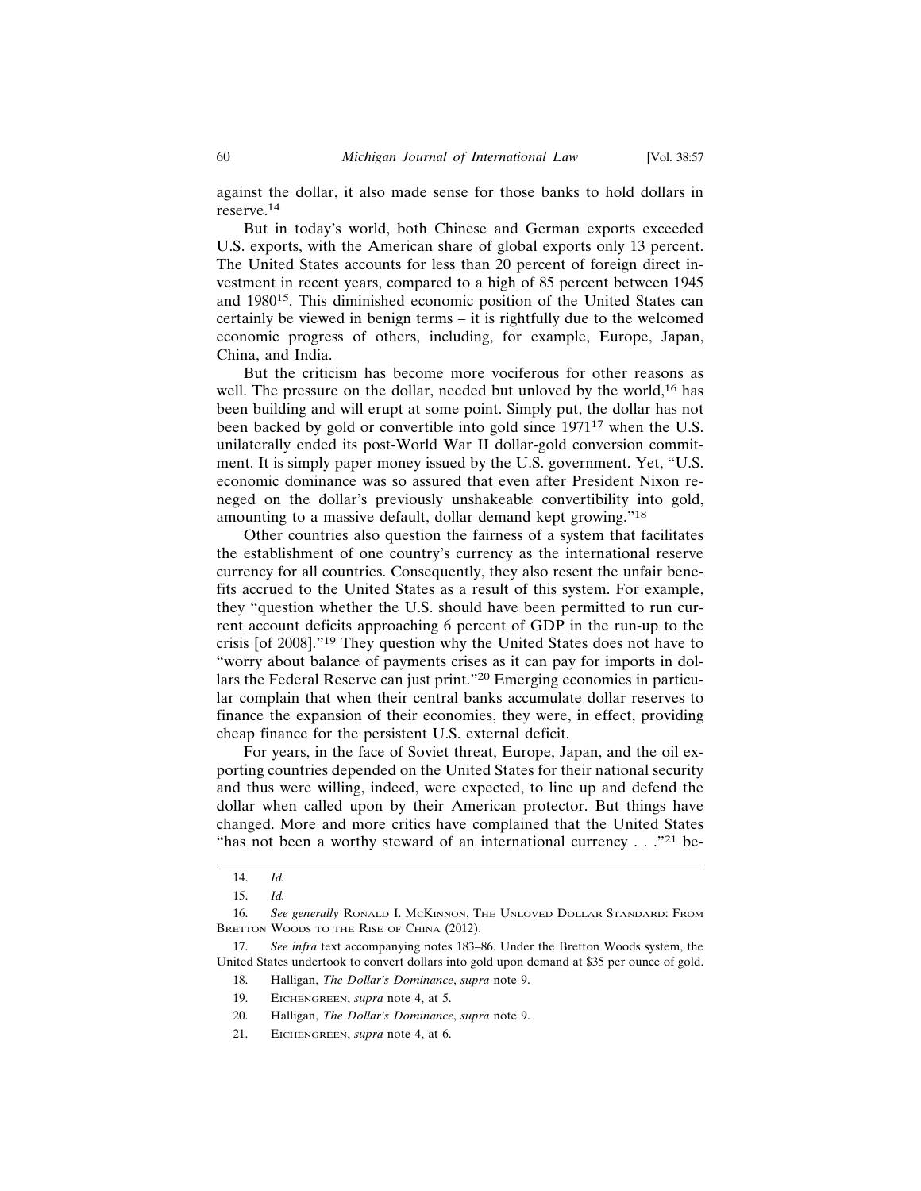against the dollar, it also made sense for those banks to hold dollars in reserve.[14]

But in today's world, both Chinese and German exports exceeded U.S. exports, with the American share of global exports only 13 percent. The United States accounts for less than 20 percent of foreign direct investment in recent years, compared to a high of 85 percent between 1945 and 1980[15]. This diminished economic position of the United States can certainly be viewed in benign terms – it is rightfully due to the welcomed economic progress of others, including, for example, Europe, Japan, China, and India.

But the criticism has become more vociferous for other reasons as well. The pressure on the dollar, needed but unloved by the world,[16] has been building and will erupt at some point. Simply put, the dollar has not been backed by gold or convertible into gold since 1971[17] when the U.S. unilaterally ended its post-World War II dollar-gold conversion commitment. It is simply paper money issued by the U.S. government. Yet, "U.S. economic dominance was so assured that even after President Nixon reneged on the dollar's previously unshakeable convertibility into gold, amounting to a massive default, dollar demand kept growing."[18]

Other countries also question the fairness of a system that facilitates the establishment of one country's currency as the international reserve currency for all countries. Consequently, they also resent the unfair benefits accrued to the United States as a result of this system. For example, they "question whether the U.S. should have been permitted to run current account deficits approaching 6 percent of GDP in the run-up to the crisis [of 2008]."[19] They question why the United States does not have to "worry about balance of payments crises as it can pay for imports in dollars the Federal Reserve can just print."[20] Emerging economies in particular complain that when their central banks accumulate dollar reserves to finance the expansion of their economies, they were, in effect, providing cheap finance for the persistent U.S. external deficit.

For years, in the face of Soviet threat, Europe, Japan, and the oil exporting countries depended on the United States for their national security and thus were willing, indeed, were expected, to line up and defend the dollar when called upon by their American protector. But things have changed. More and more critics have complained that the United States "has not been a worthy steward of an international currency . . ."[21] be-

---

14. *Id.*

15. *Id.*

16. *See generally* Ronald I. McKinnon, The Unloved Dollar Standard: From Bretton Woods to the Rise of China (2012).

17. *See infra* text accompanying notes 183–86. Under the Bretton Woods system, the United States undertook to convert dollars into gold upon demand at $35 per ounce of gold.

18. Halligan, *The Dollar's Dominance*, *supra* note 9.

19. Eichengreen, *supra* note 4, at 5.

20. Halligan, *The Dollar's Dominance*, *supra* note 9.

21. Eichengreen, *supra* note 4, at 6.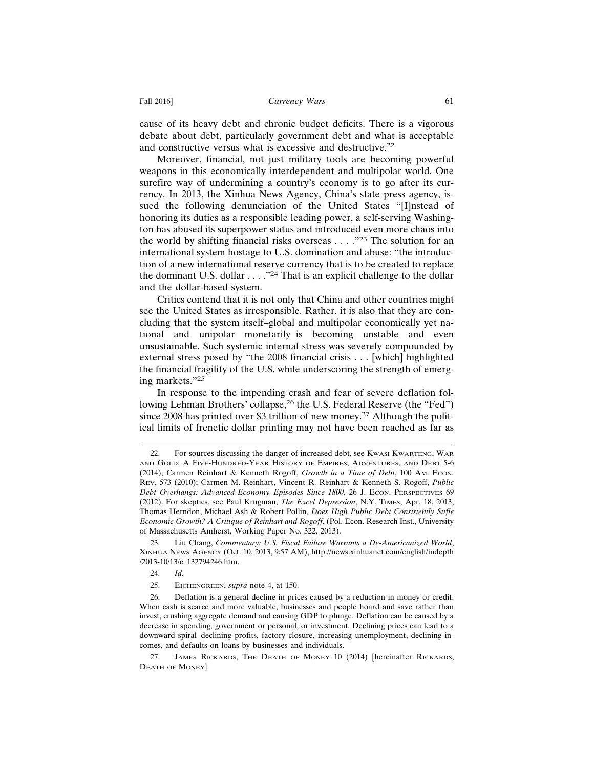cause of its heavy debt and chronic budget deficits. There is a vigorous debate about debt, particularly government debt and what is acceptable and constructive versus what is excessive and destructive.[22]

Moreover, financial, not just military tools are becoming powerful weapons in this economically interdependent and multipolar world. One surefire way of undermining a country's economy is to go after its currency. In 2013, the Xinhua News Agency, China's state press agency, issued the following denunciation of the United States "[I]nstead of honoring its duties as a responsible leading power, a self-serving Washington has abused its superpower status and introduced even more chaos into the world by shifting financial risks overseas . . . ."[23] The solution for an international system hostage to U.S. domination and abuse: "the introduction of a new international reserve currency that is to be created to replace the dominant U.S. dollar . . . ."[24] That is an explicit challenge to the dollar and the dollar-based system.

Critics contend that it is not only that China and other countries might see the United States as irresponsible. Rather, it is also that they are concluding that the system itself–global and multipolar economically yet national and unipolar monetarily–is becoming unstable and even unsustainable. Such systemic internal stress was severely compounded by external stress posed by "the 2008 financial crisis . . . [which] highlighted the financial fragility of the U.S. while underscoring the strength of emerging markets."[25]

In response to the impending crash and fear of severe deflation following Lehman Brothers' collapse,[26] the U.S. Federal Reserve (the "Fed") since 2008 has printed over $3 trillion of new money.[27] Although the political limits of frenetic dollar printing may not have been reached as far as

---

22. For sources discussing the danger of increased debt, see Kwasi Kwarteng, War and Gold: A Five-Hundred-Year History of Empires, Adventures, and Debt 5-6 (2014); Carmen Reinhart & Kenneth Rogoff, *Growth in a Time of Debt*, 100 Am. Econ. Rev. 573 (2010); Carmen M. Reinhart, Vincent R. Reinhart & Kenneth S. Rogoff, *Public Debt Overhangs: Advanced-Economy Episodes Since 1800*, 26 J. Econ. Perspectives 69 (2012). For skeptics, see Paul Krugman, *The Excel Depression*, N.Y. Times, Apr. 18, 2013; Thomas Herndon, Michael Ash & Robert Pollin, *Does High Public Debt Consistently Stifle Economic Growth? A Critique of Reinhart and Rogoff*, (Pol. Econ. Research Inst., University of Massachusetts Amherst, Working Paper No. 322, 2013).

23. Liu Chang, *Commentary: U.S. Fiscal Failure Warrants a De-Americanized World*, Xinhua News Agency (Oct. 10, 2013, 9:57 AM), http://news.xinhuanet.com/english/indepth/2013-10/13/c_132794246.htm.

24. *Id.*

25. Eichengreen, *supra* note 4, at 150.

26. Deflation is a general decline in prices caused by a reduction in money or credit. When cash is scarce and more valuable, businesses and people hoard and save rather than invest, crushing aggregate demand and causing GDP to plunge. Deflation can be caused by a decrease in spending, government or personal, or investment. Declining prices can lead to a downward spiral–declining profits, factory closure, increasing unemployment, declining incomes, and defaults on loans by businesses and individuals.

27. James Rickards, The Death of Money 10 (2014) [hereinafter Rickards, Death of Money].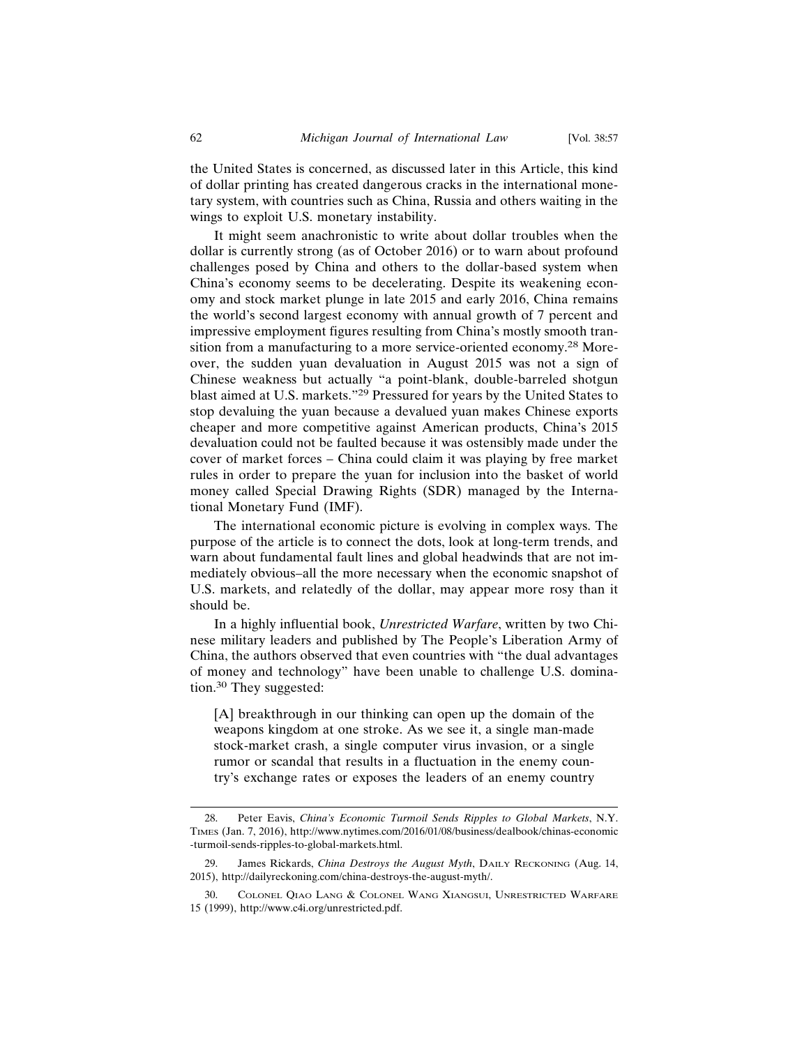the United States is concerned, as discussed later in this Article, this kind of dollar printing has created dangerous cracks in the international monetary system, with countries such as China, Russia and others waiting in the wings to exploit U.S. monetary instability.

It might seem anachronistic to write about dollar troubles when the dollar is currently strong (as of October 2016) or to warn about profound challenges posed by China and others to the dollar-based system when China's economy seems to be decelerating. Despite its weakening economy and stock market plunge in late 2015 and early 2016, China remains the world's second largest economy with annual growth of 7 percent and impressive employment figures resulting from China's mostly smooth transition from a manufacturing to a more service-oriented economy.[28] Moreover, the sudden yuan devaluation in August 2015 was not a sign of Chinese weakness but actually "a point-blank, double-barreled shotgun blast aimed at U.S. markets."[29] Pressured for years by the United States to stop devaluing the yuan because a devalued yuan makes Chinese exports cheaper and more competitive against American products, China's 2015 devaluation could not be faulted because it was ostensibly made under the cover of market forces – China could claim it was playing by free market rules in order to prepare the yuan for inclusion into the basket of world money called Special Drawing Rights (SDR) managed by the International Monetary Fund (IMF).

The international economic picture is evolving in complex ways. The purpose of the article is to connect the dots, look at long-term trends, and warn about fundamental fault lines and global headwinds that are not immediately obvious–all the more necessary when the economic snapshot of U.S. markets, and relatedly of the dollar, may appear more rosy than it should be.

In a highly influential book, *Unrestricted Warfare*, written by two Chinese military leaders and published by The People's Liberation Army of China, the authors observed that even countries with "the dual advantages of money and technology" have been unable to challenge U.S. domination.[30] They suggested:

> [A] breakthrough in our thinking can open up the domain of the weapons kingdom at one stroke. As we see it, a single man-made stock-market crash, a single computer virus invasion, or a single rumor or scandal that results in a fluctuation in the enemy country's exchange rates or exposes the leaders of an enemy country

---

28. Peter Eavis, *China's Economic Turmoil Sends Ripples to Global Markets*, N.Y. Times (Jan. 7, 2016), http://www.nytimes.com/2016/01/08/business/dealbook/chinas-economic-turmoil-sends-ripples-to-global-markets.html.

29. James Rickards, *China Destroys the August Myth*, Daily Reckoning (Aug. 14, 2015), http://dailyreckoning.com/china-destroys-the-august-myth/.

30. Colonel Qiao Lang & Colonel Wang Xiangsui, Unrestricted Warfare 15 (1999), http://www.c4i.org/unrestricted.pdf.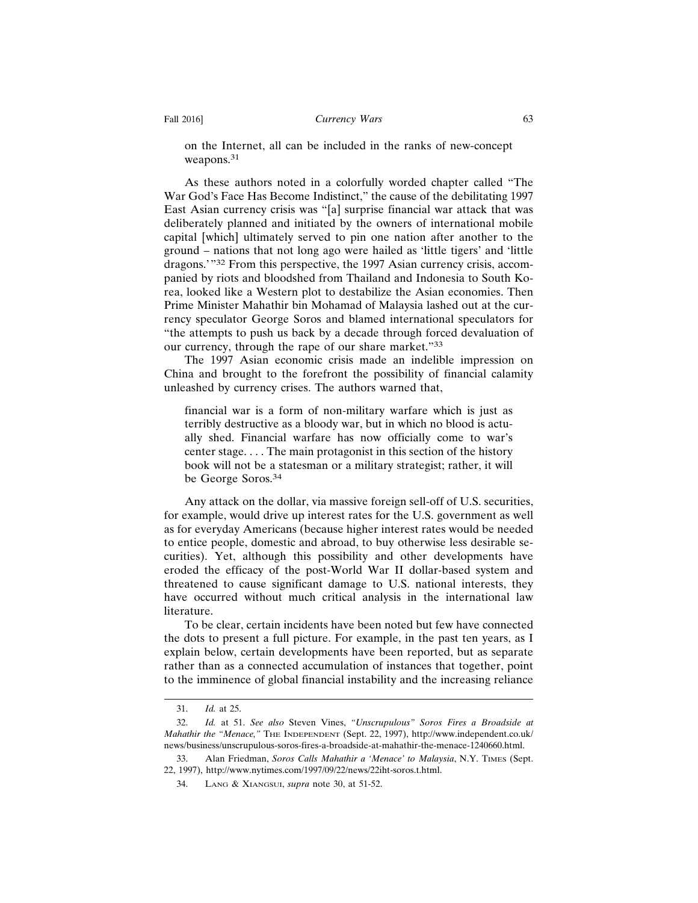on the Internet, all can be included in the ranks of new-concept weapons.[31]

As these authors noted in a colorfully worded chapter called "The War God's Face Has Become Indistinct," the cause of the debilitating 1997 East Asian currency crisis was "[a] surprise financial war attack that was deliberately planned and initiated by the owners of international mobile capital [which] ultimately served to pin one nation after another to the ground – nations that not long ago were hailed as 'little tigers' and 'little dragons.'"[32] From this perspective, the 1997 Asian currency crisis, accompanied by riots and bloodshed from Thailand and Indonesia to South Korea, looked like a Western plot to destabilize the Asian economies. Then Prime Minister Mahathir bin Mohamad of Malaysia lashed out at the currency speculator George Soros and blamed international speculators for "the attempts to push us back by a decade through forced devaluation of our currency, through the rape of our share market."[33]

The 1997 Asian economic crisis made an indelible impression on China and brought to the forefront the possibility of financial calamity unleashed by currency crises. The authors warned that,

> financial war is a form of non-military warfare which is just as terribly destructive as a bloody war, but in which no blood is actually shed. Financial warfare has now officially come to war's center stage. . . . The main protagonist in this section of the history book will not be a statesman or a military strategist; rather, it will be George Soros.[34]

Any attack on the dollar, via massive foreign sell-off of U.S. securities, for example, would drive up interest rates for the U.S. government as well as for everyday Americans (because higher interest rates would be needed to entice people, domestic and abroad, to buy otherwise less desirable securities). Yet, although this possibility and other developments have eroded the efficacy of the post-World War II dollar-based system and threatened to cause significant damage to U.S. national interests, they have occurred without much critical analysis in the international law literature.

To be clear, certain incidents have been noted but few have connected the dots to present a full picture. For example, in the past ten years, as I explain below, certain developments have been reported, but as separate rather than as a connected accumulation of instances that together, point to the imminence of global financial instability and the increasing reliance

---

31. *Id.* at 25.

32. *Id.* at 51. *See also* Steven Vines, *"Unscrupulous" Soros Fires a Broadside at Mahathir the "Menace,"* The Independent (Sept. 22, 1997), http://www.independent.co.uk/news/business/unscrupulous-soros-fires-a-broadside-at-mahathir-the-menace-1240660.html.

33. Alan Friedman, *Soros Calls Mahathir a 'Menace' to Malaysia*, N.Y. Times (Sept. 22, 1997), http://www.nytimes.com/1997/09/22/news/22iht-soros.t.html.

34. Lang & Xiangsui, *supra* note 30, at 51-52.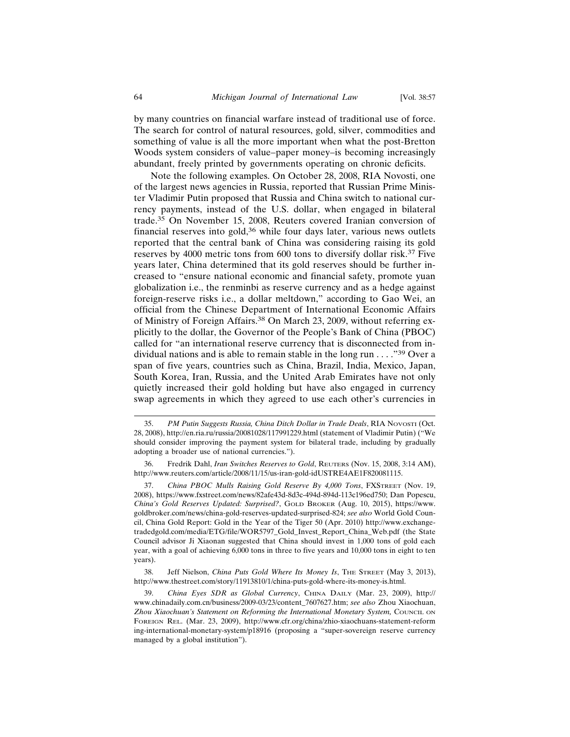by many countries on financial warfare instead of traditional use of force. The search for control of natural resources, gold, silver, commodities and something of value is all the more important when what the post-Bretton Woods system considers of value–paper money–is becoming increasingly abundant, freely printed by governments operating on chronic deficits.

Note the following examples. On October 28, 2008, RIA Novosti, one of the largest news agencies in Russia, reported that Russian Prime Minister Vladimir Putin proposed that Russia and China switch to national currency payments, instead of the U.S. dollar, when engaged in bilateral trade.[35] On November 15, 2008, Reuters covered Iranian conversion of financial reserves into gold,[36] while four days later, various news outlets reported that the central bank of China was considering raising its gold reserves by 4000 metric tons from 600 tons to diversify dollar risk.[37] Five years later, China determined that its gold reserves should be further increased to "ensure national economic and financial safety, promote yuan globalization i.e., the renminbi as reserve currency and as a hedge against foreign-reserve risks i.e., a dollar meltdown," according to Gao Wei, an official from the Chinese Department of International Economic Affairs of Ministry of Foreign Affairs.[38] On March 23, 2009, without referring explicitly to the dollar, the Governor of the People's Bank of China (PBOC) called for "an international reserve currency that is disconnected from individual nations and is able to remain stable in the long run . . . ."[39] Over a span of five years, countries such as China, Brazil, India, Mexico, Japan, South Korea, Iran, Russia, and the United Arab Emirates have not only quietly increased their gold holding but have also engaged in currency swap agreements in which they agreed to use each other's currencies in

---

35. *PM Putin Suggests Russia, China Ditch Dollar in Trade Deals*, RIA Novosti (Oct. 28, 2008), http://en.ria.ru/russia/20081028/117991229.html (statement of Vladimir Putin) ("We should consider improving the payment system for bilateral trade, including by gradually adopting a broader use of national currencies.").

36. Fredrik Dahl, *Iran Switches Reserves to Gold*, Reuters (Nov. 15, 2008, 3:14 AM), http://www.reuters.com/article/2008/11/15/us-iran-gold-idUSTRE4AE1F820081115.

37. *China PBOC Mulls Raising Gold Reserve By 4,000 Tons*, FXStreet (Nov. 19, 2008), https://www.fxstreet.com/news/82afe43d-8d3c-494d-894d-113c196ed750; Dan Popescu, *China's Gold Reserves Updated: Surprised?*, Gold Broker (Aug. 10, 2015), https://www.goldbroker.com/news/china-gold-reserves-updated-surprised-824; *see also* World Gold Council, China Gold Report: Gold in the Year of the Tiger 50 (Apr. 2010) http://www.exchange-tradedgold.com/media/ETG/file/WOR5797_Gold_Invest_Report_China_Web.pdf (the State Council advisor Ji Xiaonan suggested that China should invest in 1,000 tons of gold each year, with a goal of achieving 6,000 tons in three to five years and 10,000 tons in eight to ten years).

38. Jeff Nielson, *China Puts Gold Where Its Money Is*, The Street (May 3, 2013), http://www.thestreet.com/story/11913810/1/china-puts-gold-where-its-money-is.html.

39. *China Eyes SDR as Global Currency*, China Daily (Mar. 23, 2009), http://www.chinadaily.com.cn/business/2009-03/23/content_7607627.htm; *see also* Zhou Xiaochuan, *Zhou Xiaochuan's Statement on Reforming the International Monetary System,* Council on Foreign Rel. (Mar. 23, 2009), http://www.cfr.org/china/zhio-xiaochuans-statement-reforming-international-monetary-system/p18916 (proposing a "super-sovereign reserve currency managed by a global institution").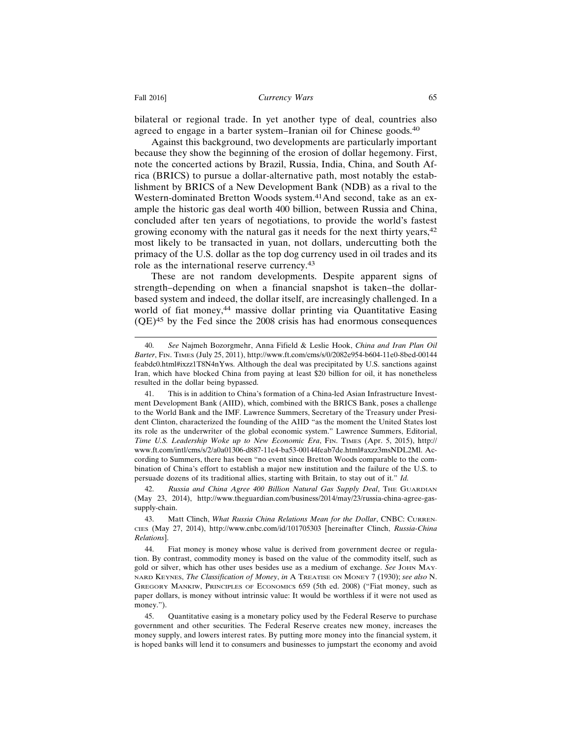bilateral or regional trade. In yet another type of deal, countries also agreed to engage in a barter system–Iranian oil for Chinese goods.[40]

Against this background, two developments are particularly important because they show the beginning of the erosion of dollar hegemony. First, note the concerted actions by Brazil, Russia, India, China, and South Africa (BRICS) to pursue a dollar-alternative path, most notably the establishment by BRICS of a New Development Bank (NDB) as a rival to the Western-dominated Bretton Woods system.[41] And second, take as an example the historic gas deal worth 400 billion, between Russia and China, concluded after ten years of negotiations, to provide the world's fastest growing economy with the natural gas it needs for the next thirty years,[42] most likely to be transacted in yuan, not dollars, undercutting both the primacy of the U.S. dollar as the top dog currency used in oil trades and its role as the international reserve currency.[43]

These are not random developments. Despite apparent signs of strength–depending on when a financial snapshot is taken–the dollar-based system and indeed, the dollar itself, are increasingly challenged. In a world of fiat money,[44] massive dollar printing via Quantitative Easing (QE)[45] by the Fed since the 2008 crisis has had enormous consequences

---

40. *See* Najmeh Bozorgmehr, Anna Fifield & Leslie Hook, *China and Iran Plan Oil Barter*, FIN. TIMES (July 25, 2011), http://www.ft.com/cms/s/0/2082e954-b604-11e0-8bed-00144feabdc0.html#ixzz1T8N4nYws. Although the deal was precipitated by U.S. sanctions against Iran, which have blocked China from paying at least $20 billion for oil, it has nonetheless resulted in the dollar being bypassed.

41. This is in addition to China's formation of a China-led Asian Infrastructure Investment Development Bank (AIID), which, combined with the BRICS Bank, poses a challenge to the World Bank and the IMF. Lawrence Summers, Secretary of the Treasury under President Clinton, characterized the founding of the AIID "as the moment the United States lost its role as the underwriter of the global economic system." Lawrence Summers, Editorial, *Time U.S. Leadership Woke up to New Economic Era*, FIN. TIMES (Apr. 5, 2015), http://www.ft.com/intl/cms/s/2/a0a01306-d887-11e4-ba53-00144feab7de.html#axzz3msNDL2Ml. According to Summers, there has been "no event since Bretton Woods comparable to the combination of China's effort to establish a major new institution and the failure of the U.S. to persuade dozens of its traditional allies, starting with Britain, to stay out of it." *Id.*

42. *Russia and China Agree 400 Billion Natural Gas Supply Deal*, THE GUARDIAN (May 23, 2014), http://www.theguardian.com/business/2014/may/23/russia-china-agree-gas-supply-chain.

43. Matt Clinch, *What Russia China Relations Mean for the Dollar*, CNBC: CURRENCIES (May 27, 2014), http://www.cnbc.com/id/101705303 [hereinafter Clinch, *Russia-China Relations*].

44. Fiat money is money whose value is derived from government decree or regulation. By contrast, commodity money is based on the value of the commodity itself, such as gold or silver, which has other uses besides use as a medium of exchange. *See* JOHN MAYNARD KEYNES, *The Classification of Money*, *in* A TREATISE ON MONEY 7 (1930); *see also* N. GREGORY MANKIW, PRINCIPLES OF ECONOMICS 659 (5th ed. 2008) ("Fiat money, such as paper dollars, is money without intrinsic value: It would be worthless if it were not used as money.").

45. Quantitative easing is a monetary policy used by the Federal Reserve to purchase government and other securities. The Federal Reserve creates new money, increases the money supply, and lowers interest rates. By putting more money into the financial system, it is hoped banks will lend it to consumers and businesses to jumpstart the economy and avoid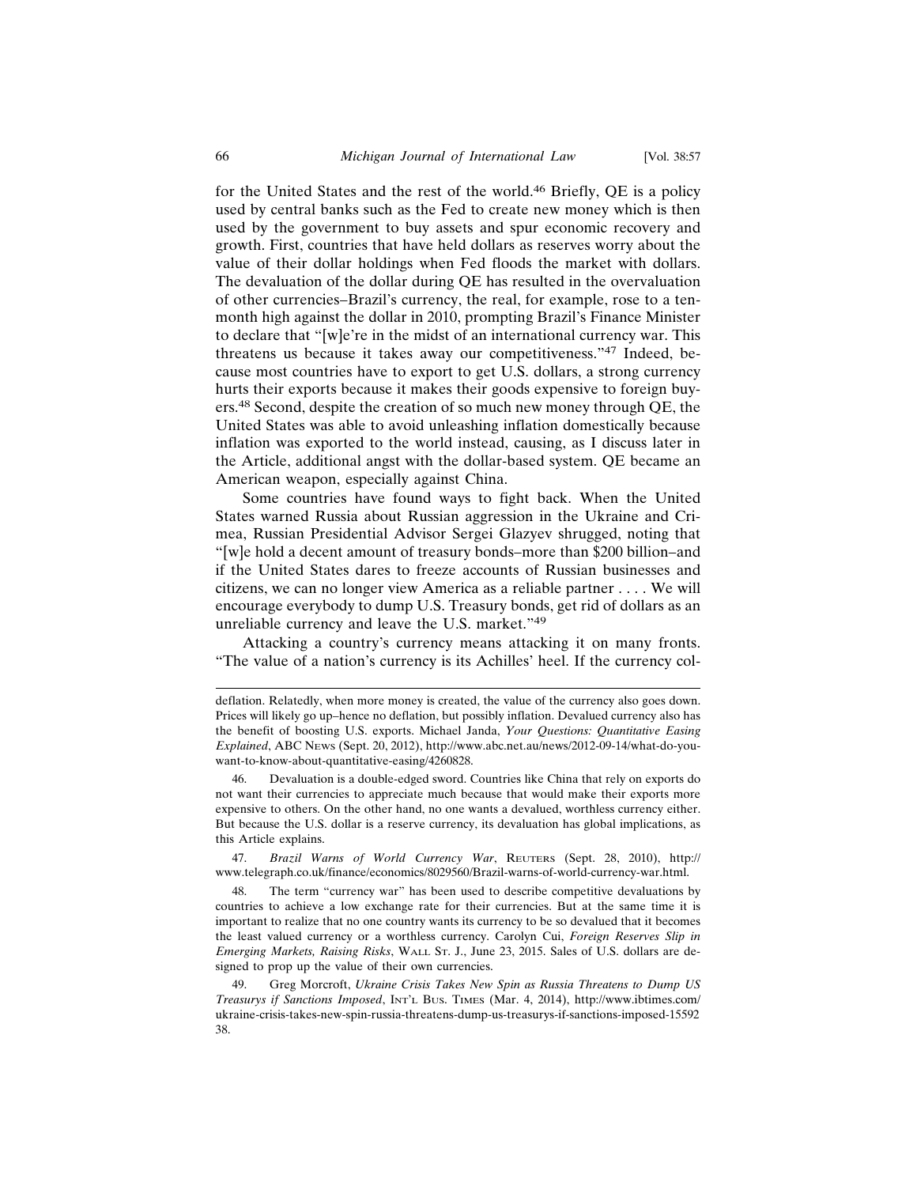for the United States and the rest of the world.[46] Briefly, QE is a policy used by central banks such as the Fed to create new money which is then used by the government to buy assets and spur economic recovery and growth. First, countries that have held dollars as reserves worry about the value of their dollar holdings when Fed floods the market with dollars. The devaluation of the dollar during QE has resulted in the overvaluation of other currencies–Brazil's currency, the real, for example, rose to a ten-month high against the dollar in 2010, prompting Brazil's Finance Minister to declare that "[w]e're in the midst of an international currency war. This threatens us because it takes away our competitiveness."[47] Indeed, because most countries have to export to get U.S. dollars, a strong currency hurts their exports because it makes their goods expensive to foreign buyers.[48] Second, despite the creation of so much new money through QE, the United States was able to avoid unleashing inflation domestically because inflation was exported to the world instead, causing, as I discuss later in the Article, additional angst with the dollar-based system. QE became an American weapon, especially against China.

Some countries have found ways to fight back. When the United States warned Russia about Russian aggression in the Ukraine and Crimea, Russian Presidential Advisor Sergei Glazyev shrugged, noting that "[w]e hold a decent amount of treasury bonds–more than $200 billion–and if the United States dares to freeze accounts of Russian businesses and citizens, we can no longer view America as a reliable partner . . . . We will encourage everybody to dump U.S. Treasury bonds, get rid of dollars as an unreliable currency and leave the U.S. market."[49]

Attacking a country's currency means attacking it on many fronts. "The value of a nation's currency is its Achilles' heel. If the currency col-

---

deflation. Relatedly, when more money is created, the value of the currency also goes down. Prices will likely go up–hence no deflation, but possibly inflation. Devalued currency also has the benefit of boosting U.S. exports. Michael Janda, *Your Questions: Quantitative Easing Explained*, ABC News (Sept. 20, 2012), http://www.abc.net.au/news/2012-09-14/what-do-you-want-to-know-about-quantitative-easing/4260828.

46. Devaluation is a double-edged sword. Countries like China that rely on exports do not want their currencies to appreciate much because that would make their exports more expensive to others. On the other hand, no one wants a devalued, worthless currency either. But because the U.S. dollar is a reserve currency, its devaluation has global implications, as this Article explains.

47. *Brazil Warns of World Currency War*, Reuters (Sept. 28, 2010), http://www.telegraph.co.uk/finance/economics/8029560/Brazil-warns-of-world-currency-war.html.

48. The term "currency war" has been used to describe competitive devaluations by countries to achieve a low exchange rate for their currencies. But at the same time it is important to realize that no one country wants its currency to be so devalued that it becomes the least valued currency or a worthless currency. Carolyn Cui, *Foreign Reserves Slip in Emerging Markets, Raising Risks*, Wall St. J., June 23, 2015. Sales of U.S. dollars are designed to prop up the value of their own currencies.

49. Greg Morcroft, *Ukraine Crisis Takes New Spin as Russia Threatens to Dump US Treasurys if Sanctions Imposed*, Int'l Bus. Times (Mar. 4, 2014), http://www.ibtimes.com/ukraine-crisis-takes-new-spin-russia-threatens-dump-us-treasurys-if-sanctions-imposed-1559238.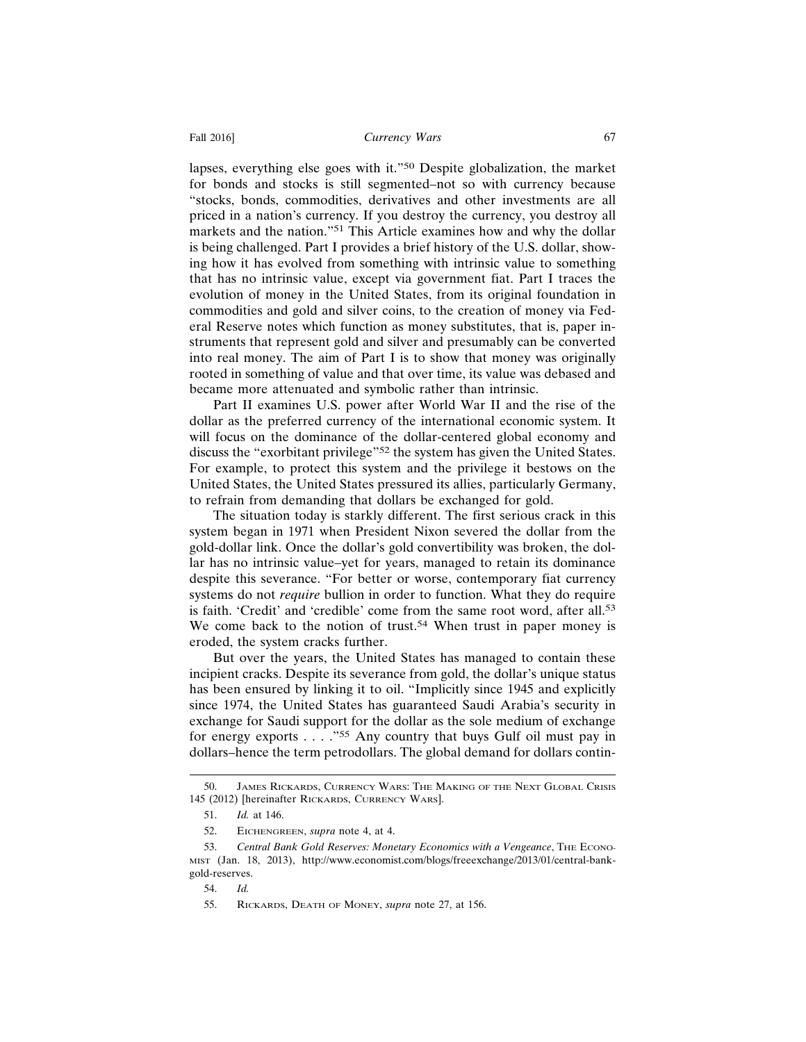lapses, everything else goes with it."[50] Despite globalization, the market for bonds and stocks is still segmented–not so with currency because "stocks, bonds, commodities, derivatives and other investments are all priced in a nation's currency. If you destroy the currency, you destroy all markets and the nation."[51] This Article examines how and why the dollar is being challenged. Part I provides a brief history of the U.S. dollar, showing how it has evolved from something with intrinsic value to something that has no intrinsic value, except via government fiat. Part I traces the evolution of money in the United States, from its original foundation in commodities and gold and silver coins, to the creation of money via Federal Reserve notes which function as money substitutes, that is, paper instruments that represent gold and silver and presumably can be converted into real money. The aim of Part I is to show that money was originally rooted in something of value and that over time, its value was debased and became more attenuated and symbolic rather than intrinsic.

Part II examines U.S. power after World War II and the rise of the dollar as the preferred currency of the international economic system. It will focus on the dominance of the dollar-centered global economy and discuss the "exorbitant privilege"[52] the system has given the United States. For example, to protect this system and the privilege it bestows on the United States, the United States pressured its allies, particularly Germany, to refrain from demanding that dollars be exchanged for gold.

The situation today is starkly different. The first serious crack in this system began in 1971 when President Nixon severed the dollar from the gold-dollar link. Once the dollar's gold convertibility was broken, the dollar has no intrinsic value–yet for years, managed to retain its dominance despite this severance. "For better or worse, contemporary fiat currency systems do not *require* bullion in order to function. What they do require is faith. 'Credit' and 'credible' come from the same root word, after all.[53] We come back to the notion of trust.[54] When trust in paper money is eroded, the system cracks further.

But over the years, the United States has managed to contain these incipient cracks. Despite its severance from gold, the dollar's unique status has been ensured by linking it to oil. "Implicitly since 1945 and explicitly since 1974, the United States has guaranteed Saudi Arabia's security in exchange for Saudi support for the dollar as the sole medium of exchange for energy exports . . . ."[55] Any country that buys Gulf oil must pay in dollars–hence the term petrodollars. The global demand for dollars contin-

---

50. James Rickards, Currency Wars: The Making of the Next Global Crisis 145 (2012) [hereinafter Rickards, Currency Wars].

51. *Id.* at 146.

52. Eichengreen, *supra* note 4, at 4.

53. *Central Bank Gold Reserves: Monetary Economics with a Vengeance*, The Economist (Jan. 18, 2013), http://www.economist.com/blogs/freeexchange/2013/01/central-bank-gold-reserves.

54. *Id.*

55. Rickards, Death of Money, *supra* note 27, at 156.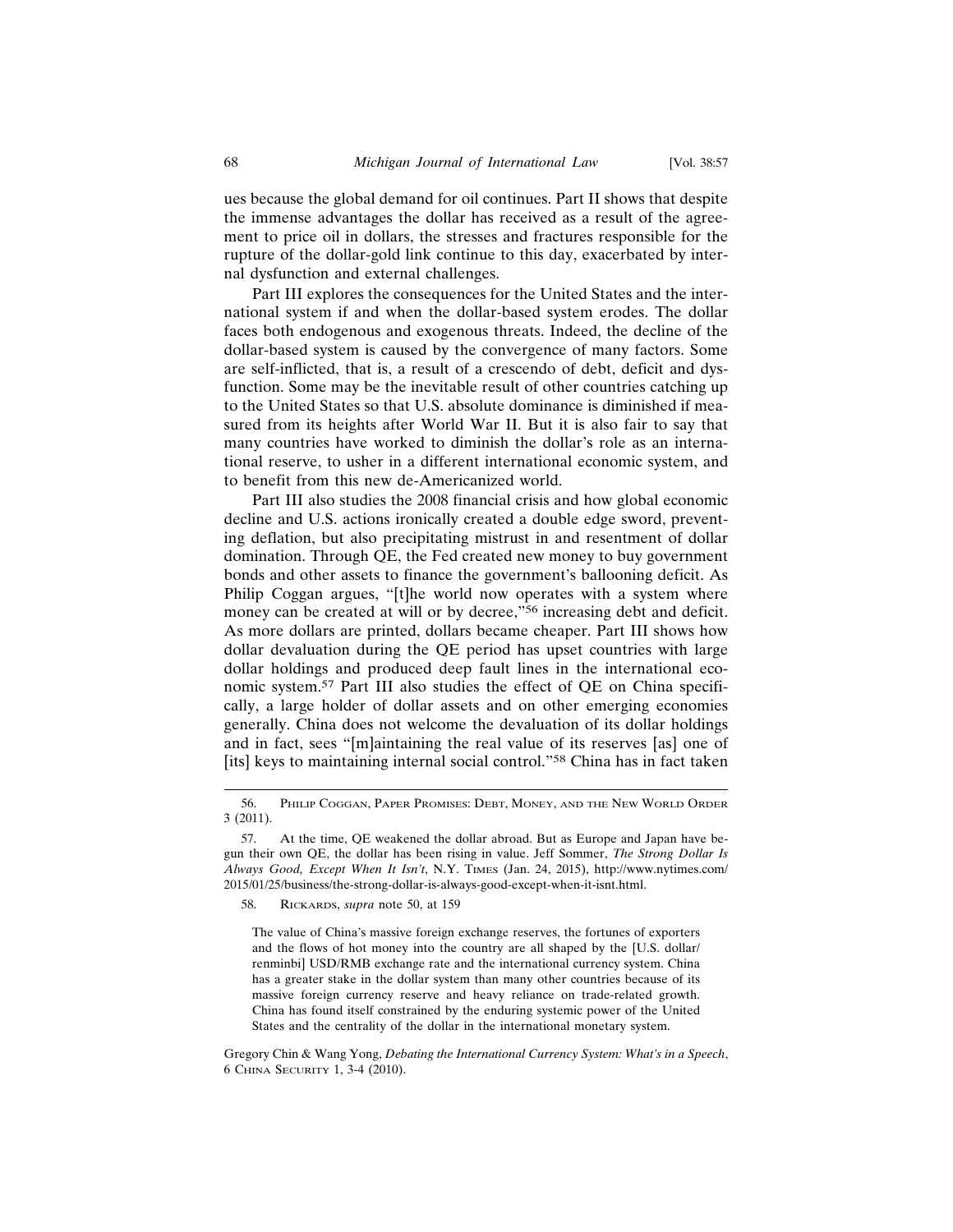ues because the global demand for oil continues. Part II shows that despite the immense advantages the dollar has received as a result of the agreement to price oil in dollars, the stresses and fractures responsible for the rupture of the dollar-gold link continue to this day, exacerbated by internal dysfunction and external challenges.

Part III explores the consequences for the United States and the international system if and when the dollar-based system erodes. The dollar faces both endogenous and exogenous threats. Indeed, the decline of the dollar-based system is caused by the convergence of many factors. Some are self-inflicted, that is, a result of a crescendo of debt, deficit and dysfunction. Some may be the inevitable result of other countries catching up to the United States so that U.S. absolute dominance is diminished if measured from its heights after World War II. But it is also fair to say that many countries have worked to diminish the dollar's role as an international reserve, to usher in a different international economic system, and to benefit from this new de-Americanized world.

Part III also studies the 2008 financial crisis and how global economic decline and U.S. actions ironically created a double edge sword, preventing deflation, but also precipitating mistrust in and resentment of dollar domination. Through QE, the Fed created new money to buy government bonds and other assets to finance the government's ballooning deficit. As Philip Coggan argues, "[t]he world now operates with a system where money can be created at will or by decree,"[56] increasing debt and deficit. As more dollars are printed, dollars became cheaper. Part III shows how dollar devaluation during the QE period has upset countries with large dollar holdings and produced deep fault lines in the international economic system.[57] Part III also studies the effect of QE on China specifically, a large holder of dollar assets and on other emerging economies generally. China does not welcome the devaluation of its dollar holdings and in fact, sees "[m]aintaining the real value of its reserves [as] one of [its] keys to maintaining internal social control."[58] China has in fact taken

---

56. Philip Coggan, Paper Promises: Debt, Money, and the New World Order 3 (2011).

57. At the time, QE weakened the dollar abroad. But as Europe and Japan have begun their own QE, the dollar has been rising in value. Jeff Sommer, *The Strong Dollar Is Always Good, Except When It Isn't*, N.Y. Times (Jan. 24, 2015), http://www.nytimes.com/2015/01/25/business/the-strong-dollar-is-always-good-except-when-it-isnt.html.

58. Rickards, *supra* note 50, at 159

> The value of China's massive foreign exchange reserves, the fortunes of exporters and the flows of hot money into the country are all shaped by the [U.S. dollar/renminbi] USD/RMB exchange rate and the international currency system. China has a greater stake in the dollar system than many other countries because of its massive foreign currency reserve and heavy reliance on trade-related growth. China has found itself constrained by the enduring systemic power of the United States and the centrality of the dollar in the international monetary system.

Gregory Chin & Wang Yong, *Debating the International Currency System: What's in a Speech*, 6 China Security 1, 3-4 (2010).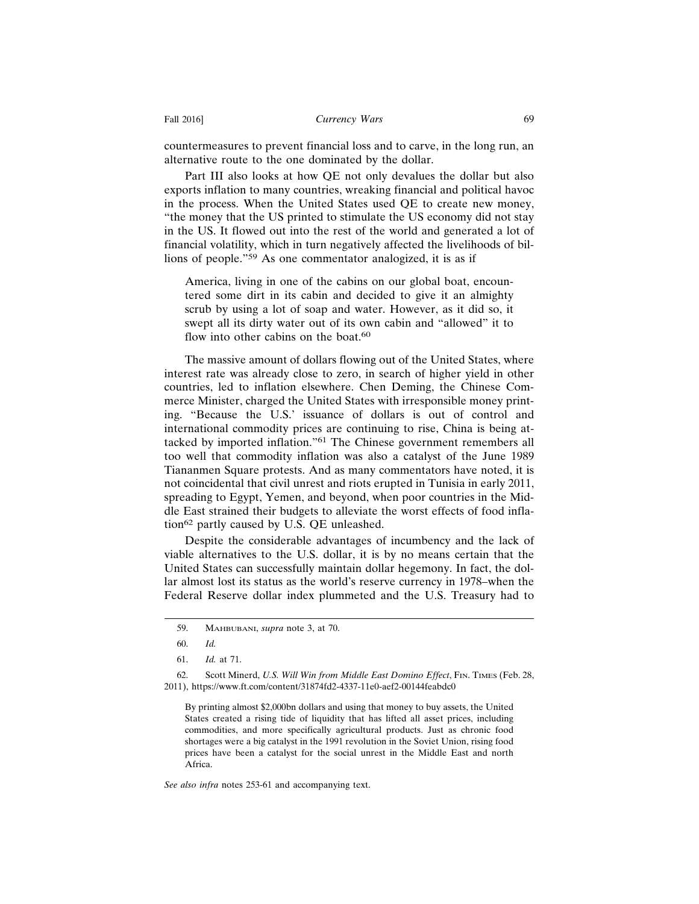countermeasures to prevent financial loss and to carve, in the long run, an alternative route to the one dominated by the dollar.

Part III also looks at how QE not only devalues the dollar but also exports inflation to many countries, wreaking financial and political havoc in the process. When the United States used QE to create new money, "the money that the US printed to stimulate the US economy did not stay in the US. It flowed out into the rest of the world and generated a lot of financial volatility, which in turn negatively affected the livelihoods of billions of people."[59] As one commentator analogized, it is as if

> America, living in one of the cabins on our global boat, encountered some dirt in its cabin and decided to give it an almighty scrub by using a lot of soap and water. However, as it did so, it swept all its dirty water out of its own cabin and "allowed" it to flow into other cabins on the boat.[60]

The massive amount of dollars flowing out of the United States, where interest rate was already close to zero, in search of higher yield in other countries, led to inflation elsewhere. Chen Deming, the Chinese Commerce Minister, charged the United States with irresponsible money printing. "Because the U.S.' issuance of dollars is out of control and international commodity prices are continuing to rise, China is being attacked by imported inflation."[61] The Chinese government remembers all too well that commodity inflation was also a catalyst of the June 1989 Tiananmen Square protests. And as many commentators have noted, it is not coincidental that civil unrest and riots erupted in Tunisia in early 2011, spreading to Egypt, Yemen, and beyond, when poor countries in the Middle East strained their budgets to alleviate the worst effects of food inflation[62] partly caused by U.S. QE unleashed.

Despite the considerable advantages of incumbency and the lack of viable alternatives to the U.S. dollar, it is by no means certain that the United States can successfully maintain dollar hegemony. In fact, the dollar almost lost its status as the world's reserve currency in 1978–when the Federal Reserve dollar index plummeted and the U.S. Treasury had to

---

59. Mahbubani, *supra* note 3, at 70.

60. *Id.*

61. *Id.* at 71.

62. Scott Minerd, *U.S. Will Win from Middle East Domino Effect*, Fin. Times (Feb. 28, 2011), https://www.ft.com/content/31874fd2-4337-11e0-aef2-00144feabdc0

> By printing almost $2,000bn dollars and using that money to buy assets, the United States created a rising tide of liquidity that has lifted all asset prices, including commodities, and more specifically agricultural products. Just as chronic food shortages were a big catalyst in the 1991 revolution in the Soviet Union, rising food prices have been a catalyst for the social unrest in the Middle East and north Africa.

*See also infra* notes 253-61 and accompanying text.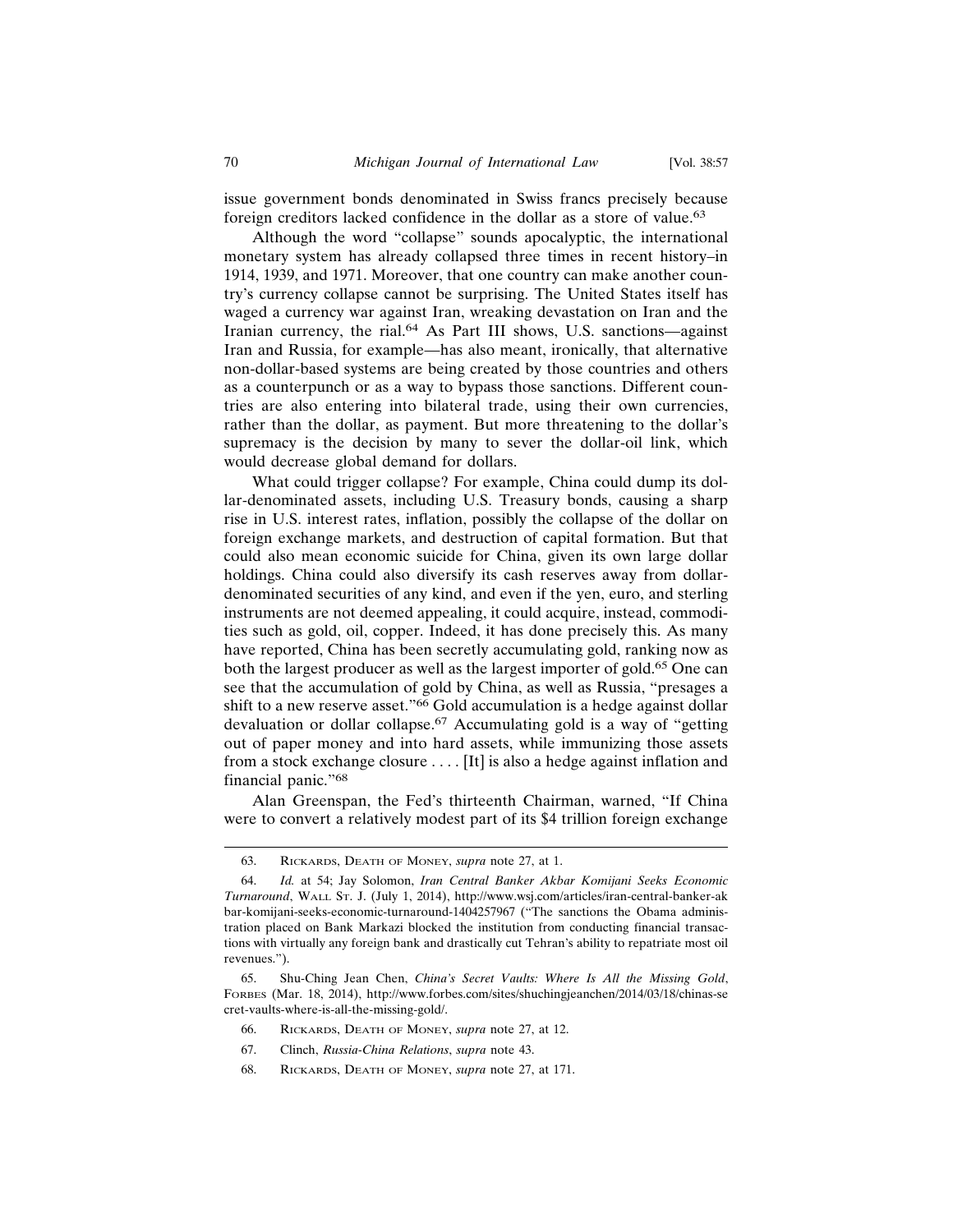issue government bonds denominated in Swiss francs precisely because foreign creditors lacked confidence in the dollar as a store of value.[63]

Although the word "collapse" sounds apocalyptic, the international monetary system has already collapsed three times in recent history–in 1914, 1939, and 1971. Moreover, that one country can make another country's currency collapse cannot be surprising. The United States itself has waged a currency war against Iran, wreaking devastation on Iran and the Iranian currency, the rial.[64] As Part III shows, U.S. sanctions—against Iran and Russia, for example—has also meant, ironically, that alternative non-dollar-based systems are being created by those countries and others as a counterpunch or as a way to bypass those sanctions. Different countries are also entering into bilateral trade, using their own currencies, rather than the dollar, as payment. But more threatening to the dollar's supremacy is the decision by many to sever the dollar-oil link, which would decrease global demand for dollars.

What could trigger collapse? For example, China could dump its dollar-denominated assets, including U.S. Treasury bonds, causing a sharp rise in U.S. interest rates, inflation, possibly the collapse of the dollar on foreign exchange markets, and destruction of capital formation. But that could also mean economic suicide for China, given its own large dollar holdings. China could also diversify its cash reserves away from dollar-denominated securities of any kind, and even if the yen, euro, and sterling instruments are not deemed appealing, it could acquire, instead, commodities such as gold, oil, copper. Indeed, it has done precisely this. As many have reported, China has been secretly accumulating gold, ranking now as both the largest producer as well as the largest importer of gold.[65] One can see that the accumulation of gold by China, as well as Russia, "presages a shift to a new reserve asset."[66] Gold accumulation is a hedge against dollar devaluation or dollar collapse.[67] Accumulating gold is a way of "getting out of paper money and into hard assets, while immunizing those assets from a stock exchange closure . . . . [It] is also a hedge against inflation and financial panic."[68]

Alan Greenspan, the Fed's thirteenth Chairman, warned, "If China were to convert a relatively modest part of its $4 trillion foreign exchange

---

63. Rickards, Death of Money, *supra* note 27, at 1.

64. *Id.* at 54; Jay Solomon, *Iran Central Banker Akbar Komijani Seeks Economic Turnaround*, Wall St. J. (July 1, 2014), http://www.wsj.com/articles/iran-central-banker-akbar-komijani-seeks-economic-turnaround-1404257967 ("The sanctions the Obama administration placed on Bank Markazi blocked the institution from conducting financial transactions with virtually any foreign bank and drastically cut Tehran's ability to repatriate most oil revenues.").

65. Shu-Ching Jean Chen, *China's Secret Vaults: Where Is All the Missing Gold*, Forbes (Mar. 18, 2014), http://www.forbes.com/sites/shuchingjeanchen/2014/03/18/chinas-secret-vaults-where-is-all-the-missing-gold/.

66. Rickards, Death of Money, *supra* note 27, at 12.

67. Clinch, *Russia-China Relations*, *supra* note 43.

68. Rickards, Death of Money, *supra* note 27, at 171.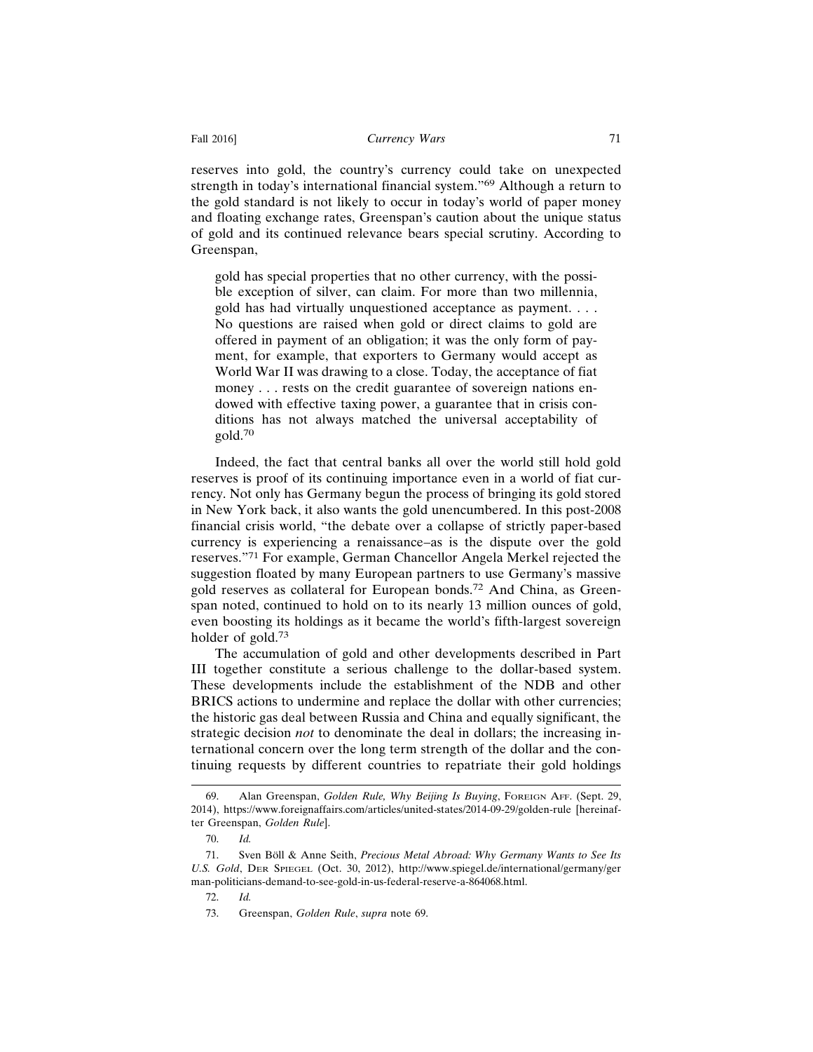reserves into gold, the country's currency could take on unexpected strength in today's international financial system."[69] Although a return to the gold standard is not likely to occur in today's world of paper money and floating exchange rates, Greenspan's caution about the unique status of gold and its continued relevance bears special scrutiny. According to Greenspan,

> gold has special properties that no other currency, with the possible exception of silver, can claim. For more than two millennia, gold has had virtually unquestioned acceptance as payment. . . . No questions are raised when gold or direct claims to gold are offered in payment of an obligation; it was the only form of payment, for example, that exporters to Germany would accept as World War II was drawing to a close. Today, the acceptance of fiat money . . . rests on the credit guarantee of sovereign nations endowed with effective taxing power, a guarantee that in crisis conditions has not always matched the universal acceptability of gold.[70]

Indeed, the fact that central banks all over the world still hold gold reserves is proof of its continuing importance even in a world of fiat currency. Not only has Germany begun the process of bringing its gold stored in New York back, it also wants the gold unencumbered. In this post-2008 financial crisis world, "the debate over a collapse of strictly paper-based currency is experiencing a renaissance–as is the dispute over the gold reserves."[71] For example, German Chancellor Angela Merkel rejected the suggestion floated by many European partners to use Germany's massive gold reserves as collateral for European bonds.[72] And China, as Greenspan noted, continued to hold on to its nearly 13 million ounces of gold, even boosting its holdings as it became the world's fifth-largest sovereign holder of gold.[73]

The accumulation of gold and other developments described in Part III together constitute a serious challenge to the dollar-based system. These developments include the establishment of the NDB and other BRICS actions to undermine and replace the dollar with other currencies; the historic gas deal between Russia and China and equally significant, the strategic decision *not* to denominate the deal in dollars; the increasing international concern over the long term strength of the dollar and the continuing requests by different countries to repatriate their gold holdings

---

69. Alan Greenspan, *Golden Rule, Why Beijing Is Buying*, Foreign Aff. (Sept. 29, 2014), https://www.foreignaffairs.com/articles/united-states/2014-09-29/golden-rule [hereinafter Greenspan, *Golden Rule*].

70. *Id.*

71. Sven Böll & Anne Seith, *Precious Metal Abroad: Why Germany Wants to See Its U.S. Gold*, Der Spiegel (Oct. 30, 2012), http://www.spiegel.de/international/germany/german-politicians-demand-to-see-gold-in-us-federal-reserve-a-864068.html.

72. *Id.*

73. Greenspan, *Golden Rule*, *supra* note 69.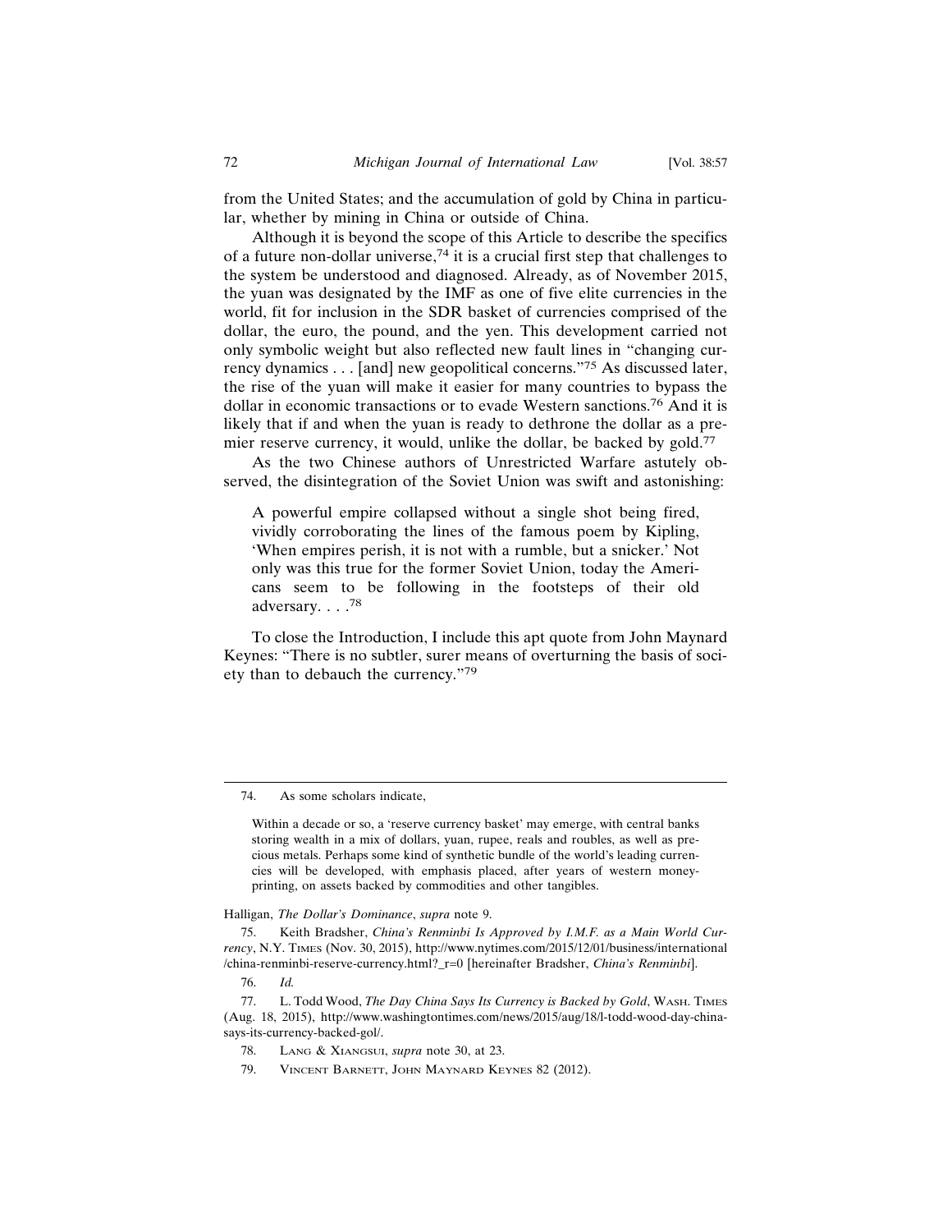from the United States; and the accumulation of gold by China in particular, whether by mining in China or outside of China.

Although it is beyond the scope of this Article to describe the specifics of a future non-dollar universe,[74] it is a crucial first step that challenges to the system be understood and diagnosed. Already, as of November 2015, the yuan was designated by the IMF as one of five elite currencies in the world, fit for inclusion in the SDR basket of currencies comprised of the dollar, the euro, the pound, and the yen. This development carried not only symbolic weight but also reflected new fault lines in "changing currency dynamics . . . [and] new geopolitical concerns."[75] As discussed later, the rise of the yuan will make it easier for many countries to bypass the dollar in economic transactions or to evade Western sanctions.[76] And it is likely that if and when the yuan is ready to dethrone the dollar as a premier reserve currency, it would, unlike the dollar, be backed by gold.[77]

As the two Chinese authors of Unrestricted Warfare astutely observed, the disintegration of the Soviet Union was swift and astonishing:

> A powerful empire collapsed without a single shot being fired, vividly corroborating the lines of the famous poem by Kipling, 'When empires perish, it is not with a rumble, but a snicker.' Not only was this true for the former Soviet Union, today the Americans seem to be following in the footsteps of their old adversary. . . .[78]

To close the Introduction, I include this apt quote from John Maynard Keynes: "There is no subtler, surer means of overturning the basis of society than to debauch the currency."[79]

---

74. As some scholars indicate,

> Within a decade or so, a 'reserve currency basket' may emerge, with central banks storing wealth in a mix of dollars, yuan, rupee, reals and roubles, as well as precious metals. Perhaps some kind of synthetic bundle of the world's leading currencies will be developed, with emphasis placed, after years of western money-printing, on assets backed by commodities and other tangibles.

Halligan, *The Dollar's Dominance*, *supra* note 9.

75. Keith Bradsher, *China's Renminbi Is Approved by I.M.F. as a Main World Currency*, N.Y. Times (Nov. 30, 2015), http://www.nytimes.com/2015/12/01/business/international/china-renminbi-reserve-currency.html?_r=0 [hereinafter Bradsher, *China's Renminbi*].

76. *Id.*

77. L. Todd Wood, *The Day China Says Its Currency is Backed by Gold*, Wash. Times (Aug. 18, 2015), http://www.washingtontimes.com/news/2015/aug/18/l-todd-wood-day-china-says-its-currency-backed-gol/.

78. Lang & Xiangsui, *supra* note 30, at 23.

79. Vincent Barnett, John Maynard Keynes 82 (2012).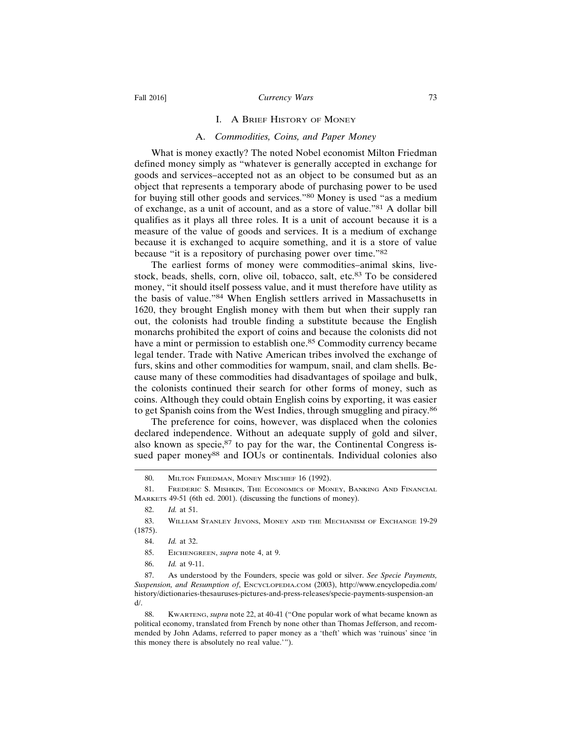# I. A Brief History of Money

## A. *Commodities, Coins, and Paper Money*

What is money exactly? The noted Nobel economist Milton Friedman defined money simply as "whatever is generally accepted in exchange for goods and services–accepted not as an object to be consumed but as an object that represents a temporary abode of purchasing power to be used for buying still other goods and services."[80] Money is used "as a medium of exchange, as a unit of account, and as a store of value."[81] A dollar bill qualifies as it plays all three roles. It is a unit of account because it is a measure of the value of goods and services. It is a medium of exchange because it is exchanged to acquire something, and it is a store of value because "it is a repository of purchasing power over time."[82]

The earliest forms of money were commodities–animal skins, livestock, beads, shells, corn, olive oil, tobacco, salt, etc.[83] To be considered money, "it should itself possess value, and it must therefore have utility as the basis of value."[84] When English settlers arrived in Massachusetts in 1620, they brought English money with them but when their supply ran out, the colonists had trouble finding a substitute because the English monarchs prohibited the export of coins and because the colonists did not have a mint or permission to establish one.[85] Commodity currency became legal tender. Trade with Native American tribes involved the exchange of furs, skins and other commodities for wampum, snail, and clam shells. Because many of these commodities had disadvantages of spoilage and bulk, the colonists continued their search for other forms of money, such as coins. Although they could obtain English coins by exporting, it was easier to get Spanish coins from the West Indies, through smuggling and piracy.[86]

The preference for coins, however, was displaced when the colonies declared independence. Without an adequate supply of gold and silver, also known as specie,[87] to pay for the war, the Continental Congress issued paper money[88] and IOUs or continentals. Individual colonies also

---

80. Milton Friedman, Money Mischief 16 (1992).

81. Frederic S. Mishkin, The Economics of Money, Banking And Financial Markets 49-51 (6th ed. 2001). (discussing the functions of money).

82. *Id.* at 51.

83. William Stanley Jevons, Money and the Mechanism of Exchange 19-29 (1875).

84. *Id.* at 32.

85. Eichengreen, *supra* note 4, at 9.

86. *Id.* at 9-11.

87. As understood by the Founders, specie was gold or silver. *See Specie Payments, Suspension, and Resumption of*, Encyclopedia.com (2003), http://www.encyclopedia.com/history/dictionaries-thesauruses-pictures-and-press-releases/specie-payments-suspension-and/.

88. Kwarteng, *supra* note 22, at 40-41 ("One popular work of what became known as political economy, translated from French by none other than Thomas Jefferson, and recommended by John Adams, referred to paper money as a 'theft' which was 'ruinous' since 'in this money there is absolutely no real value.'").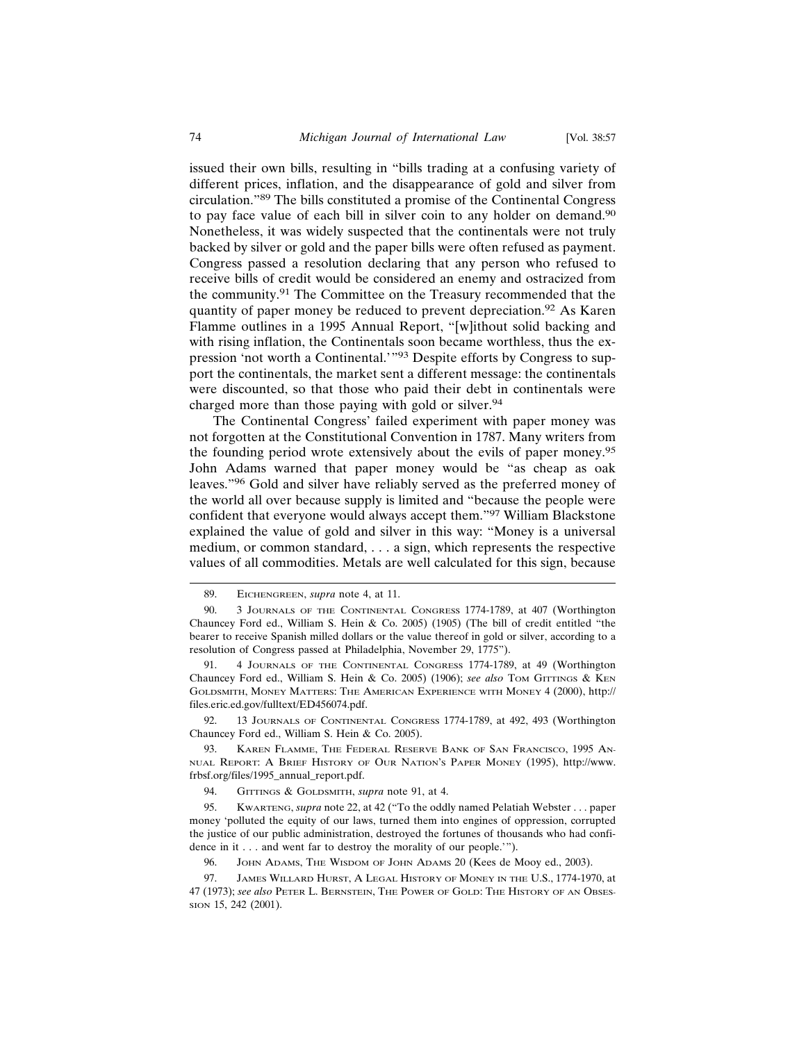issued their own bills, resulting in "bills trading at a confusing variety of different prices, inflation, and the disappearance of gold and silver from circulation."[89] The bills constituted a promise of the Continental Congress to pay face value of each bill in silver coin to any holder on demand.[90] Nonetheless, it was widely suspected that the continentals were not truly backed by silver or gold and the paper bills were often refused as payment. Congress passed a resolution declaring that any person who refused to receive bills of credit would be considered an enemy and ostracized from the community.[91] The Committee on the Treasury recommended that the quantity of paper money be reduced to prevent depreciation.[92] As Karen Flamme outlines in a 1995 Annual Report, "[w]ithout solid backing and with rising inflation, the Continentals soon became worthless, thus the expression 'not worth a Continental.'"[93] Despite efforts by Congress to support the continentals, the market sent a different message: the continentals were discounted, so that those who paid their debt in continentals were charged more than those paying with gold or silver.[94]

The Continental Congress' failed experiment with paper money was not forgotten at the Constitutional Convention in 1787. Many writers from the founding period wrote extensively about the evils of paper money.[95] John Adams warned that paper money would be "as cheap as oak leaves."[96] Gold and silver have reliably served as the preferred money of the world all over because supply is limited and "because the people were confident that everyone would always accept them."[97] William Blackstone explained the value of gold and silver in this way: "Money is a universal medium, or common standard, . . . a sign, which represents the respective values of all commodities. Metals are well calculated for this sign, because

---

89. Eichengreen, *supra* note 4, at 11.

90. 3 Journals of the Continental Congress 1774-1789, at 407 (Worthington Chauncey Ford ed., William S. Hein & Co. 2005) (1905) (The bill of credit entitled "the bearer to receive Spanish milled dollars or the value thereof in gold or silver, according to a resolution of Congress passed at Philadelphia, November 29, 1775").

91. 4 Journals of the Continental Congress 1774-1789, at 49 (Worthington Chauncey Ford ed., William S. Hein & Co. 2005) (1906); *see also* Tom Gittings & Ken Goldsmith, Money Matters: The American Experience with Money 4 (2000), http://files.eric.ed.gov/fulltext/ED456074.pdf.

92. 13 Journals of Continental Congress 1774-1789, at 492, 493 (Worthington Chauncey Ford ed., William S. Hein & Co. 2005).

93. Karen Flamme, The Federal Reserve Bank of San Francisco, 1995 Annual Report: A Brief History of Our Nation's Paper Money (1995), http://www.frbsf.org/files/1995_annual_report.pdf.

94. Gittings & Goldsmith, *supra* note 91, at 4.

95. Kwarteng, *supra* note 22, at 42 ("To the oddly named Pelatiah Webster . . . paper money 'polluted the equity of our laws, turned them into engines of oppression, corrupted the justice of our public administration, destroyed the fortunes of thousands who had confidence in it . . . and went far to destroy the morality of our people.'").

96. John Adams, The Wisdom of John Adams 20 (Kees de Mooy ed., 2003).

97. James Willard Hurst, A Legal History of Money in the U.S., 1774-1970, at 47 (1973); *see also* Peter L. Bernstein, The Power of Gold: The History of an Obsession 15, 242 (2001).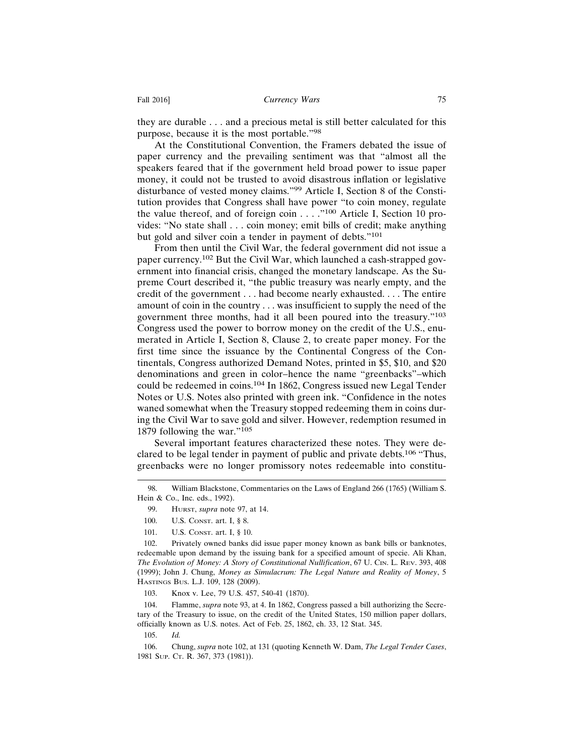they are durable . . . and a precious metal is still better calculated for this purpose, because it is the most portable."[98]

At the Constitutional Convention, the Framers debated the issue of paper currency and the prevailing sentiment was that "almost all the speakers feared that if the government held broad power to issue paper money, it could not be trusted to avoid disastrous inflation or legislative disturbance of vested money claims."[99] Article I, Section 8 of the Constitution provides that Congress shall have power "to coin money, regulate the value thereof, and of foreign coin . . . ."[100] Article I, Section 10 provides: "No state shall . . . coin money; emit bills of credit; make anything but gold and silver coin a tender in payment of debts."[101]

From then until the Civil War, the federal government did not issue a paper currency.[102] But the Civil War, which launched a cash-strapped government into financial crisis, changed the monetary landscape. As the Supreme Court described it, "the public treasury was nearly empty, and the credit of the government . . . had become nearly exhausted. . . . The entire amount of coin in the country . . . was insufficient to supply the need of the government three months, had it all been poured into the treasury."[103] Congress used the power to borrow money on the credit of the U.S., enumerated in Article I, Section 8, Clause 2, to create paper money. For the first time since the issuance by the Continental Congress of the Continentals, Congress authorized Demand Notes, printed in $5, $10, and $20 denominations and green in color–hence the name "greenbacks"–which could be redeemed in coins.[104] In 1862, Congress issued new Legal Tender Notes or U.S. Notes also printed with green ink. "Confidence in the notes waned somewhat when the Treasury stopped redeeming them in coins during the Civil War to save gold and silver. However, redemption resumed in 1879 following the war."[105]

Several important features characterized these notes. They were declared to be legal tender in payment of public and private debts.[106] "Thus, greenbacks were no longer promissory notes redeemable into constitu-

---

98. William Blackstone, Commentaries on the Laws of England 266 (1765) (William S. Hein & Co., Inc. eds., 1992).

99. Hurst, *supra* note 97, at 14.

100. U.S. Const. art. I, § 8.

101. U.S. Const. art. I, § 10.

102. Privately owned banks did issue paper money known as bank bills or banknotes, redeemable upon demand by the issuing bank for a specified amount of specie. Ali Khan, *The Evolution of Money: A Story of Constitutional Nullification*, 67 U. Cin. L. Rev. 393, 408 (1999); John J. Chung, *Money as Simulacrum: The Legal Nature and Reality of Money*, 5 Hastings Bus. L.J. 109, 128 (2009).

103. Knox v. Lee, 79 U.S. 457, 540-41 (1870).

104. Flamme, *supra* note 93, at 4. In 1862, Congress passed a bill authorizing the Secretary of the Treasury to issue, on the credit of the United States, 150 million paper dollars, officially known as U.S. notes. Act of Feb. 25, 1862, ch. 33, 12 Stat. 345.

105. *Id.*

106. Chung, *supra* note 102, at 131 (quoting Kenneth W. Dam, *The Legal Tender Cases*, 1981 Sup. Ct. R. 367, 373 (1981)).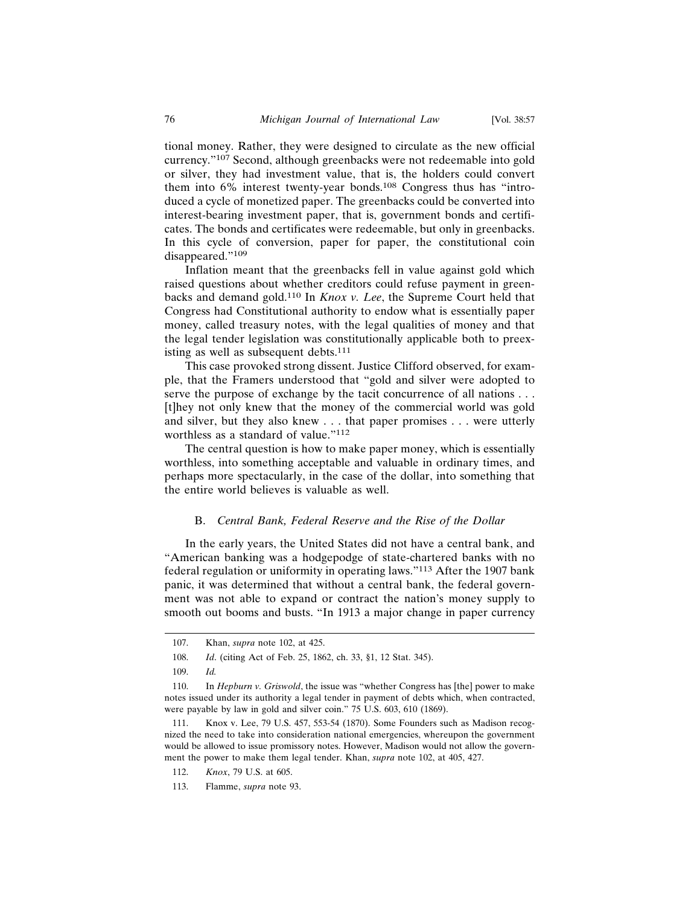tional money. Rather, they were designed to circulate as the new official currency."[107] Second, although greenbacks were not redeemable into gold or silver, they had investment value, that is, the holders could convert them into 6% interest twenty-year bonds.[108] Congress thus has "introduced a cycle of monetized paper. The greenbacks could be converted into interest-bearing investment paper, that is, government bonds and certificates. The bonds and certificates were redeemable, but only in greenbacks. In this cycle of conversion, paper for paper, the constitutional coin disappeared."[109]

Inflation meant that the greenbacks fell in value against gold which raised questions about whether creditors could refuse payment in greenbacks and demand gold.[110] In *Knox v. Lee*, the Supreme Court held that Congress had Constitutional authority to endow what is essentially paper money, called treasury notes, with the legal qualities of money and that the legal tender legislation was constitutionally applicable both to preexisting as well as subsequent debts.[111]

This case provoked strong dissent. Justice Clifford observed, for example, that the Framers understood that "gold and silver were adopted to serve the purpose of exchange by the tacit concurrence of all nations . . . [t]hey not only knew that the money of the commercial world was gold and silver, but they also knew . . . that paper promises . . . were utterly worthless as a standard of value."[112]

The central question is how to make paper money, which is essentially worthless, into something acceptable and valuable in ordinary times, and perhaps more spectacularly, in the case of the dollar, into something that the entire world believes is valuable as well.

### B. *Central Bank, Federal Reserve and the Rise of the Dollar*

In the early years, the United States did not have a central bank, and "American banking was a hodgepodge of state-chartered banks with no federal regulation or uniformity in operating laws."[113] After the 1907 bank panic, it was determined that without a central bank, the federal government was not able to expand or contract the nation's money supply to smooth out booms and busts. "In 1913 a major change in paper currency

---

107. Khan, *supra* note 102, at 425.

108. *Id*. (citing Act of Feb. 25, 1862, ch. 33, §1, 12 Stat. 345).

109. *Id.*

110. In *Hepburn v. Griswold*, the issue was "whether Congress has [the] power to make notes issued under its authority a legal tender in payment of debts which, when contracted, were payable by law in gold and silver coin." 75 U.S. 603, 610 (1869).

111. Knox v. Lee, 79 U.S. 457, 553-54 (1870). Some Founders such as Madison recognized the need to take into consideration national emergencies, whereupon the government would be allowed to issue promissory notes. However, Madison would not allow the government the power to make them legal tender. Khan, *supra* note 102, at 405, 427.

112. *Knox*, 79 U.S. at 605.

113. Flamme, *supra* note 93.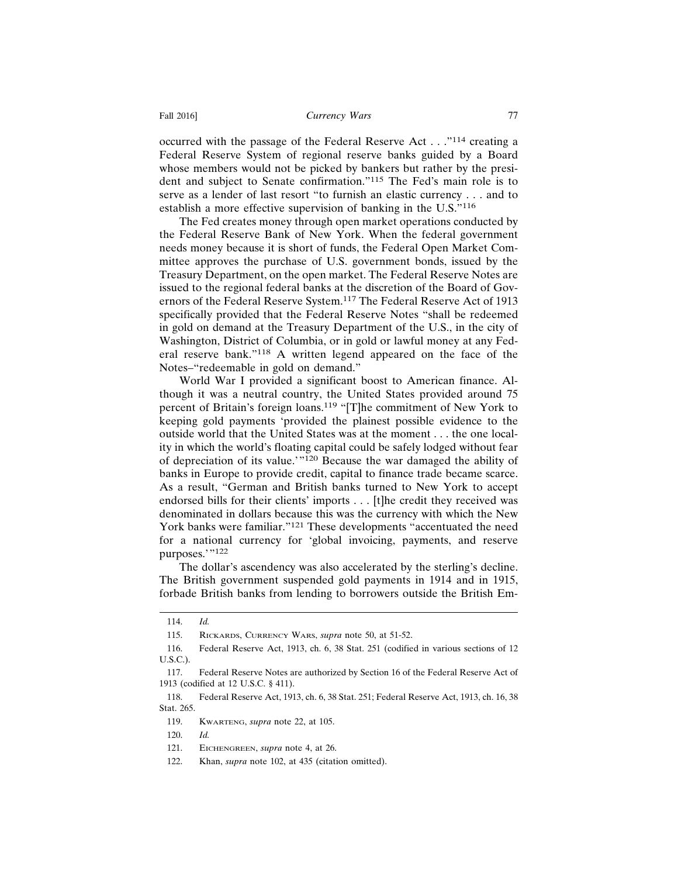occurred with the passage of the Federal Reserve Act . . ."[114] creating a Federal Reserve System of regional reserve banks guided by a Board whose members would not be picked by bankers but rather by the president and subject to Senate confirmation."[115] The Fed's main role is to serve as a lender of last resort "to furnish an elastic currency . . . and to establish a more effective supervision of banking in the U.S."[116]

The Fed creates money through open market operations conducted by the Federal Reserve Bank of New York. When the federal government needs money because it is short of funds, the Federal Open Market Committee approves the purchase of U.S. government bonds, issued by the Treasury Department, on the open market. The Federal Reserve Notes are issued to the regional federal banks at the discretion of the Board of Governors of the Federal Reserve System.[117] The Federal Reserve Act of 1913 specifically provided that the Federal Reserve Notes "shall be redeemed in gold on demand at the Treasury Department of the U.S., in the city of Washington, District of Columbia, or in gold or lawful money at any Federal reserve bank."[118] A written legend appeared on the face of the Notes–"redeemable in gold on demand."

World War I provided a significant boost to American finance. Although it was a neutral country, the United States provided around 75 percent of Britain's foreign loans.[119] "[T]he commitment of New York to keeping gold payments 'provided the plainest possible evidence to the outside world that the United States was at the moment . . . the one locality in which the world's floating capital could be safely lodged without fear of depreciation of its value.'"[120] Because the war damaged the ability of banks in Europe to provide credit, capital to finance trade became scarce. As a result, "German and British banks turned to New York to accept endorsed bills for their clients' imports . . . [t]he credit they received was denominated in dollars because this was the currency with which the New York banks were familiar."[121] These developments "accentuated the need for a national currency for 'global invoicing, payments, and reserve purposes.'"[122]

The dollar's ascendency was also accelerated by the sterling's decline. The British government suspended gold payments in 1914 and in 1915, forbade British banks from lending to borrowers outside the British Em-

---

114. *Id.*

115. RICKARDS, CURRENCY WARS, *supra* note 50, at 51-52.

116. Federal Reserve Act, 1913, ch. 6, 38 Stat. 251 (codified in various sections of 12 U.S.C.).

117. Federal Reserve Notes are authorized by Section 16 of the Federal Reserve Act of 1913 (codified at 12 U.S.C. § 411).

118. Federal Reserve Act, 1913, ch. 6, 38 Stat. 251; Federal Reserve Act, 1913, ch. 16, 38 Stat. 265.

119. KWARTENG, *supra* note 22, at 105.

120. *Id.*

121. EICHENGREEN, *supra* note 4, at 26.

122. Khan, *supra* note 102, at 435 (citation omitted).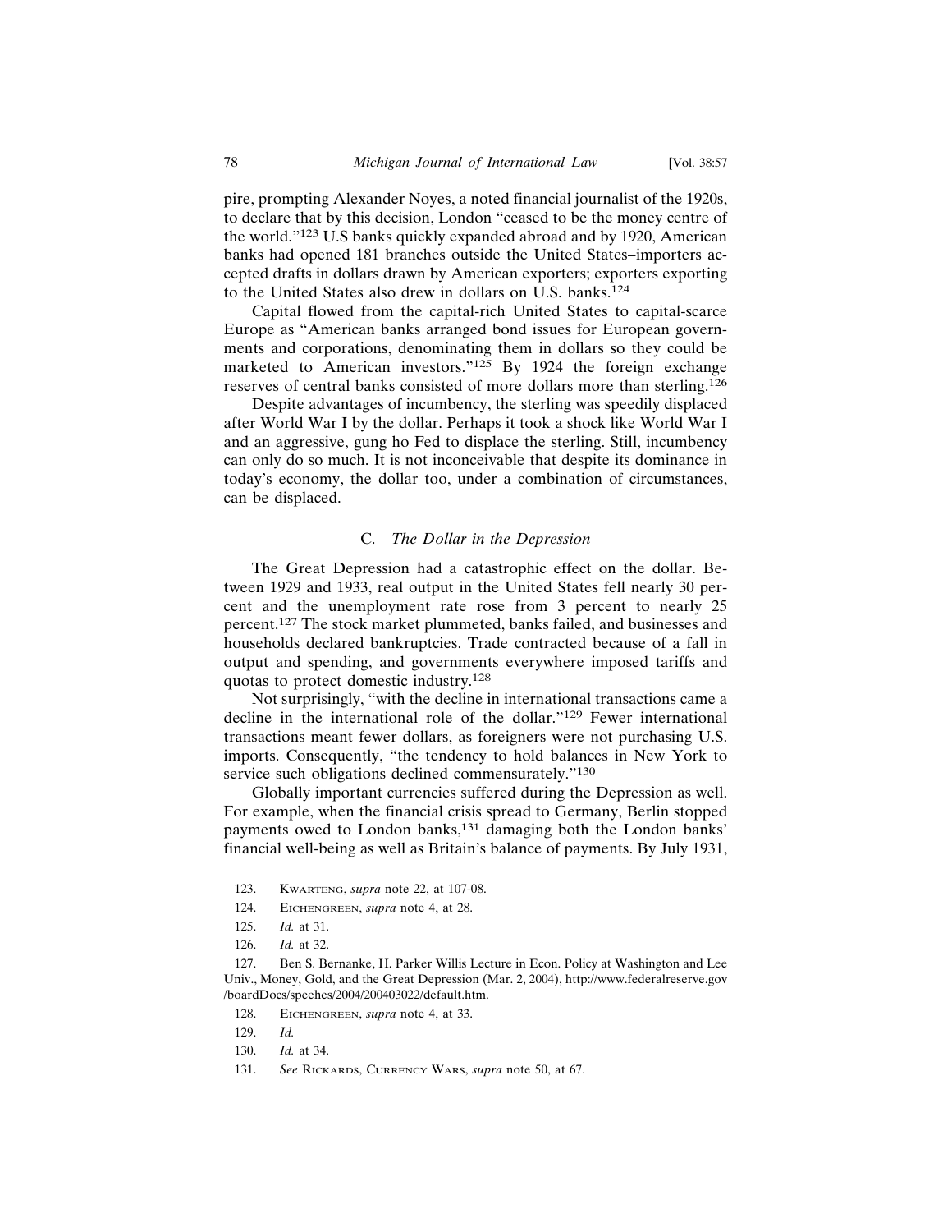pire, prompting Alexander Noyes, a noted financial journalist of the 1920s, to declare that by this decision, London "ceased to be the money centre of the world."[123] U.S banks quickly expanded abroad and by 1920, American banks had opened 181 branches outside the United States–importers accepted drafts in dollars drawn by American exporters; exporters exporting to the United States also drew in dollars on U.S. banks.[124]

Capital flowed from the capital-rich United States to capital-scarce Europe as "American banks arranged bond issues for European governments and corporations, denominating them in dollars so they could be marketed to American investors."[125] By 1924 the foreign exchange reserves of central banks consisted of more dollars more than sterling.[126]

Despite advantages of incumbency, the sterling was speedily displaced after World War I by the dollar. Perhaps it took a shock like World War I and an aggressive, gung ho Fed to displace the sterling. Still, incumbency can only do so much. It is not inconceivable that despite its dominance in today's economy, the dollar too, under a combination of circumstances, can be displaced.

### C. *The Dollar in the Depression*

The Great Depression had a catastrophic effect on the dollar. Between 1929 and 1933, real output in the United States fell nearly 30 percent and the unemployment rate rose from 3 percent to nearly 25 percent.[127] The stock market plummeted, banks failed, and businesses and households declared bankruptcies. Trade contracted because of a fall in output and spending, and governments everywhere imposed tariffs and quotas to protect domestic industry.[128]

Not surprisingly, "with the decline in international transactions came a decline in the international role of the dollar."[129] Fewer international transactions meant fewer dollars, as foreigners were not purchasing U.S. imports. Consequently, "the tendency to hold balances in New York to service such obligations declined commensurately."[130]

Globally important currencies suffered during the Depression as well. For example, when the financial crisis spread to Germany, Berlin stopped payments owed to London banks,[131] damaging both the London banks' financial well-being as well as Britain's balance of payments. By July 1931,

---

123. Kwarteng, *supra* note 22, at 107-08.

124. Eichengreen, *supra* note 4, at 28.

125. *Id.* at 31.

126. *Id.* at 32.

127. Ben S. Bernanke, H. Parker Willis Lecture in Econ. Policy at Washington and Lee Univ., Money, Gold, and the Great Depression (Mar. 2, 2004), http://www.federalreserve.gov/boardDocs/speehes/2004/200403022/default.htm.

128. Eichengreen, *supra* note 4, at 33.

129. *Id.*

130. *Id.* at 34.

131. *See* Rickards, Currency Wars, *supra* note 50, at 67.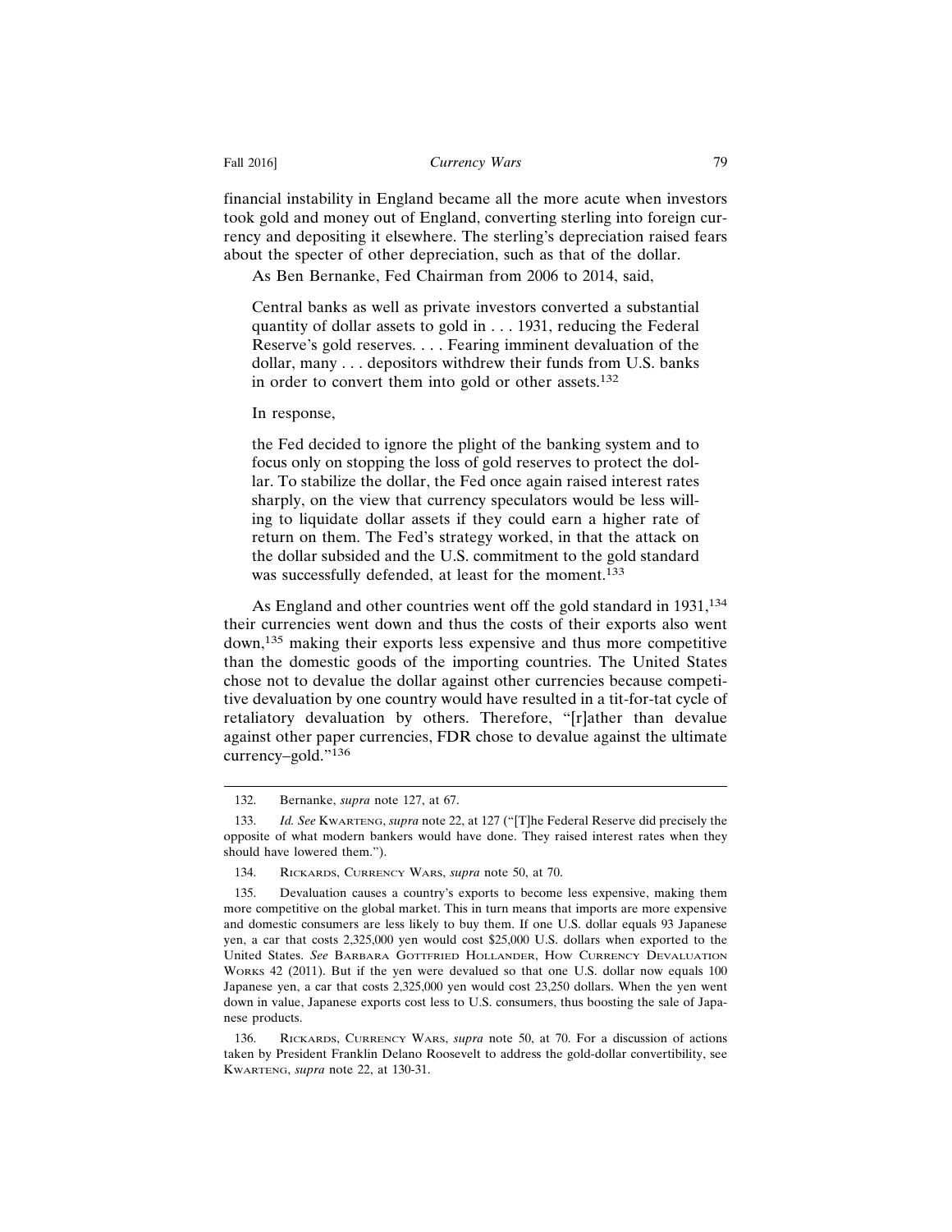financial instability in England became all the more acute when investors took gold and money out of England, converting sterling into foreign currency and depositing it elsewhere. The sterling's depreciation raised fears about the specter of other depreciation, such as that of the dollar.

As Ben Bernanke, Fed Chairman from 2006 to 2014, said,

> Central banks as well as private investors converted a substantial quantity of dollar assets to gold in . . . 1931, reducing the Federal Reserve's gold reserves. . . . Fearing imminent devaluation of the dollar, many . . . depositors withdrew their funds from U.S. banks in order to convert them into gold or other assets.[132]

In response,

> the Fed decided to ignore the plight of the banking system and to focus only on stopping the loss of gold reserves to protect the dollar. To stabilize the dollar, the Fed once again raised interest rates sharply, on the view that currency speculators would be less willing to liquidate dollar assets if they could earn a higher rate of return on them. The Fed's strategy worked, in that the attack on the dollar subsided and the U.S. commitment to the gold standard was successfully defended, at least for the moment.[133]

As England and other countries went off the gold standard in 1931,[134] their currencies went down and thus the costs of their exports also went down,[135] making their exports less expensive and thus more competitive than the domestic goods of the importing countries. The United States chose not to devalue the dollar against other currencies because competitive devaluation by one country would have resulted in a tit-for-tat cycle of retaliatory devaluation by others. Therefore, "[r]ather than devalue against other paper currencies, FDR chose to devalue against the ultimate currency–gold."[136]

---

132. Bernanke, *supra* note 127, at 67.

133. *Id. See* Kwarteng, *supra* note 22, at 127 ("[T]he Federal Reserve did precisely the opposite of what modern bankers would have done. They raised interest rates when they should have lowered them.").

134. Rickards, Currency Wars, *supra* note 50, at 70.

135. Devaluation causes a country's exports to become less expensive, making them more competitive on the global market. This in turn means that imports are more expensive and domestic consumers are less likely to buy them. If one U.S. dollar equals 93 Japanese yen, a car that costs 2,325,000 yen would cost $25,000 U.S. dollars when exported to the United States. *See* Barbara Gottfried Hollander, How Currency Devaluation Works 42 (2011). But if the yen were devalued so that one U.S. dollar now equals 100 Japanese yen, a car that costs 2,325,000 yen would cost 23,250 dollars. When the yen went down in value, Japanese exports cost less to U.S. consumers, thus boosting the sale of Japanese products.

136. Rickards, Currency Wars, *supra* note 50, at 70. For a discussion of actions taken by President Franklin Delano Roosevelt to address the gold-dollar convertibility, see Kwarteng, *supra* note 22, at 130-31.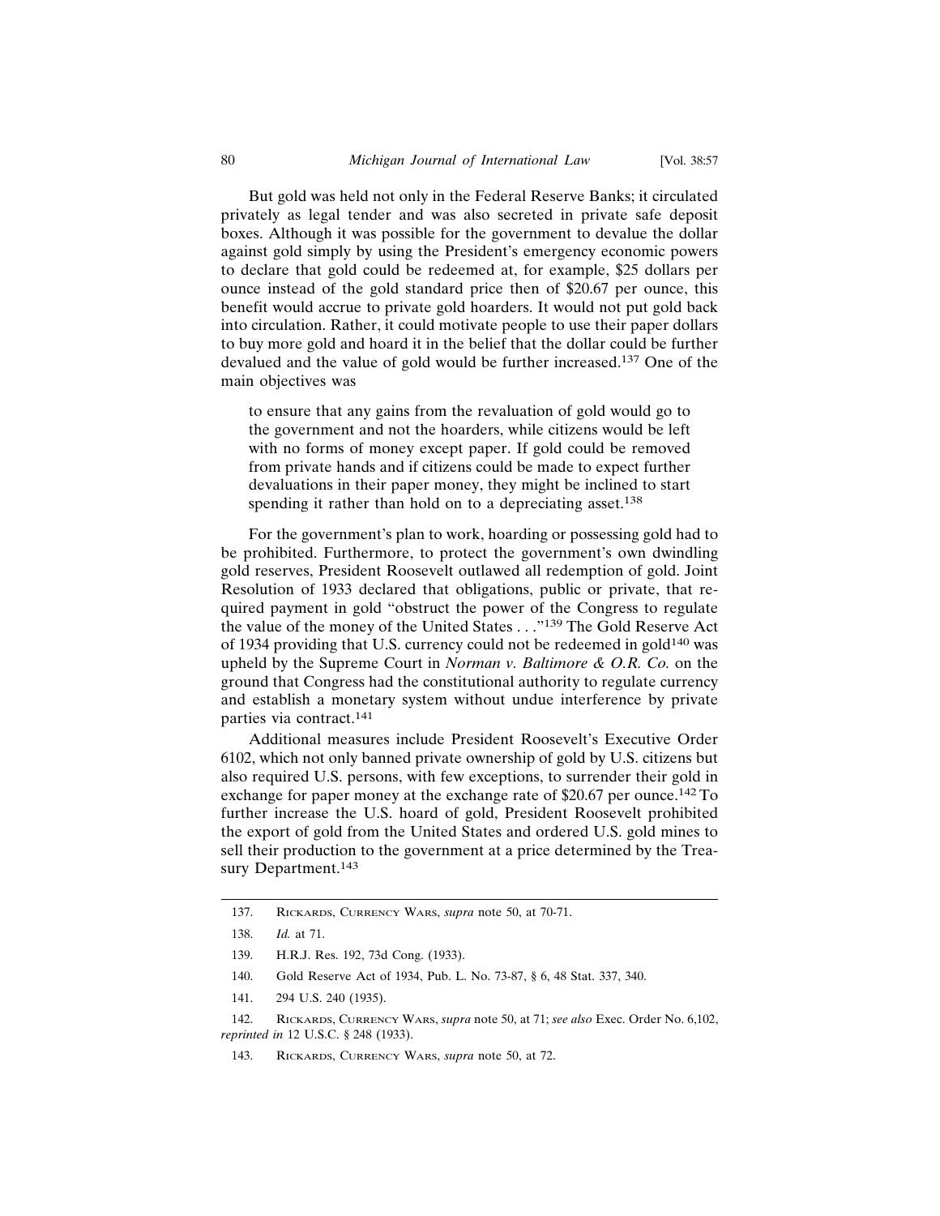But gold was held not only in the Federal Reserve Banks; it circulated privately as legal tender and was also secreted in private safe deposit boxes. Although it was possible for the government to devalue the dollar against gold simply by using the President's emergency economic powers to declare that gold could be redeemed at, for example, $25 dollars per ounce instead of the gold standard price then of $20.67 per ounce, this benefit would accrue to private gold hoarders. It would not put gold back into circulation. Rather, it could motivate people to use their paper dollars to buy more gold and hoard it in the belief that the dollar could be further devalued and the value of gold would be further increased.[137] One of the main objectives was

> to ensure that any gains from the revaluation of gold would go to the government and not the hoarders, while citizens would be left with no forms of money except paper. If gold could be removed from private hands and if citizens could be made to expect further devaluations in their paper money, they might be inclined to start spending it rather than hold on to a depreciating asset.[138]

For the government's plan to work, hoarding or possessing gold had to be prohibited. Furthermore, to protect the government's own dwindling gold reserves, President Roosevelt outlawed all redemption of gold. Joint Resolution of 1933 declared that obligations, public or private, that required payment in gold "obstruct the power of the Congress to regulate the value of the money of the United States . . ."[139] The Gold Reserve Act of 1934 providing that U.S. currency could not be redeemed in gold[140] was upheld by the Supreme Court in *Norman v. Baltimore & O.R. Co.* on the ground that Congress had the constitutional authority to regulate currency and establish a monetary system without undue interference by private parties via contract.[141]

Additional measures include President Roosevelt's Executive Order 6102, which not only banned private ownership of gold by U.S. citizens but also required U.S. persons, with few exceptions, to surrender their gold in exchange for paper money at the exchange rate of $20.67 per ounce.[142] To further increase the U.S. hoard of gold, President Roosevelt prohibited the export of gold from the United States and ordered U.S. gold mines to sell their production to the government at a price determined by the Treasury Department.[143]

---

137. Rickards, Currency Wars, *supra* note 50, at 70-71.

138. *Id.* at 71.

139. H.R.J. Res. 192, 73d Cong. (1933).

140. Gold Reserve Act of 1934, Pub. L. No. 73-87, § 6, 48 Stat. 337, 340.

141. 294 U.S. 240 (1935).

142. Rickards, Currency Wars, *supra* note 50, at 71; *see also* Exec. Order No. 6,102, *reprinted in* 12 U.S.C. § 248 (1933).

143. Rickards, Currency Wars, *supra* note 50, at 72.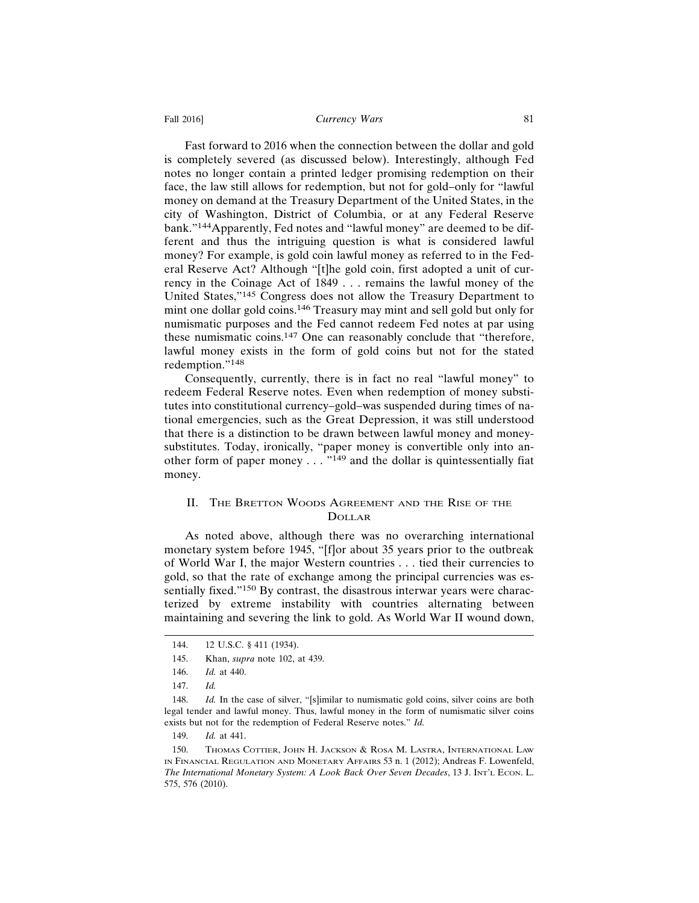Fast forward to 2016 when the connection between the dollar and gold is completely severed (as discussed below). Interestingly, although Fed notes no longer contain a printed ledger promising redemption on their face, the law still allows for redemption, but not for gold–only for "lawful money on demand at the Treasury Department of the United States, in the city of Washington, District of Columbia, or at any Federal Reserve bank."[144] Apparently, Fed notes and "lawful money" are deemed to be different and thus the intriguing question is what is considered lawful money? For example, is gold coin lawful money as referred to in the Federal Reserve Act? Although "[t]he gold coin, first adopted a unit of currency in the Coinage Act of 1849 . . . remains the lawful money of the United States,"[145] Congress does not allow the Treasury Department to mint one dollar gold coins.[146] Treasury may mint and sell gold but only for numismatic purposes and the Fed cannot redeem Fed notes at par using these numismatic coins.[147] One can reasonably conclude that "therefore, lawful money exists in the form of gold coins but not for the stated redemption."[148]

Consequently, currently, there is in fact no real "lawful money" to redeem Federal Reserve notes. Even when redemption of money substitutes into constitutional currency–gold–was suspended during times of national emergencies, such as the Great Depression, it was still understood that there is a distinction to be drawn between lawful money and money-substitutes. Today, ironically, "paper money is convertible only into another form of paper money . . . "[149] and the dollar is quintessentially fiat money.

## II. The Bretton Woods Agreement and the Rise of the Dollar

As noted above, although there was no overarching international monetary system before 1945, "[f]or about 35 years prior to the outbreak of World War I, the major Western countries . . . tied their currencies to gold, so that the rate of exchange among the principal currencies was essentially fixed."[150] By contrast, the disastrous interwar years were characterized by extreme instability with countries alternating between maintaining and severing the link to gold. As World War II wound down,

---

144. 12 U.S.C. § 411 (1934).

145. Khan, *supra* note 102, at 439.

146. *Id.* at 440.

147. *Id.*

148. *Id.* In the case of silver, "[s]imilar to numismatic gold coins, silver coins are both legal tender and lawful money. Thus, lawful money in the form of numismatic silver coins exists but not for the redemption of Federal Reserve notes." *Id.*

149. *Id.* at 441.

150. Thomas Cottier, John H. Jackson & Rosa M. Lastra, International Law in Financial Regulation and Monetary Affairs 53 n. 1 (2012); Andreas F. Lowenfeld, *The International Monetary System: A Look Back Over Seven Decades*, 13 J. Int'l Econ. L. 575, 576 (2010).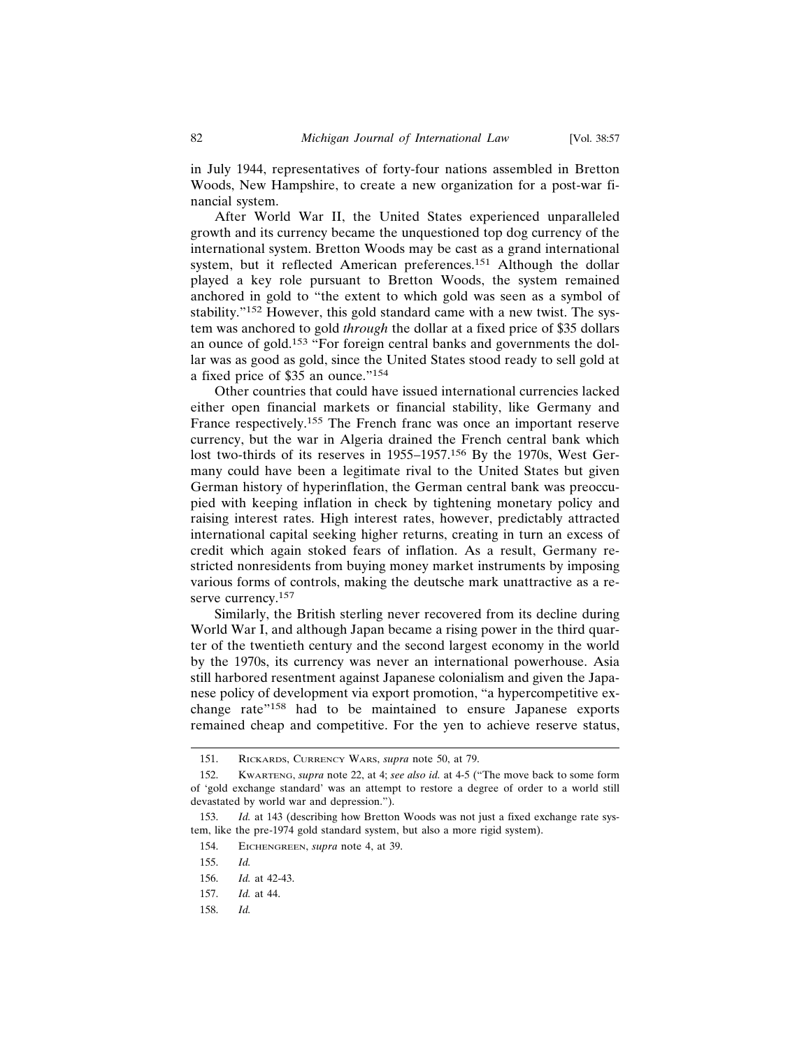in July 1944, representatives of forty-four nations assembled in Bretton Woods, New Hampshire, to create a new organization for a post-war financial system.

After World War II, the United States experienced unparalleled growth and its currency became the unquestioned top dog currency of the international system. Bretton Woods may be cast as a grand international system, but it reflected American preferences.[151] Although the dollar played a key role pursuant to Bretton Woods, the system remained anchored in gold to "the extent to which gold was seen as a symbol of stability."[152] However, this gold standard came with a new twist. The system was anchored to gold *through* the dollar at a fixed price of $35 dollars an ounce of gold.[153] "For foreign central banks and governments the dollar was as good as gold, since the United States stood ready to sell gold at a fixed price of $35 an ounce."[154]

Other countries that could have issued international currencies lacked either open financial markets or financial stability, like Germany and France respectively.[155] The French franc was once an important reserve currency, but the war in Algeria drained the French central bank which lost two-thirds of its reserves in 1955–1957.[156] By the 1970s, West Germany could have been a legitimate rival to the United States but given German history of hyperinflation, the German central bank was preoccupied with keeping inflation in check by tightening monetary policy and raising interest rates. High interest rates, however, predictably attracted international capital seeking higher returns, creating in turn an excess of credit which again stoked fears of inflation. As a result, Germany restricted nonresidents from buying money market instruments by imposing various forms of controls, making the deutsche mark unattractive as a reserve currency.[157]

Similarly, the British sterling never recovered from its decline during World War I, and although Japan became a rising power in the third quarter of the twentieth century and the second largest economy in the world by the 1970s, its currency was never an international powerhouse. Asia still harbored resentment against Japanese colonialism and given the Japanese policy of development via export promotion, "a hypercompetitive exchange rate"[158] had to be maintained to ensure Japanese exports remained cheap and competitive. For the yen to achieve reserve status,

---

151. Rickards, Currency Wars, *supra* note 50, at 79.

152. Kwarteng, *supra* note 22, at 4; *see also id.* at 4-5 ("The move back to some form of 'gold exchange standard' was an attempt to restore a degree of order to a world still devastated by world war and depression.").

153. *Id.* at 143 (describing how Bretton Woods was not just a fixed exchange rate system, like the pre-1974 gold standard system, but also a more rigid system).

154. Eichengreen, *supra* note 4, at 39.

155. *Id.*

156. *Id.* at 42-43.

157. *Id.* at 44.

158. *Id.*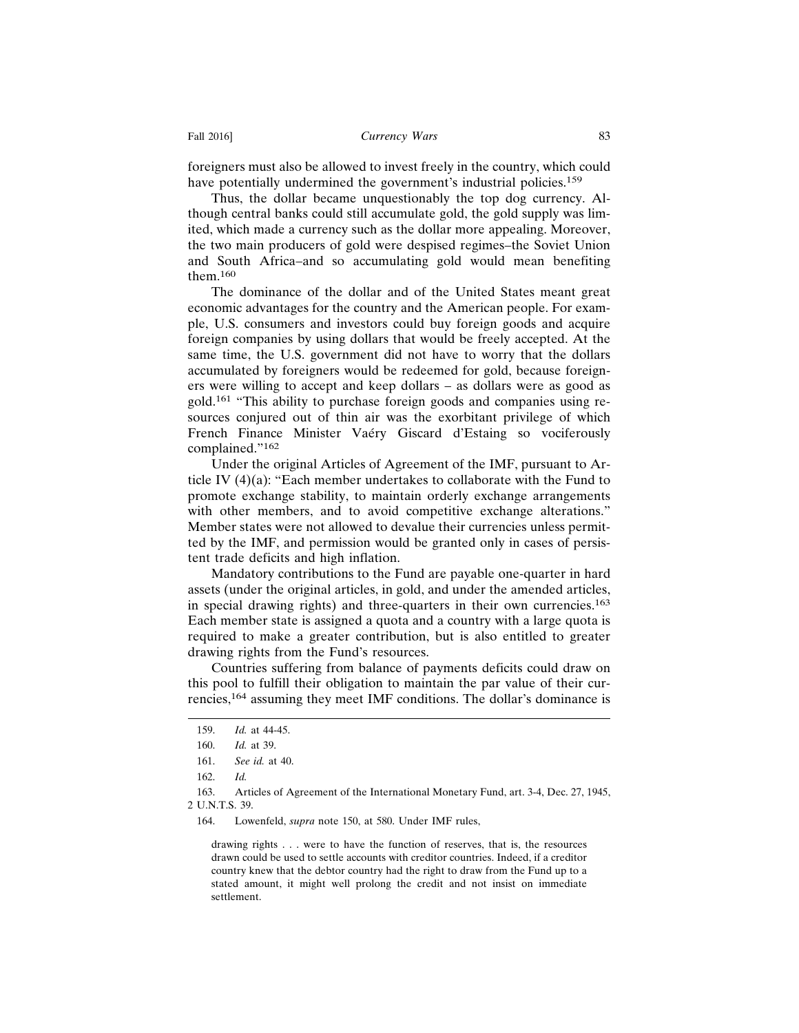foreigners must also be allowed to invest freely in the country, which could have potentially undermined the government's industrial policies.[159]

Thus, the dollar became unquestionably the top dog currency. Although central banks could still accumulate gold, the gold supply was limited, which made a currency such as the dollar more appealing. Moreover, the two main producers of gold were despised regimes–the Soviet Union and South Africa–and so accumulating gold would mean benefiting them.[160]

The dominance of the dollar and of the United States meant great economic advantages for the country and the American people. For example, U.S. consumers and investors could buy foreign goods and acquire foreign companies by using dollars that would be freely accepted. At the same time, the U.S. government did not have to worry that the dollars accumulated by foreigners would be redeemed for gold, because foreigners were willing to accept and keep dollars – as dollars were as good as gold.[161] "This ability to purchase foreign goods and companies using resources conjured out of thin air was the exorbitant privilege of which French Finance Minister Vaéry Giscard d'Estaing so vociferously complained."[162]

Under the original Articles of Agreement of the IMF, pursuant to Article IV (4)(a): "Each member undertakes to collaborate with the Fund to promote exchange stability, to maintain orderly exchange arrangements with other members, and to avoid competitive exchange alterations." Member states were not allowed to devalue their currencies unless permitted by the IMF, and permission would be granted only in cases of persistent trade deficits and high inflation.

Mandatory contributions to the Fund are payable one-quarter in hard assets (under the original articles, in gold, and under the amended articles, in special drawing rights) and three-quarters in their own currencies.[163] Each member state is assigned a quota and a country with a large quota is required to make a greater contribution, but is also entitled to greater drawing rights from the Fund's resources.

Countries suffering from balance of payments deficits could draw on this pool to fulfill their obligation to maintain the par value of their currencies,[164] assuming they meet IMF conditions. The dollar's dominance is

---

159. *Id.* at 44-45.

160. *Id.* at 39.

161. *See id.* at 40.

162. *Id.*

163. Articles of Agreement of the International Monetary Fund, art. 3-4, Dec. 27, 1945, 2 U.N.T.S. 39.

164. Lowenfeld, *supra* note 150, at 580. Under IMF rules,

> drawing rights . . . were to have the function of reserves, that is, the resources drawn could be used to settle accounts with creditor countries. Indeed, if a creditor country knew that the debtor country had the right to draw from the Fund up to a stated amount, it might well prolong the credit and not insist on immediate settlement.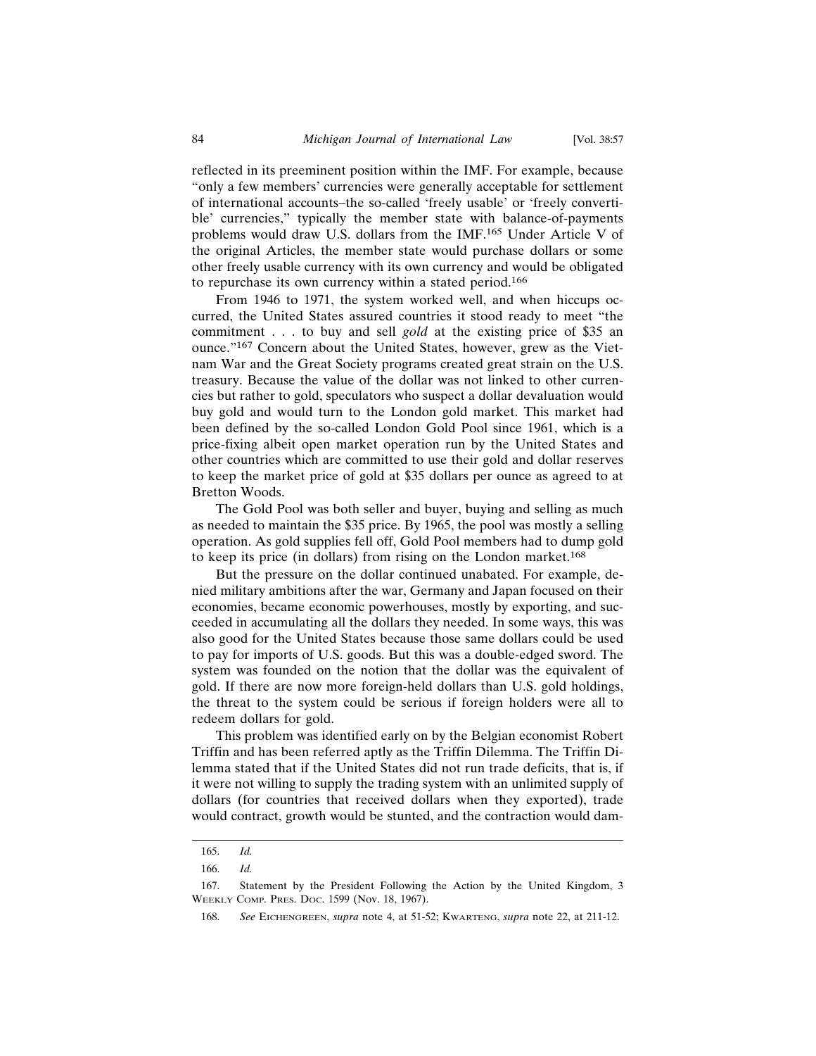reflected in its preeminent position within the IMF. For example, because "only a few members' currencies were generally acceptable for settlement of international accounts–the so-called 'freely usable' or 'freely convertible' currencies," typically the member state with balance-of-payments problems would draw U.S. dollars from the IMF.[165] Under Article V of the original Articles, the member state would purchase dollars or some other freely usable currency with its own currency and would be obligated to repurchase its own currency within a stated period.[166]

From 1946 to 1971, the system worked well, and when hiccups occurred, the United States assured countries it stood ready to meet "the commitment . . . to buy and sell *gold* at the existing price of $35 an ounce."[167] Concern about the United States, however, grew as the Vietnam War and the Great Society programs created great strain on the U.S. treasury. Because the value of the dollar was not linked to other currencies but rather to gold, speculators who suspect a dollar devaluation would buy gold and would turn to the London gold market. This market had been defined by the so-called London Gold Pool since 1961, which is a price-fixing albeit open market operation run by the United States and other countries which are committed to use their gold and dollar reserves to keep the market price of gold at $35 dollars per ounce as agreed to at Bretton Woods.

The Gold Pool was both seller and buyer, buying and selling as much as needed to maintain the $35 price. By 1965, the pool was mostly a selling operation. As gold supplies fell off, Gold Pool members had to dump gold to keep its price (in dollars) from rising on the London market.[168]

But the pressure on the dollar continued unabated. For example, denied military ambitions after the war, Germany and Japan focused on their economies, became economic powerhouses, mostly by exporting, and succeeded in accumulating all the dollars they needed. In some ways, this was also good for the United States because those same dollars could be used to pay for imports of U.S. goods. But this was a double-edged sword. The system was founded on the notion that the dollar was the equivalent of gold. If there are now more foreign-held dollars than U.S. gold holdings, the threat to the system could be serious if foreign holders were all to redeem dollars for gold.

This problem was identified early on by the Belgian economist Robert Triffin and has been referred aptly as the Triffin Dilemma. The Triffin Dilemma stated that if the United States did not run trade deficits, that is, if it were not willing to supply the trading system with an unlimited supply of dollars (for countries that received dollars when they exported), trade would contract, growth would be stunted, and the contraction would dam-

---

165. *Id.*

166. *Id.*

167. Statement by the President Following the Action by the United Kingdom, 3 WEEKLY COMP. PRES. DOC. 1599 (Nov. 18, 1967).

168. *See* EICHENGREEN, *supra* note 4, at 51-52; KWARTENG, *supra* note 22, at 211-12.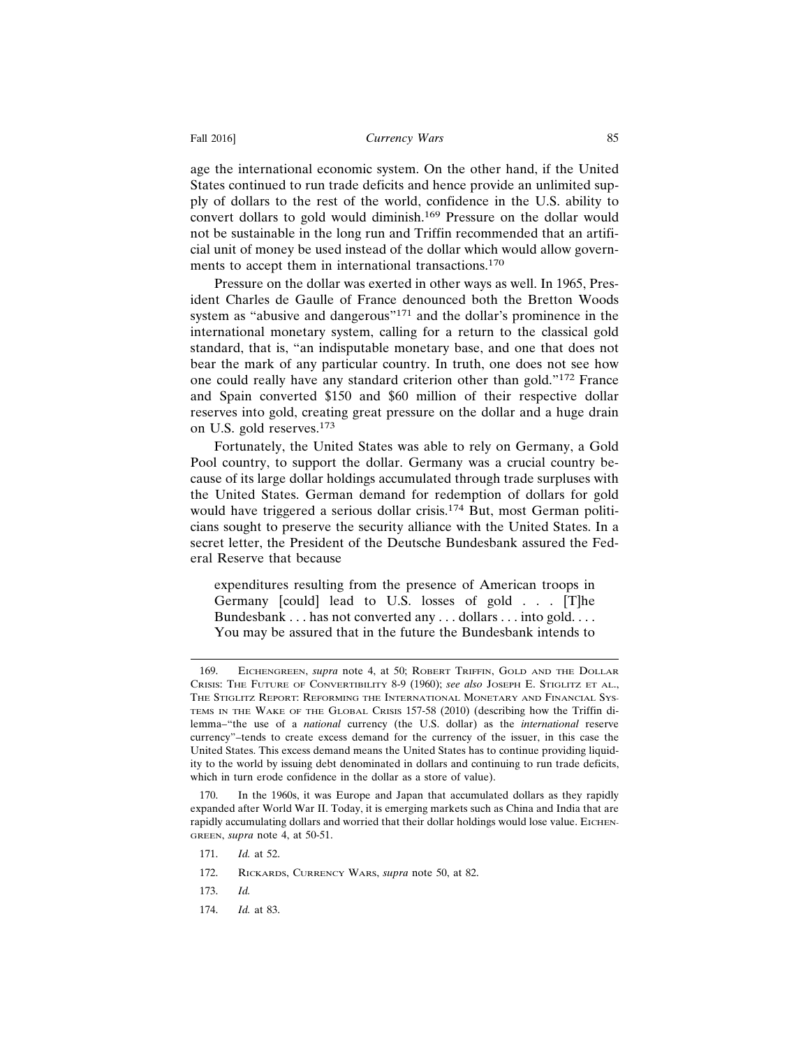age the international economic system. On the other hand, if the United States continued to run trade deficits and hence provide an unlimited supply of dollars to the rest of the world, confidence in the U.S. ability to convert dollars to gold would diminish.[169] Pressure on the dollar would not be sustainable in the long run and Triffin recommended that an artificial unit of money be used instead of the dollar which would allow governments to accept them in international transactions.[170]

Pressure on the dollar was exerted in other ways as well. In 1965, President Charles de Gaulle of France denounced both the Bretton Woods system as "abusive and dangerous"[171] and the dollar's prominence in the international monetary system, calling for a return to the classical gold standard, that is, "an indisputable monetary base, and one that does not bear the mark of any particular country. In truth, one does not see how one could really have any standard criterion other than gold."[172] France and Spain converted $150 and $60 million of their respective dollar reserves into gold, creating great pressure on the dollar and a huge drain on U.S. gold reserves.[173]

Fortunately, the United States was able to rely on Germany, a Gold Pool country, to support the dollar. Germany was a crucial country because of its large dollar holdings accumulated through trade surpluses with the United States. German demand for redemption of dollars for gold would have triggered a serious dollar crisis.[174] But, most German politicians sought to preserve the security alliance with the United States. In a secret letter, the President of the Deutsche Bundesbank assured the Federal Reserve that because

> expenditures resulting from the presence of American troops in Germany [could] lead to U.S. losses of gold . . . [T]he Bundesbank . . . has not converted any . . . dollars . . . into gold. . . . You may be assured that in the future the Bundesbank intends to

---

169. EICHENGREEN, *supra* note 4, at 50; ROBERT TRIFFIN, GOLD AND THE DOLLAR CRISIS: THE FUTURE OF CONVERTIBILITY 8-9 (1960); *see also* JOSEPH E. STIGLITZ ET AL., THE STIGLITZ REPORT: REFORMING THE INTERNATIONAL MONETARY AND FINANCIAL SYSTEMS IN THE WAKE OF THE GLOBAL CRISIS 157-58 (2010) (describing how the Triffin dilemma–"the use of a *national* currency (the U.S. dollar) as the *international* reserve currency"–tends to create excess demand for the currency of the issuer, in this case the United States. This excess demand means the United States has to continue providing liquidity to the world by issuing debt denominated in dollars and continuing to run trade deficits, which in turn erode confidence in the dollar as a store of value).

170. In the 1960s, it was Europe and Japan that accumulated dollars as they rapidly expanded after World War II. Today, it is emerging markets such as China and India that are rapidly accumulating dollars and worried that their dollar holdings would lose value. EICHENGREEN, *supra* note 4, at 50-51.

171. *Id.* at 52.

172. RICKARDS, CURRENCY WARS, *supra* note 50, at 82.

173. *Id.*

174. *Id.* at 83.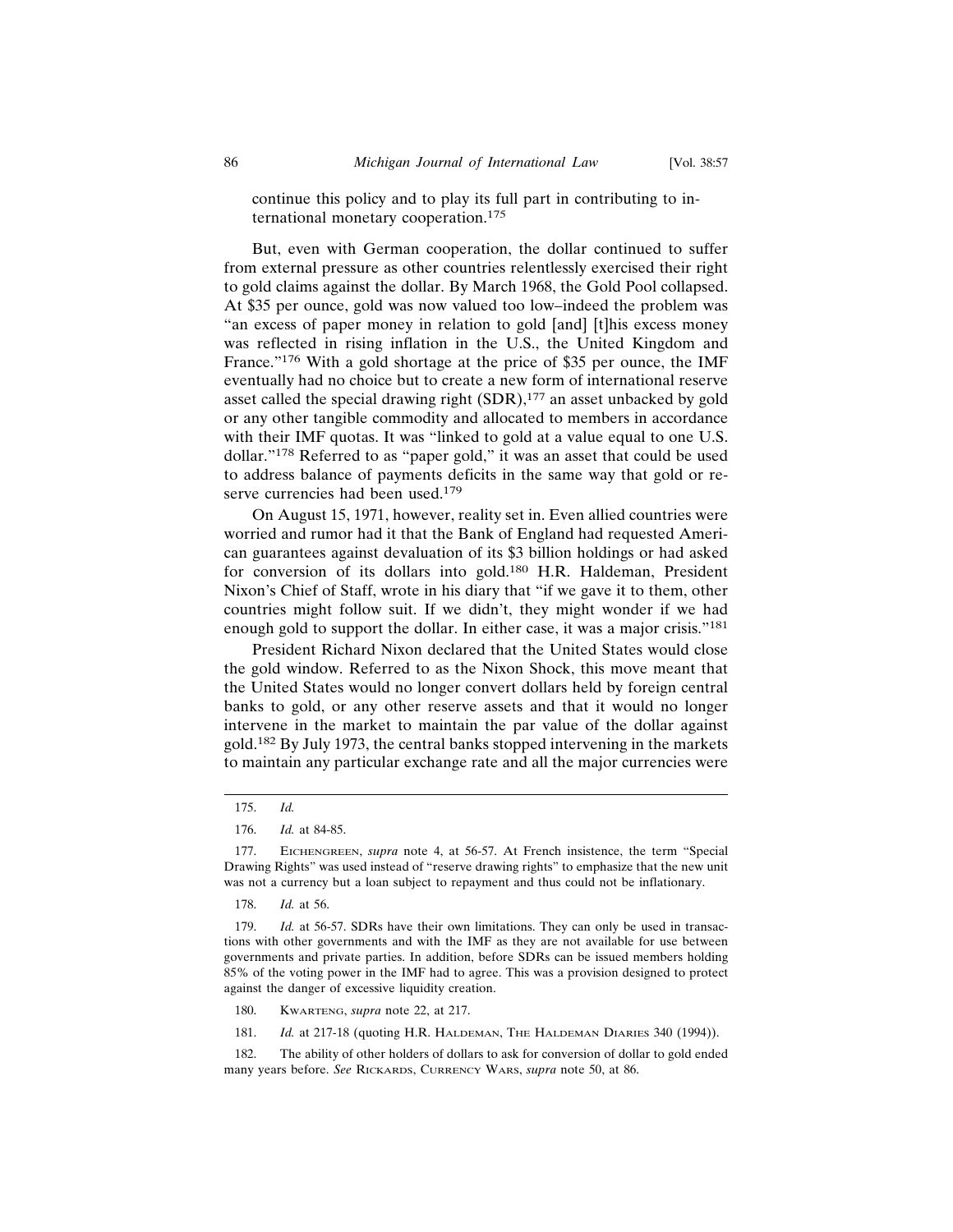continue this policy and to play its full part in contributing to international monetary cooperation.[175]

But, even with German cooperation, the dollar continued to suffer from external pressure as other countries relentlessly exercised their right to gold claims against the dollar. By March 1968, the Gold Pool collapsed. At $35 per ounce, gold was now valued too low–indeed the problem was "an excess of paper money in relation to gold [and] [t]his excess money was reflected in rising inflation in the U.S., the United Kingdom and France."[176] With a gold shortage at the price of $35 per ounce, the IMF eventually had no choice but to create a new form of international reserve asset called the special drawing right (SDR),[177] an asset unbacked by gold or any other tangible commodity and allocated to members in accordance with their IMF quotas. It was "linked to gold at a value equal to one U.S. dollar."[178] Referred to as "paper gold," it was an asset that could be used to address balance of payments deficits in the same way that gold or reserve currencies had been used.[179]

On August 15, 1971, however, reality set in. Even allied countries were worried and rumor had it that the Bank of England had requested American guarantees against devaluation of its $3 billion holdings or had asked for conversion of its dollars into gold.[180] H.R. Haldeman, President Nixon's Chief of Staff, wrote in his diary that "if we gave it to them, other countries might follow suit. If we didn't, they might wonder if we had enough gold to support the dollar. In either case, it was a major crisis."[181]

President Richard Nixon declared that the United States would close the gold window. Referred to as the Nixon Shock, this move meant that the United States would no longer convert dollars held by foreign central banks to gold, or any other reserve assets and that it would no longer intervene in the market to maintain the par value of the dollar against gold.[182] By July 1973, the central banks stopped intervening in the markets to maintain any particular exchange rate and all the major currencies were

---

175. *Id.*

176. *Id.* at 84-85.

177. Eichengreen, *supra* note 4, at 56-57. At French insistence, the term "Special Drawing Rights" was used instead of "reserve drawing rights" to emphasize that the new unit was not a currency but a loan subject to repayment and thus could not be inflationary.

178. *Id.* at 56.

179. *Id.* at 56-57. SDRs have their own limitations. They can only be used in transactions with other governments and with the IMF as they are not available for use between governments and private parties. In addition, before SDRs can be issued members holding 85% of the voting power in the IMF had to agree. This was a provision designed to protect against the danger of excessive liquidity creation.

180. Kwarteng, *supra* note 22, at 217.

181. *Id.* at 217-18 (quoting H.R. Haldeman, The Haldeman Diaries 340 (1994)).

182. The ability of other holders of dollars to ask for conversion of dollar to gold ended many years before. *See* Rickards, Currency Wars, *supra* note 50, at 86.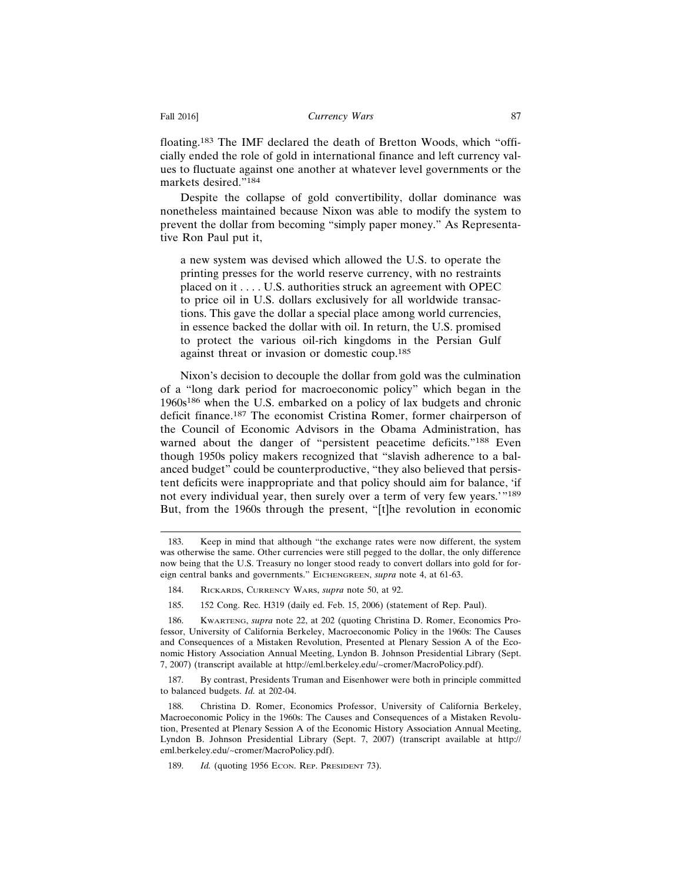floating.[183] The IMF declared the death of Bretton Woods, which "officially ended the role of gold in international finance and left currency values to fluctuate against one another at whatever level governments or the markets desired."[184]

Despite the collapse of gold convertibility, dollar dominance was nonetheless maintained because Nixon was able to modify the system to prevent the dollar from becoming "simply paper money." As Representative Ron Paul put it,

> a new system was devised which allowed the U.S. to operate the printing presses for the world reserve currency, with no restraints placed on it . . . . U.S. authorities struck an agreement with OPEC to price oil in U.S. dollars exclusively for all worldwide transactions. This gave the dollar a special place among world currencies, in essence backed the dollar with oil. In return, the U.S. promised to protect the various oil-rich kingdoms in the Persian Gulf against threat or invasion or domestic coup.[185]

Nixon's decision to decouple the dollar from gold was the culmination of a "long dark period for macroeconomic policy" which began in the 1960s[186] when the U.S. embarked on a policy of lax budgets and chronic deficit finance.[187] The economist Cristina Romer, former chairperson of the Council of Economic Advisors in the Obama Administration, has warned about the danger of "persistent peacetime deficits."[188] Even though 1950s policy makers recognized that "slavish adherence to a balanced budget" could be counterproductive, "they also believed that persistent deficits were inappropriate and that policy should aim for balance, 'if not every individual year, then surely over a term of very few years.'"[189] But, from the 1960s through the present, "[t]he revolution in economic

---

183. Keep in mind that although "the exchange rates were now different, the system was otherwise the same. Other currencies were still pegged to the dollar, the only difference now being that the U.S. Treasury no longer stood ready to convert dollars into gold for foreign central banks and governments." EICHENGREEN, *supra* note 4, at 61-63.

184. RICKARDS, CURRENCY WARS, *supra* note 50, at 92.

185. 152 Cong. Rec. H319 (daily ed. Feb. 15, 2006) (statement of Rep. Paul).

186. KWARTENG, *supra* note 22, at 202 (quoting Christina D. Romer, Economics Professor, University of California Berkeley, Macroeconomic Policy in the 1960s: The Causes and Consequences of a Mistaken Revolution, Presented at Plenary Session A of the Economic History Association Annual Meeting, Lyndon B. Johnson Presidential Library (Sept. 7, 2007) (transcript available at http://eml.berkeley.edu/~cromer/MacroPolicy.pdf).

187. By contrast, Presidents Truman and Eisenhower were both in principle committed to balanced budgets. *Id.* at 202-04.

188. Christina D. Romer, Economics Professor, University of California Berkeley, Macroeconomic Policy in the 1960s: The Causes and Consequences of a Mistaken Revolution, Presented at Plenary Session A of the Economic History Association Annual Meeting, Lyndon B. Johnson Presidential Library (Sept. 7, 2007) (transcript available at http://eml.berkeley.edu/~cromer/MacroPolicy.pdf).

189. *Id.* (quoting 1956 ECON. REP. PRESIDENT 73).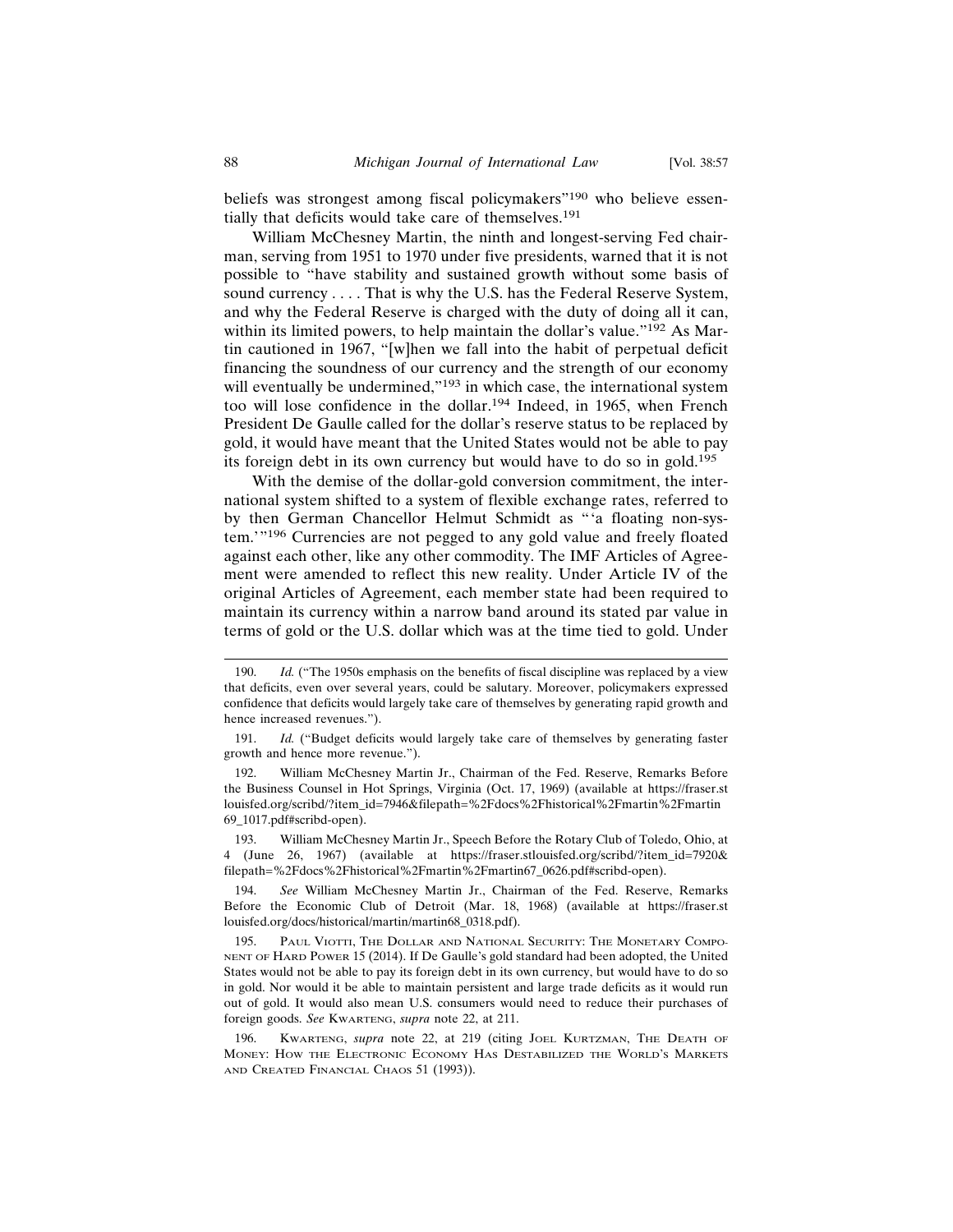beliefs was strongest among fiscal policymakers"[190] who believe essentially that deficits would take care of themselves.[191]

William McChesney Martin, the ninth and longest-serving Fed chairman, serving from 1951 to 1970 under five presidents, warned that it is not possible to "have stability and sustained growth without some basis of sound currency . . . . That is why the U.S. has the Federal Reserve System, and why the Federal Reserve is charged with the duty of doing all it can, within its limited powers, to help maintain the dollar's value."[192] As Martin cautioned in 1967, "[w]hen we fall into the habit of perpetual deficit financing the soundness of our currency and the strength of our economy will eventually be undermined,"[193] in which case, the international system too will lose confidence in the dollar.[194] Indeed, in 1965, when French President De Gaulle called for the dollar's reserve status to be replaced by gold, it would have meant that the United States would not be able to pay its foreign debt in its own currency but would have to do so in gold.[195]

With the demise of the dollar-gold conversion commitment, the international system shifted to a system of flexible exchange rates, referred to by then German Chancellor Helmut Schmidt as "'a floating non-system.'"[196] Currencies are not pegged to any gold value and freely floated against each other, like any other commodity. The IMF Articles of Agreement were amended to reflect this new reality. Under Article IV of the original Articles of Agreement, each member state had been required to maintain its currency within a narrow band around its stated par value in terms of gold or the U.S. dollar which was at the time tied to gold. Under

---

190. *Id.* ("The 1950s emphasis on the benefits of fiscal discipline was replaced by a view that deficits, even over several years, could be salutary. Moreover, policymakers expressed confidence that deficits would largely take care of themselves by generating rapid growth and hence increased revenues.").

191. *Id.* ("Budget deficits would largely take care of themselves by generating faster growth and hence more revenue.").

192. William McChesney Martin Jr., Chairman of the Fed. Reserve, Remarks Before the Business Counsel in Hot Springs, Virginia (Oct. 17, 1969) (available at https://fraser.stlouisfed.org/scribd/?item_id=7946&filepath=%2Fdocs%2Fhistorical%2Fmartin%2Fmartin69_1017.pdf#scribd-open).

193. William McChesney Martin Jr., Speech Before the Rotary Club of Toledo, Ohio, at 4 (June 26, 1967) (available at https://fraser.stlouisfed.org/scribd/?item_id=7920&filepath=%2Fdocs%2Fhistorical%2Fmartin%2Fmartin67_0626.pdf#scribd-open).

194. *See* William McChesney Martin Jr., Chairman of the Fed. Reserve, Remarks Before the Economic Club of Detroit (Mar. 18, 1968) (available at https://fraser.stlouisfed.org/docs/historical/martin/martin68_0318.pdf).

195. Paul Viotti, The Dollar and National Security: The Monetary Component of Hard Power 15 (2014). If De Gaulle's gold standard had been adopted, the United States would not be able to pay its foreign debt in its own currency, but would have to do so in gold. Nor would it be able to maintain persistent and large trade deficits as it would run out of gold. It would also mean U.S. consumers would need to reduce their purchases of foreign goods. *See* Kwarteng, *supra* note 22, at 211.

196. Kwarteng, *supra* note 22, at 219 (citing Joel Kurtzman, The Death of Money: How the Electronic Economy Has Destabilized the World's Markets and Created Financial Chaos 51 (1993)).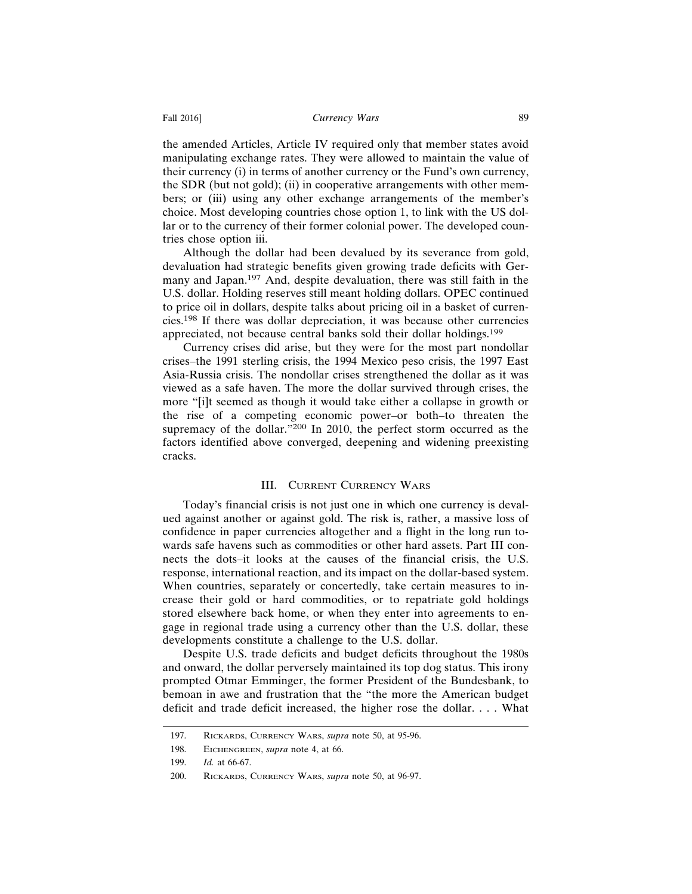the amended Articles, Article IV required only that member states avoid manipulating exchange rates. They were allowed to maintain the value of their currency (i) in terms of another currency or the Fund's own currency, the SDR (but not gold); (ii) in cooperative arrangements with other members; or (iii) using any other exchange arrangements of the member's choice. Most developing countries chose option 1, to link with the US dollar or to the currency of their former colonial power. The developed countries chose option iii.

Although the dollar had been devalued by its severance from gold, devaluation had strategic benefits given growing trade deficits with Germany and Japan.[197] And, despite devaluation, there was still faith in the U.S. dollar. Holding reserves still meant holding dollars. OPEC continued to price oil in dollars, despite talks about pricing oil in a basket of currencies.[198] If there was dollar depreciation, it was because other currencies appreciated, not because central banks sold their dollar holdings.[199]

Currency crises did arise, but they were for the most part nondollar crises–the 1991 sterling crisis, the 1994 Mexico peso crisis, the 1997 East Asia-Russia crisis. The nondollar crises strengthened the dollar as it was viewed as a safe haven. The more the dollar survived through crises, the more "[i]t seemed as though it would take either a collapse in growth or the rise of a competing economic power–or both–to threaten the supremacy of the dollar."[200] In 2010, the perfect storm occurred as the factors identified above converged, deepening and widening preexisting cracks.

## III. Current Currency Wars

Today's financial crisis is not just one in which one currency is devalued against another or against gold. The risk is, rather, a massive loss of confidence in paper currencies altogether and a flight in the long run towards safe havens such as commodities or other hard assets. Part III connects the dots–it looks at the causes of the financial crisis, the U.S. response, international reaction, and its impact on the dollar-based system. When countries, separately or concertedly, take certain measures to increase their gold or hard commodities, or to repatriate gold holdings stored elsewhere back home, or when they enter into agreements to engage in regional trade using a currency other than the U.S. dollar, these developments constitute a challenge to the U.S. dollar.

Despite U.S. trade deficits and budget deficits throughout the 1980s and onward, the dollar perversely maintained its top dog status. This irony prompted Otmar Emminger, the former President of the Bundesbank, to bemoan in awe and frustration that the "the more the American budget deficit and trade deficit increased, the higher rose the dollar. . . . What

---

197. Rickards, Currency Wars, *supra* note 50, at 95-96.

198. Eichengreen, *supra* note 4, at 66.

199. *Id.* at 66-67.

200. Rickards, Currency Wars, *supra* note 50, at 96-97.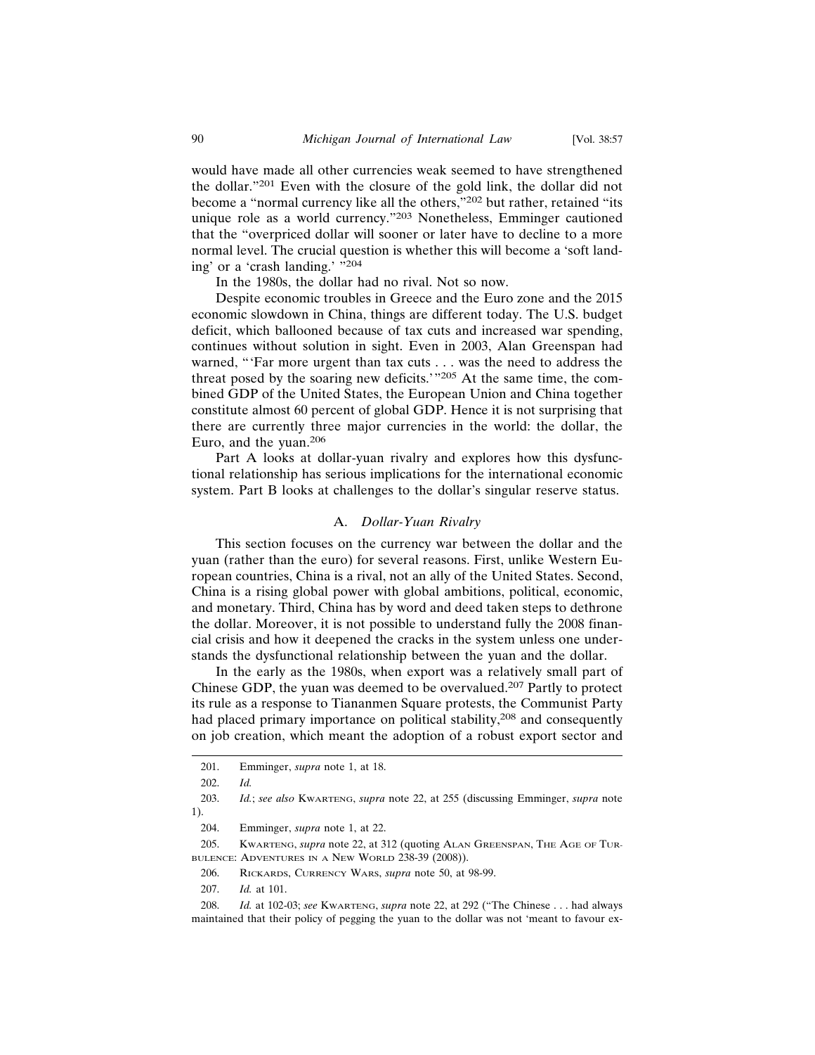would have made all other currencies weak seemed to have strengthened the dollar."[201] Even with the closure of the gold link, the dollar did not become a "normal currency like all the others,"[202] but rather, retained "its unique role as a world currency."[203] Nonetheless, Emminger cautioned that the "overpriced dollar will sooner or later have to decline to a more normal level. The crucial question is whether this will become a 'soft landing' or a 'crash landing.' "[204]

In the 1980s, the dollar had no rival. Not so now.

Despite economic troubles in Greece and the Euro zone and the 2015 economic slowdown in China, things are different today. The U.S. budget deficit, which ballooned because of tax cuts and increased war spending, continues without solution in sight. Even in 2003, Alan Greenspan had warned, "'Far more urgent than tax cuts . . . was the need to address the threat posed by the soaring new deficits.'"[205] At the same time, the combined GDP of the United States, the European Union and China together constitute almost 60 percent of global GDP. Hence it is not surprising that there are currently three major currencies in the world: the dollar, the Euro, and the yuan.[206]

Part A looks at dollar-yuan rivalry and explores how this dysfunctional relationship has serious implications for the international economic system. Part B looks at challenges to the dollar's singular reserve status.

### A. *Dollar-Yuan Rivalry*

This section focuses on the currency war between the dollar and the yuan (rather than the euro) for several reasons. First, unlike Western European countries, China is a rival, not an ally of the United States. Second, China is a rising global power with global ambitions, political, economic, and monetary. Third, China has by word and deed taken steps to dethrone the dollar. Moreover, it is not possible to understand fully the 2008 financial crisis and how it deepened the cracks in the system unless one understands the dysfunctional relationship between the yuan and the dollar.

In the early as the 1980s, when export was a relatively small part of Chinese GDP, the yuan was deemed to be overvalued.[207] Partly to protect its rule as a response to Tiananmen Square protests, the Communist Party had placed primary importance on political stability,[208] and consequently on job creation, which meant the adoption of a robust export sector and

---

201. Emminger, *supra* note 1, at 18.

202. *Id.*

203. *Id.*; *see also* Kwarteng, *supra* note 22, at 255 (discussing Emminger, *supra* note 1).

204. Emminger, *supra* note 1, at 22.

205. Kwarteng, *supra* note 22, at 312 (quoting Alan Greenspan, The Age of Turbulence: Adventures in a New World 238-39 (2008)).

206. Rickards, Currency Wars, *supra* note 50, at 98-99.

207. *Id.* at 101.

208. *Id.* at 102-03; *see* Kwarteng, *supra* note 22, at 292 ("The Chinese . . . had always maintained that their policy of pegging the yuan to the dollar was not 'meant to favour ex-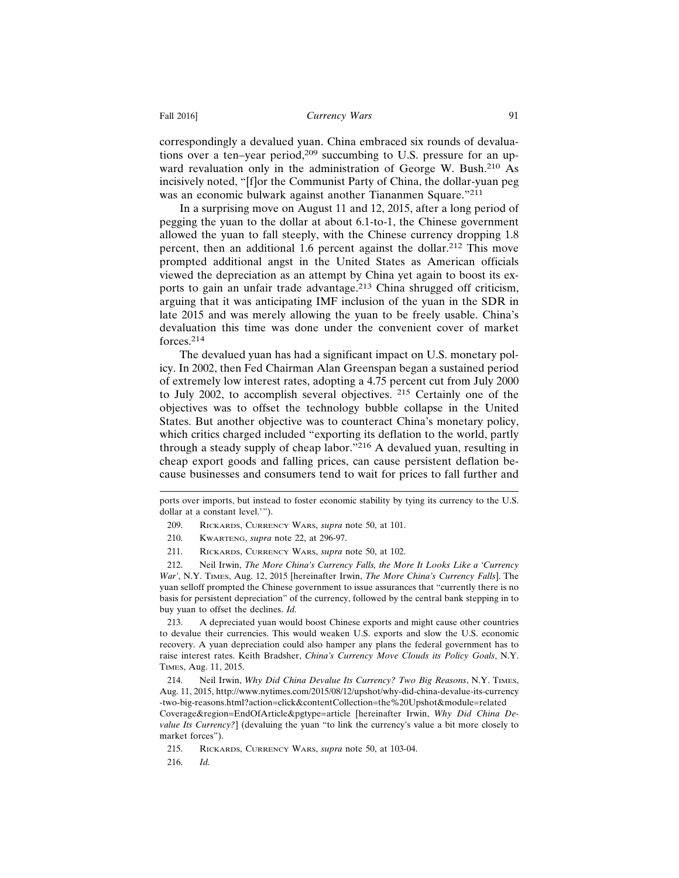correspondingly a devalued yuan. China embraced six rounds of devaluations over a ten–year period,[209] succumbing to U.S. pressure for an upward revaluation only in the administration of George W. Bush.[210] As incisively noted, "[f]or the Communist Party of China, the dollar-yuan peg was an economic bulwark against another Tiananmen Square."[211]

In a surprising move on August 11 and 12, 2015, after a long period of pegging the yuan to the dollar at about 6.1-to-1, the Chinese government allowed the yuan to fall steeply, with the Chinese currency dropping 1.8 percent, then an additional 1.6 percent against the dollar.[212] This move prompted additional angst in the United States as American officials viewed the depreciation as an attempt by China yet again to boost its exports to gain an unfair trade advantage.[213] China shrugged off criticism, arguing that it was anticipating IMF inclusion of the yuan in the SDR in late 2015 and was merely allowing the yuan to be freely usable. China's devaluation this time was done under the convenient cover of market forces.[214]

The devalued yuan has had a significant impact on U.S. monetary policy. In 2002, then Fed Chairman Alan Greenspan began a sustained period of extremely low interest rates, adopting a 4.75 percent cut from July 2000 to July 2002, to accomplish several objectives. [215] Certainly one of the objectives was to offset the technology bubble collapse in the United States. But another objective was to counteract China's monetary policy, which critics charged included "exporting its deflation to the world, partly through a steady supply of cheap labor."[216] A devalued yuan, resulting in cheap export goods and falling prices, can cause persistent deflation because businesses and consumers tend to wait for prices to fall further and

---

ports over imports, but instead to foster economic stability by tying its currency to the U.S. dollar at a constant level.'").

209. Rickards, Currency Wars, *supra* note 50, at 101.

210. Kwarteng, *supra* note 22, at 296-97.

211. Rickards, Currency Wars, *supra* note 50, at 102.

212. Neil Irwin, *The More China's Currency Falls, the More It Looks Like a 'Currency War'*, N.Y. Times, Aug. 12, 2015 [hereinafter Irwin, *The More China's Currency Falls*]. The yuan selloff prompted the Chinese government to issue assurances that "currently there is no basis for persistent depreciation" of the currency, followed by the central bank stepping in to buy yuan to offset the declines. *Id.*

213. A depreciated yuan would boost Chinese exports and might cause other countries to devalue their currencies. This would weaken U.S. exports and slow the U.S. economic recovery. A yuan depreciation could also hamper any plans the federal government has to raise interest rates. Keith Bradsher, *China's Currency Move Clouds its Policy Goals*, N.Y. Times, Aug. 11, 2015.

214. Neil Irwin, *Why Did China Devalue Its Currency? Two Big Reasons*, N.Y. Times, Aug. 11, 2015, http://www.nytimes.com/2015/08/12/upshot/why-did-china-devalue-its-currency-two-big-reasons.html?action=click&contentCollection=the%20Upshot&module=relatedCoverage&region=EndOfArticle&pgtype=article [hereinafter Irwin, *Why Did China Devalue Its Currency?*] (devaluing the yuan "to link the currency's value a bit more closely to market forces").

215. Rickards, Currency Wars, *supra* note 50, at 103-04.

216. *Id.*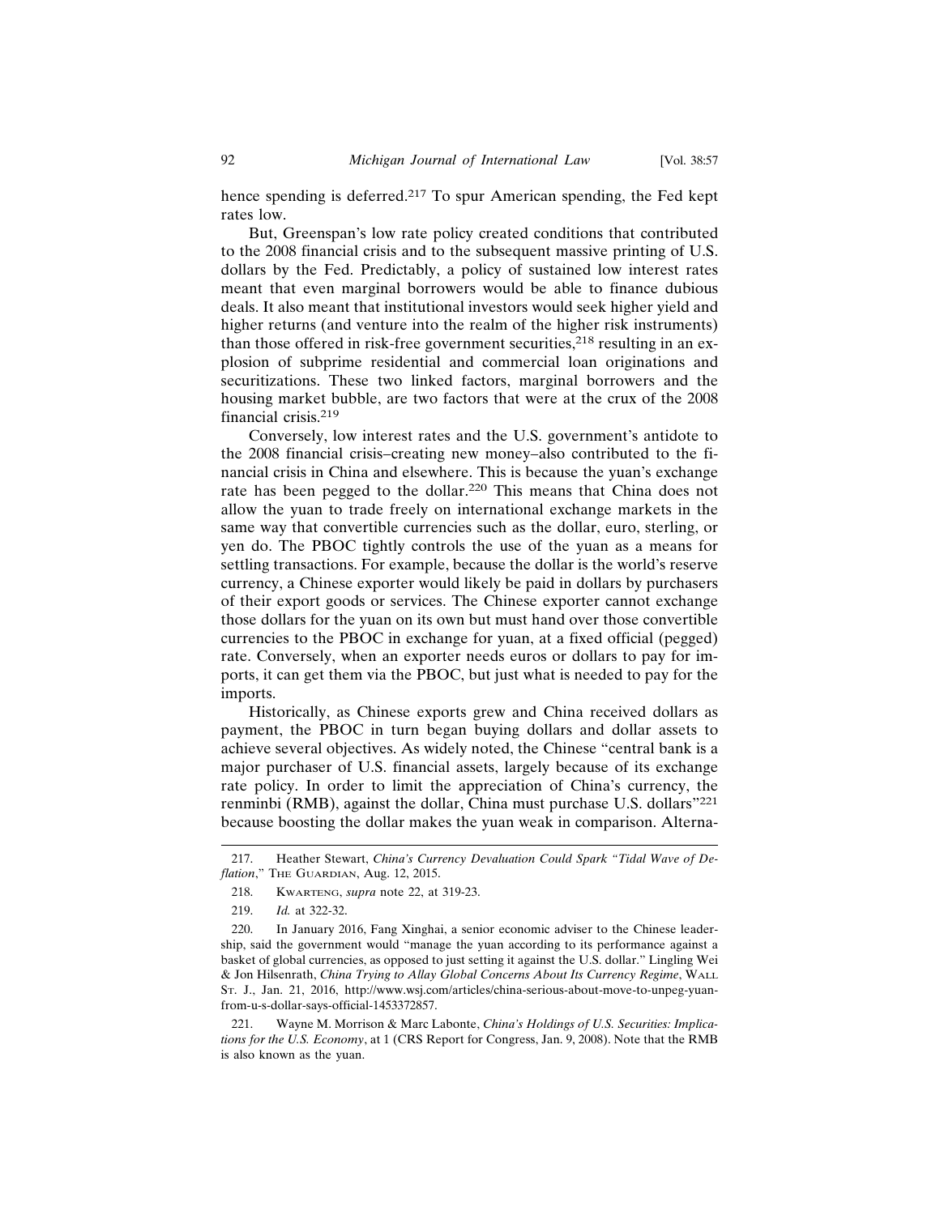hence spending is deferred.[217] To spur American spending, the Fed kept rates low.

But, Greenspan's low rate policy created conditions that contributed to the 2008 financial crisis and to the subsequent massive printing of U.S. dollars by the Fed. Predictably, a policy of sustained low interest rates meant that even marginal borrowers would be able to finance dubious deals. It also meant that institutional investors would seek higher yield and higher returns (and venture into the realm of the higher risk instruments) than those offered in risk-free government securities,[218] resulting in an explosion of subprime residential and commercial loan originations and securitizations. These two linked factors, marginal borrowers and the housing market bubble, are two factors that were at the crux of the 2008 financial crisis.[219]

Conversely, low interest rates and the U.S. government's antidote to the 2008 financial crisis–creating new money–also contributed to the financial crisis in China and elsewhere. This is because the yuan's exchange rate has been pegged to the dollar.[220] This means that China does not allow the yuan to trade freely on international exchange markets in the same way that convertible currencies such as the dollar, euro, sterling, or yen do. The PBOC tightly controls the use of the yuan as a means for settling transactions. For example, because the dollar is the world's reserve currency, a Chinese exporter would likely be paid in dollars by purchasers of their export goods or services. The Chinese exporter cannot exchange those dollars for the yuan on its own but must hand over those convertible currencies to the PBOC in exchange for yuan, at a fixed official (pegged) rate. Conversely, when an exporter needs euros or dollars to pay for imports, it can get them via the PBOC, but just what is needed to pay for the imports.

Historically, as Chinese exports grew and China received dollars as payment, the PBOC in turn began buying dollars and dollar assets to achieve several objectives. As widely noted, the Chinese "central bank is a major purchaser of U.S. financial assets, largely because of its exchange rate policy. In order to limit the appreciation of China's currency, the renminbi (RMB), against the dollar, China must purchase U.S. dollars"[221] because boosting the dollar makes the yuan weak in comparison. Alterna-

---

217. Heather Stewart, *China's Currency Devaluation Could Spark "Tidal Wave of Deflation*," The Guardian, Aug. 12, 2015.

218. Kwarteng, *supra* note 22, at 319-23.

219. *Id.* at 322-32.

220. In January 2016, Fang Xinghai, a senior economic adviser to the Chinese leadership, said the government would "manage the yuan according to its performance against a basket of global currencies, as opposed to just setting it against the U.S. dollar." Lingling Wei & Jon Hilsenrath, *China Trying to Allay Global Concerns About Its Currency Regime*, Wall St. J., Jan. 21, 2016, http://www.wsj.com/articles/china-serious-about-move-to-unpeg-yuan-from-u-s-dollar-says-official-1453372857.

221. Wayne M. Morrison & Marc Labonte, *China's Holdings of U.S. Securities: Implications for the U.S. Economy*, at 1 (CRS Report for Congress, Jan. 9, 2008). Note that the RMB is also known as the yuan.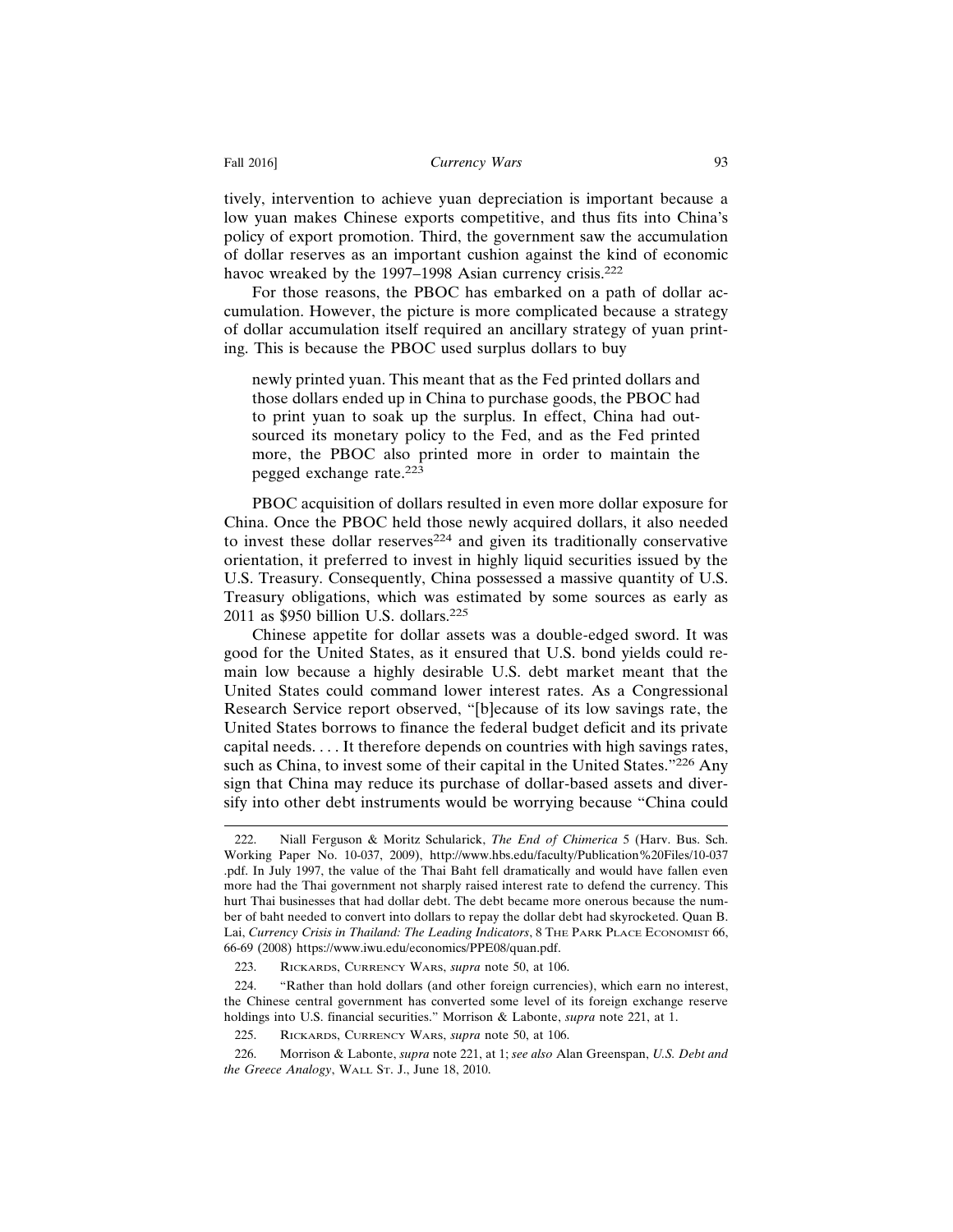tively, intervention to achieve yuan depreciation is important because a low yuan makes Chinese exports competitive, and thus fits into China's policy of export promotion. Third, the government saw the accumulation of dollar reserves as an important cushion against the kind of economic havoc wreaked by the 1997–1998 Asian currency crisis.[222]

For those reasons, the PBOC has embarked on a path of dollar accumulation. However, the picture is more complicated because a strategy of dollar accumulation itself required an ancillary strategy of yuan printing. This is because the PBOC used surplus dollars to buy

> newly printed yuan. This meant that as the Fed printed dollars and those dollars ended up in China to purchase goods, the PBOC had to print yuan to soak up the surplus. In effect, China had outsourced its monetary policy to the Fed, and as the Fed printed more, the PBOC also printed more in order to maintain the pegged exchange rate.[223]

PBOC acquisition of dollars resulted in even more dollar exposure for China. Once the PBOC held those newly acquired dollars, it also needed to invest these dollar reserves[224] and given its traditionally conservative orientation, it preferred to invest in highly liquid securities issued by the U.S. Treasury. Consequently, China possessed a massive quantity of U.S. Treasury obligations, which was estimated by some sources as early as 2011 as $950 billion U.S. dollars.[225]

Chinese appetite for dollar assets was a double-edged sword. It was good for the United States, as it ensured that U.S. bond yields could remain low because a highly desirable U.S. debt market meant that the United States could command lower interest rates. As a Congressional Research Service report observed, "[b]ecause of its low savings rate, the United States borrows to finance the federal budget deficit and its private capital needs. . . . It therefore depends on countries with high savings rates, such as China, to invest some of their capital in the United States."[226] Any sign that China may reduce its purchase of dollar-based assets and diversify into other debt instruments would be worrying because "China could

---

222. Niall Ferguson & Moritz Schularick, *The End of Chimerica* 5 (Harv. Bus. Sch. Working Paper No. 10-037, 2009), http://www.hbs.edu/faculty/Publication%20Files/10-037.pdf. In July 1997, the value of the Thai Baht fell dramatically and would have fallen even more had the Thai government not sharply raised interest rate to defend the currency. This hurt Thai businesses that had dollar debt. The debt became more onerous because the number of baht needed to convert into dollars to repay the dollar debt had skyrocketed. Quan B. Lai, *Currency Crisis in Thailand: The Leading Indicators*, 8 The Park Place Economist 66, 66-69 (2008) https://www.iwu.edu/economics/PPE08/quan.pdf.

223. Rickards, Currency Wars, *supra* note 50, at 106.

224. "Rather than hold dollars (and other foreign currencies), which earn no interest, the Chinese central government has converted some level of its foreign exchange reserve holdings into U.S. financial securities." Morrison & Labonte, *supra* note 221, at 1.

225. Rickards, Currency Wars, *supra* note 50, at 106.

226. Morrison & Labonte, *supra* note 221, at 1; *see also* Alan Greenspan, *U.S. Debt and the Greece Analogy*, Wall St. J., June 18, 2010.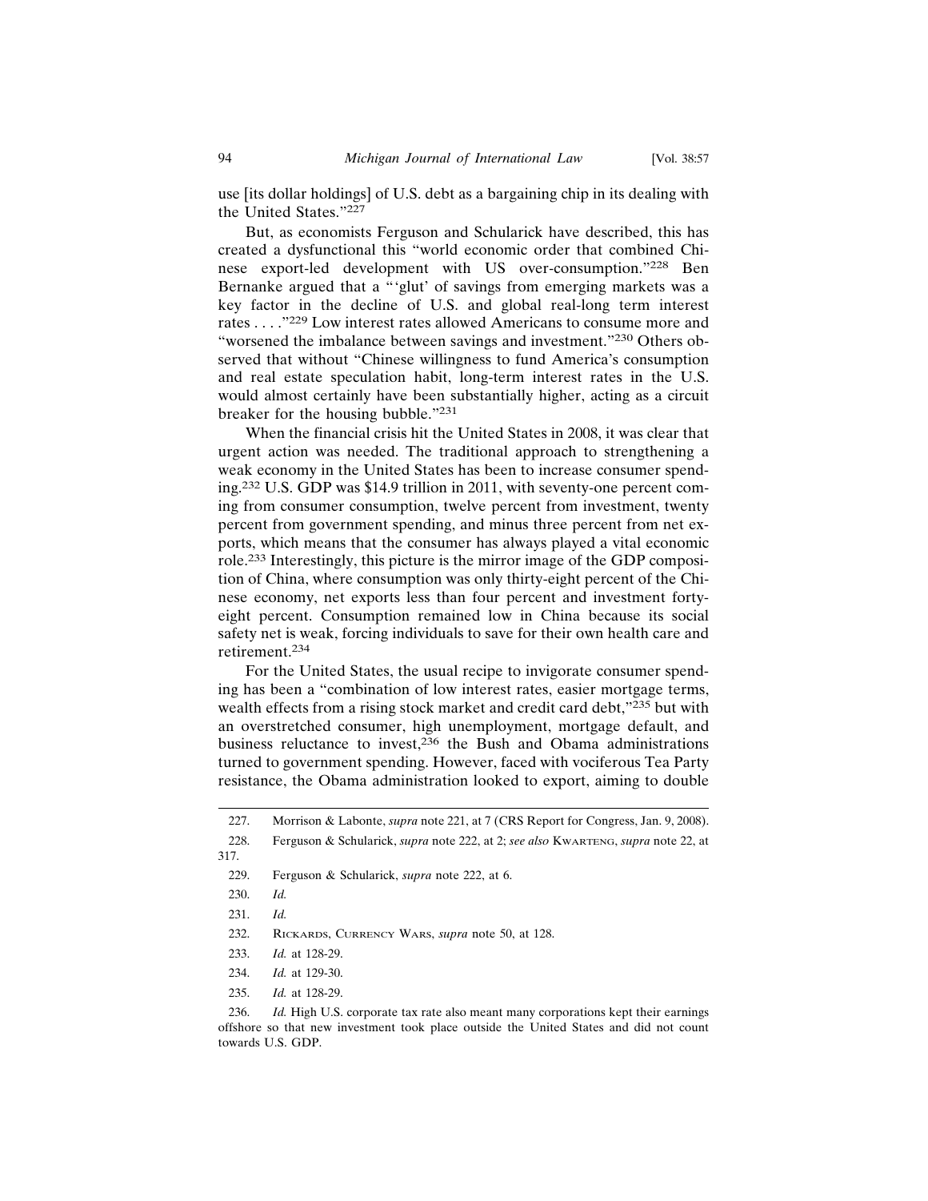use [its dollar holdings] of U.S. debt as a bargaining chip in its dealing with the United States."[227]

But, as economists Ferguson and Schularick have described, this has created a dysfunctional this "world economic order that combined Chinese export-led development with US over-consumption."[228] Ben Bernanke argued that a "'glut' of savings from emerging markets was a key factor in the decline of U.S. and global real-long term interest rates . . . ."[229] Low interest rates allowed Americans to consume more and "worsened the imbalance between savings and investment."[230] Others observed that without "Chinese willingness to fund America's consumption and real estate speculation habit, long-term interest rates in the U.S. would almost certainly have been substantially higher, acting as a circuit breaker for the housing bubble."[231]

When the financial crisis hit the United States in 2008, it was clear that urgent action was needed. The traditional approach to strengthening a weak economy in the United States has been to increase consumer spending.[232] U.S. GDP was $14.9 trillion in 2011, with seventy-one percent coming from consumer consumption, twelve percent from investment, twenty percent from government spending, and minus three percent from net exports, which means that the consumer has always played a vital economic role.[233] Interestingly, this picture is the mirror image of the GDP composition of China, where consumption was only thirty-eight percent of the Chinese economy, net exports less than four percent and investment forty-eight percent. Consumption remained low in China because its social safety net is weak, forcing individuals to save for their own health care and retirement.[234]

For the United States, the usual recipe to invigorate consumer spending has been a "combination of low interest rates, easier mortgage terms, wealth effects from a rising stock market and credit card debt,"[235] but with an overstretched consumer, high unemployment, mortgage default, and business reluctance to invest,[236] the Bush and Obama administrations turned to government spending. However, faced with vociferous Tea Party resistance, the Obama administration looked to export, aiming to double

---

227. Morrison & Labonte, *supra* note 221, at 7 (CRS Report for Congress, Jan. 9, 2008).

228. Ferguson & Schularick, *supra* note 222, at 2; *see also* KWARTENG, *supra* note 22, at 317.

229. Ferguson & Schularick, *supra* note 222, at 6.

230. *Id.*

231. *Id.*

232. RICKARDS, CURRENCY WARS, *supra* note 50, at 128.

233. *Id.* at 128-29.

234. *Id.* at 129-30.

235. *Id.* at 128-29.

236. *Id.* High U.S. corporate tax rate also meant many corporations kept their earnings offshore so that new investment took place outside the United States and did not count towards U.S. GDP.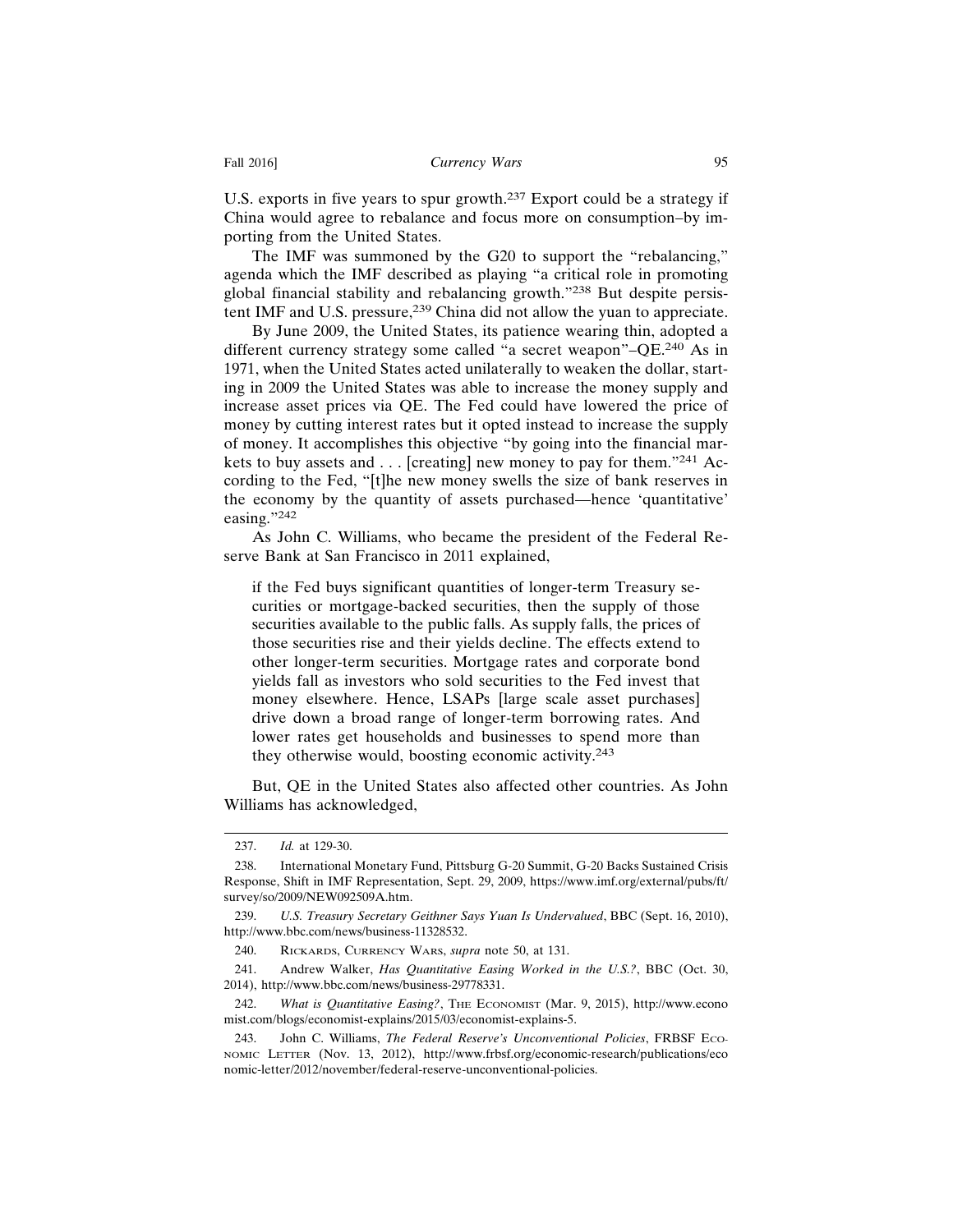U.S. exports in five years to spur growth.[237] Export could be a strategy if China would agree to rebalance and focus more on consumption–by importing from the United States.

The IMF was summoned by the G20 to support the "rebalancing," agenda which the IMF described as playing "a critical role in promoting global financial stability and rebalancing growth."[238] But despite persistent IMF and U.S. pressure,[239] China did not allow the yuan to appreciate.

By June 2009, the United States, its patience wearing thin, adopted a different currency strategy some called "a secret weapon"–QE.[240] As in 1971, when the United States acted unilaterally to weaken the dollar, starting in 2009 the United States was able to increase the money supply and increase asset prices via QE. The Fed could have lowered the price of money by cutting interest rates but it opted instead to increase the supply of money. It accomplishes this objective "by going into the financial markets to buy assets and . . . [creating] new money to pay for them."[241] According to the Fed, "[t]he new money swells the size of bank reserves in the economy by the quantity of assets purchased—hence 'quantitative' easing."[242]

As John C. Williams, who became the president of the Federal Reserve Bank at San Francisco in 2011 explained,

> if the Fed buys significant quantities of longer-term Treasury securities or mortgage-backed securities, then the supply of those securities available to the public falls. As supply falls, the prices of those securities rise and their yields decline. The effects extend to other longer-term securities. Mortgage rates and corporate bond yields fall as investors who sold securities to the Fed invest that money elsewhere. Hence, LSAPs [large scale asset purchases] drive down a broad range of longer-term borrowing rates. And lower rates get households and businesses to spend more than they otherwise would, boosting economic activity.[243]

But, QE in the United States also affected other countries. As John Williams has acknowledged,

---

237. *Id.* at 129-30.

238. International Monetary Fund, Pittsburg G-20 Summit, G-20 Backs Sustained Crisis Response, Shift in IMF Representation, Sept. 29, 2009, https://www.imf.org/external/pubs/ft/survey/so/2009/NEW092509A.htm.

239. *U.S. Treasury Secretary Geithner Says Yuan Is Undervalued*, BBC (Sept. 16, 2010), http://www.bbc.com/news/business-11328532.

240. Rickards, Currency Wars, *supra* note 50, at 131.

241. Andrew Walker, *Has Quantitative Easing Worked in the U.S.?*, BBC (Oct. 30, 2014), http://www.bbc.com/news/business-29778331.

242. *What is Quantitative Easing?*, The Economist (Mar. 9, 2015), http://www.economist.com/blogs/economist-explains/2015/03/economist-explains-5.

243. John C. Williams, *The Federal Reserve's Unconventional Policies*, FRBSF Economic Letter (Nov. 13, 2012), http://www.frbsf.org/economic-research/publications/economic-letter/2012/november/federal-reserve-unconventional-policies.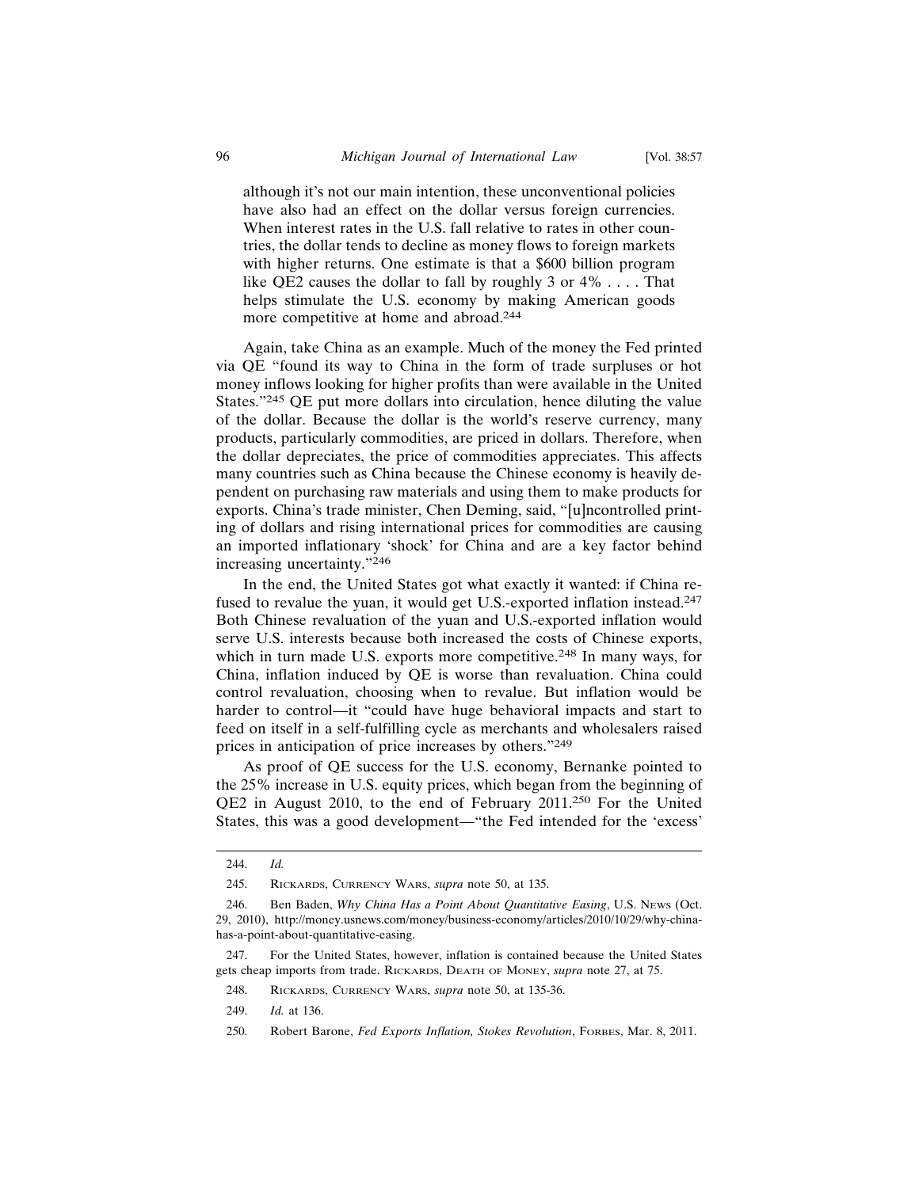> although it's not our main intention, these unconventional policies have also had an effect on the dollar versus foreign currencies. When interest rates in the U.S. fall relative to rates in other countries, the dollar tends to decline as money flows to foreign markets with higher returns. One estimate is that a $600 billion program like QE2 causes the dollar to fall by roughly 3 or 4% . . . . That helps stimulate the U.S. economy by making American goods more competitive at home and abroad.[244]

Again, take China as an example. Much of the money the Fed printed via QE "found its way to China in the form of trade surpluses or hot money inflows looking for higher profits than were available in the United States."[245] QE put more dollars into circulation, hence diluting the value of the dollar. Because the dollar is the world's reserve currency, many products, particularly commodities, are priced in dollars. Therefore, when the dollar depreciates, the price of commodities appreciates. This affects many countries such as China because the Chinese economy is heavily dependent on purchasing raw materials and using them to make products for exports. China's trade minister, Chen Deming, said, "[u]ncontrolled printing of dollars and rising international prices for commodities are causing an imported inflationary 'shock' for China and are a key factor behind increasing uncertainty."[246]

In the end, the United States got what exactly it wanted: if China refused to revalue the yuan, it would get U.S.-exported inflation instead.[247] Both Chinese revaluation of the yuan and U.S.-exported inflation would serve U.S. interests because both increased the costs of Chinese exports, which in turn made U.S. exports more competitive.[248] In many ways, for China, inflation induced by QE is worse than revaluation. China could control revaluation, choosing when to revalue. But inflation would be harder to control—it "could have huge behavioral impacts and start to feed on itself in a self-fulfilling cycle as merchants and wholesalers raised prices in anticipation of price increases by others."[249]

As proof of QE success for the U.S. economy, Bernanke pointed to the 25% increase in U.S. equity prices, which began from the beginning of QE2 in August 2010, to the end of February 2011.[250] For the United States, this was a good development—"the Fed intended for the 'excess'

---

244. *Id.*

245. Rickards, Currency Wars, *supra* note 50, at 135.

246. Ben Baden, *Why China Has a Point About Quantitative Easing*, U.S. News (Oct. 29, 2010), http://money.usnews.com/money/business-economy/articles/2010/10/29/why-china-has-a-point-about-quantitative-easing.

247. For the United States, however, inflation is contained because the United States gets cheap imports from trade. Rickards, Death of Money, *supra* note 27, at 75.

248. Rickards, Currency Wars, *supra* note 50, at 135-36.

249. *Id.* at 136.

250. Robert Barone, *Fed Exports Inflation, Stokes Revolution*, Forbes, Mar. 8, 2011.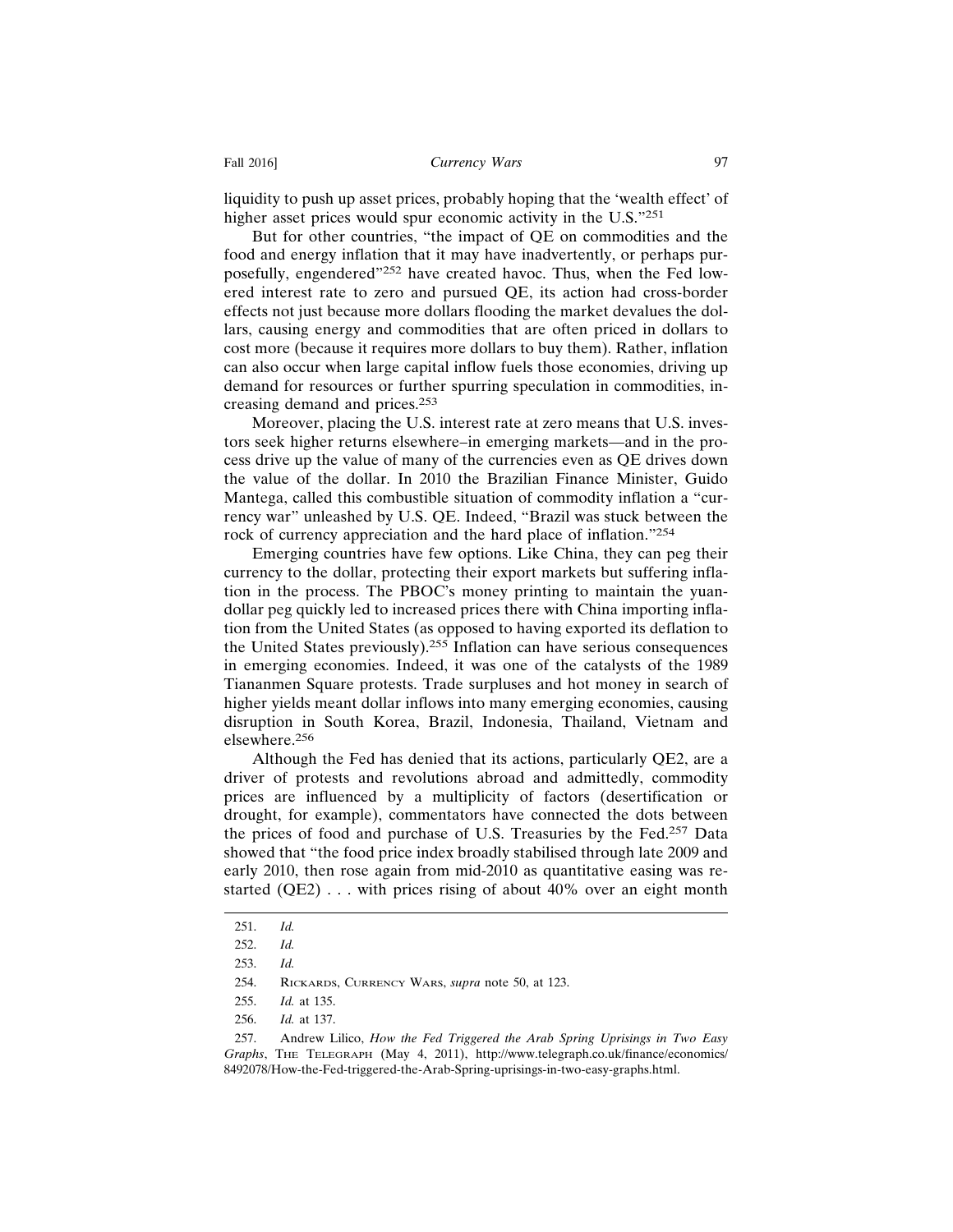liquidity to push up asset prices, probably hoping that the 'wealth effect' of higher asset prices would spur economic activity in the U.S."[251]

But for other countries, "the impact of QE on commodities and the food and energy inflation that it may have inadvertently, or perhaps purposefully, engendered"[252] have created havoc. Thus, when the Fed lowered interest rate to zero and pursued QE, its action had cross-border effects not just because more dollars flooding the market devalues the dollars, causing energy and commodities that are often priced in dollars to cost more (because it requires more dollars to buy them). Rather, inflation can also occur when large capital inflow fuels those economies, driving up demand for resources or further spurring speculation in commodities, increasing demand and prices.[253]

Moreover, placing the U.S. interest rate at zero means that U.S. investors seek higher returns elsewhere–in emerging markets—and in the process drive up the value of many of the currencies even as QE drives down the value of the dollar. In 2010 the Brazilian Finance Minister, Guido Mantega, called this combustible situation of commodity inflation a "currency war" unleashed by U.S. QE. Indeed, "Brazil was stuck between the rock of currency appreciation and the hard place of inflation."[254]

Emerging countries have few options. Like China, they can peg their currency to the dollar, protecting their export markets but suffering inflation in the process. The PBOC's money printing to maintain the yuan-dollar peg quickly led to increased prices there with China importing inflation from the United States (as opposed to having exported its deflation to the United States previously).[255] Inflation can have serious consequences in emerging economies. Indeed, it was one of the catalysts of the 1989 Tiananmen Square protests. Trade surpluses and hot money in search of higher yields meant dollar inflows into many emerging economies, causing disruption in South Korea, Brazil, Indonesia, Thailand, Vietnam and elsewhere.[256]

Although the Fed has denied that its actions, particularly QE2, are a driver of protests and revolutions abroad and admittedly, commodity prices are influenced by a multiplicity of factors (desertification or drought, for example), commentators have connected the dots between the prices of food and purchase of U.S. Treasuries by the Fed.[257] Data showed that "the food price index broadly stabilised through late 2009 and early 2010, then rose again from mid-2010 as quantitative easing was restarted (QE2) . . . with prices rising of about 40% over an eight month

---

251. *Id.*

252. *Id.*

253. *Id.*

254. RICKARDS, CURRENCY WARS, *supra* note 50, at 123.

255. *Id.* at 135.

256. *Id.* at 137.

257. Andrew Lilico, *How the Fed Triggered the Arab Spring Uprisings in Two Easy Graphs*, THE TELEGRAPH (May 4, 2011), http://www.telegraph.co.uk/finance/economics/8492078/How-the-Fed-triggered-the-Arab-Spring-uprisings-in-two-easy-graphs.html.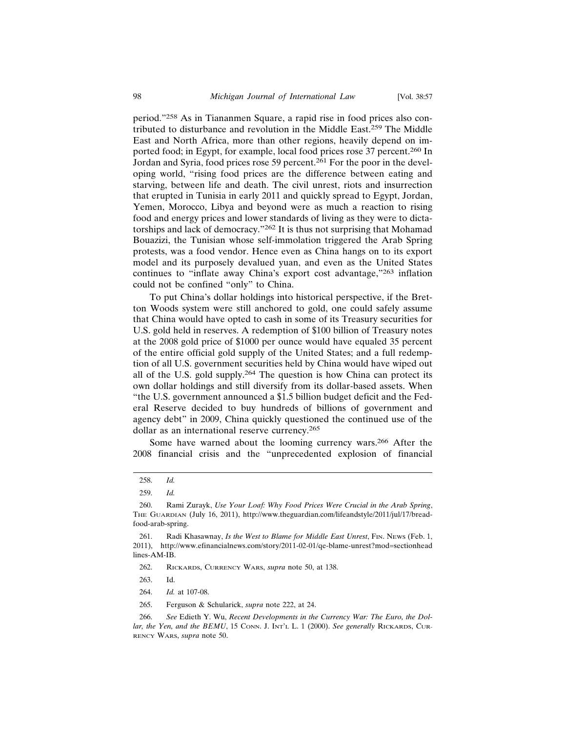period."[258] As in Tiananmen Square, a rapid rise in food prices also contributed to disturbance and revolution in the Middle East.[259] The Middle East and North Africa, more than other regions, heavily depend on imported food; in Egypt, for example, local food prices rose 37 percent.[260] In Jordan and Syria, food prices rose 59 percent.[261] For the poor in the developing world, "rising food prices are the difference between eating and starving, between life and death. The civil unrest, riots and insurrection that erupted in Tunisia in early 2011 and quickly spread to Egypt, Jordan, Yemen, Morocco, Libya and beyond were as much a reaction to rising food and energy prices and lower standards of living as they were to dictatorships and lack of democracy."[262] It is thus not surprising that Mohamad Bouazizi, the Tunisian whose self-immolation triggered the Arab Spring protests, was a food vendor. Hence even as China hangs on to its export model and its purposely devalued yuan, and even as the United States continues to "inflate away China's export cost advantage,"[263] inflation could not be confined "only" to China.

To put China's dollar holdings into historical perspective, if the Bretton Woods system were still anchored to gold, one could safely assume that China would have opted to cash in some of its Treasury securities for U.S. gold held in reserves. A redemption of $100 billion of Treasury notes at the 2008 gold price of $1000 per ounce would have equaled 35 percent of the entire official gold supply of the United States; and a full redemption of all U.S. government securities held by China would have wiped out all of the U.S. gold supply.[264] The question is how China can protect its own dollar holdings and still diversify from its dollar-based assets. When "the U.S. government announced a $1.5 billion budget deficit and the Federal Reserve decided to buy hundreds of billions of government and agency debt" in 2009, China quickly questioned the continued use of the dollar as an international reserve currency.[265]

Some have warned about the looming currency wars.[266] After the 2008 financial crisis and the "unprecedented explosion of financial

---

258. *Id.*

259. *Id.*

260. Rami Zurayk, *Use Your Loaf: Why Food Prices Were Crucial in the Arab Spring*, The Guardian (July 16, 2011), http://www.theguardian.com/lifeandstyle/2011/jul/17/bread-food-arab-spring.

261. Radi Khasawnay, *Is the West to Blame for Middle East Unrest*, Fin. News (Feb. 1, 2011), http://www.efinancialnews.com/story/2011-02-01/qe-blame-unrest?mod=sectionheadlines-AM-IB.

262. Rickards, Currency Wars, *supra* note 50, at 138.

263. Id.

264. *Id.* at 107-08.

265. Ferguson & Schularick, *supra* note 222, at 24.

266. *See* Edieth Y. Wu, *Recent Developments in the Currency War: The Euro, the Dollar, the Yen, and the BEMU*, 15 Conn. J. Int'l L. 1 (2000). *See generally* Rickards, Currency Wars, *supra* note 50.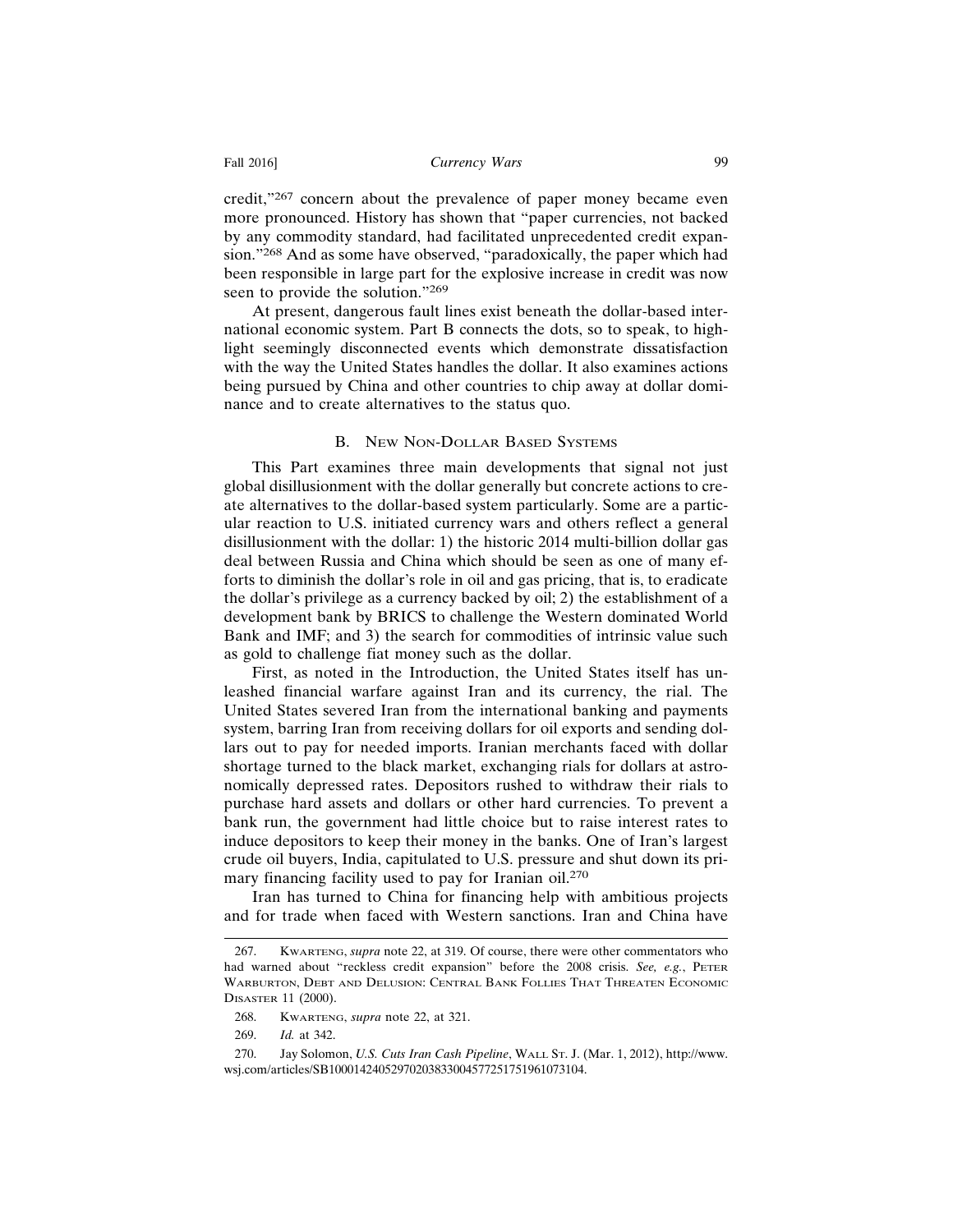credit,"[267] concern about the prevalence of paper money became even more pronounced. History has shown that "paper currencies, not backed by any commodity standard, had facilitated unprecedented credit expansion."[268] And as some have observed, "paradoxically, the paper which had been responsible in large part for the explosive increase in credit was now seen to provide the solution."[269]

At present, dangerous fault lines exist beneath the dollar-based international economic system. Part B connects the dots, so to speak, to highlight seemingly disconnected events which demonstrate dissatisfaction with the way the United States handles the dollar. It also examines actions being pursued by China and other countries to chip away at dollar dominance and to create alternatives to the status quo.

### B. New Non-Dollar Based Systems

This Part examines three main developments that signal not just global disillusionment with the dollar generally but concrete actions to create alternatives to the dollar-based system particularly. Some are a particular reaction to U.S. initiated currency wars and others reflect a general disillusionment with the dollar: 1) the historic 2014 multi-billion dollar gas deal between Russia and China which should be seen as one of many efforts to diminish the dollar's role in oil and gas pricing, that is, to eradicate the dollar's privilege as a currency backed by oil; 2) the establishment of a development bank by BRICS to challenge the Western dominated World Bank and IMF; and 3) the search for commodities of intrinsic value such as gold to challenge fiat money such as the dollar.

First, as noted in the Introduction, the United States itself has unleashed financial warfare against Iran and its currency, the rial. The United States severed Iran from the international banking and payments system, barring Iran from receiving dollars for oil exports and sending dollars out to pay for needed imports. Iranian merchants faced with dollar shortage turned to the black market, exchanging rials for dollars at astronomically depressed rates. Depositors rushed to withdraw their rials to purchase hard assets and dollars or other hard currencies. To prevent a bank run, the government had little choice but to raise interest rates to induce depositors to keep their money in the banks. One of Iran's largest crude oil buyers, India, capitulated to U.S. pressure and shut down its primary financing facility used to pay for Iranian oil.[270]

Iran has turned to China for financing help with ambitious projects and for trade when faced with Western sanctions. Iran and China have

---

267. Kwarteng, *supra* note 22, at 319. Of course, there were other commentators who had warned about "reckless credit expansion" before the 2008 crisis. *See, e.g.*, Peter Warburton, Debt and Delusion: Central Bank Follies That Threaten Economic Disaster 11 (2000).

268. Kwarteng, *supra* note 22, at 321.

269. *Id.* at 342.

270. Jay Solomon, *U.S. Cuts Iran Cash Pipeline*, Wall St. J. (Mar. 1, 2012), http://www.wsj.com/articles/SB10001424052970203833004577251751961073104.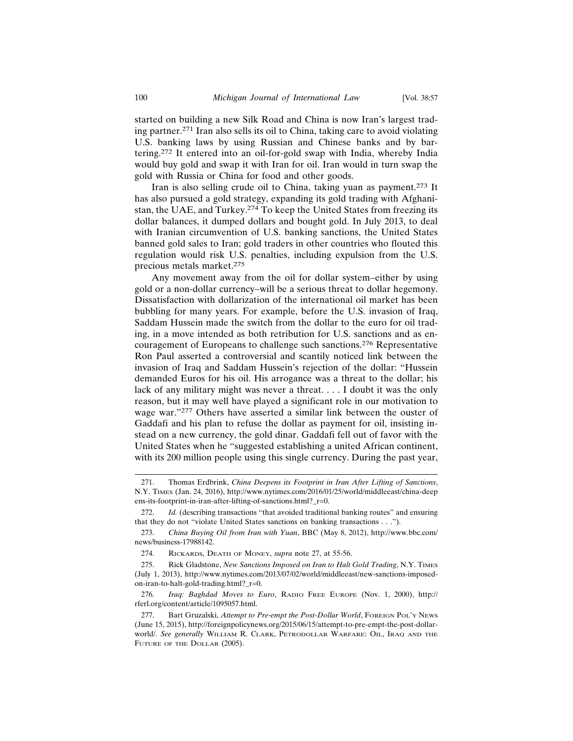started on building a new Silk Road and China is now Iran's largest trading partner.[271] Iran also sells its oil to China, taking care to avoid violating U.S. banking laws by using Russian and Chinese banks and by bartering.[272] It entered into an oil-for-gold swap with India, whereby India would buy gold and swap it with Iran for oil. Iran would in turn swap the gold with Russia or China for food and other goods.

Iran is also selling crude oil to China, taking yuan as payment.[273] It has also pursued a gold strategy, expanding its gold trading with Afghanistan, the UAE, and Turkey.[274] To keep the United States from freezing its dollar balances, it dumped dollars and bought gold. In July 2013, to deal with Iranian circumvention of U.S. banking sanctions, the United States banned gold sales to Iran; gold traders in other countries who flouted this regulation would risk U.S. penalties, including expulsion from the U.S. precious metals market.[275]

Any movement away from the oil for dollar system–either by using gold or a non-dollar currency–will be a serious threat to dollar hegemony. Dissatisfaction with dollarization of the international oil market has been bubbling for many years. For example, before the U.S. invasion of Iraq, Saddam Hussein made the switch from the dollar to the euro for oil trading, in a move intended as both retribution for U.S. sanctions and as encouragement of Europeans to challenge such sanctions.[276] Representative Ron Paul asserted a controversial and scantily noticed link between the invasion of Iraq and Saddam Hussein's rejection of the dollar: "Hussein demanded Euros for his oil. His arrogance was a threat to the dollar; his lack of any military might was never a threat. . . . I doubt it was the only reason, but it may well have played a significant role in our motivation to wage war."[277] Others have asserted a similar link between the ouster of Gaddafi and his plan to refuse the dollar as payment for oil, insisting instead on a new currency, the gold dinar. Gaddafi fell out of favor with the United States when he "suggested establishing a united African continent, with its 200 million people using this single currency. During the past year,

---

271. Thomas Erdbrink, *China Deepens its Footprint in Iran After Lifting of Sanctions*, N.Y. Times (Jan. 24, 2016), http://www.nytimes.com/2016/01/25/world/middleeast/china-deepens-its-footprint-in-iran-after-lifting-of-sanctions.html?_r=0.

272. *Id.* (describing transactions "that avoided traditional banking routes" and ensuring that they do not "violate United States sanctions on banking transactions . . .").

273. *China Buying Oil from Iran with Yuan*, BBC (May 8, 2012), http://www.bbc.com/news/business-17988142.

274. Rickards, Death of Money, *supra* note 27, at 55-56.

275. Rick Gladstone, *New Sanctions Imposed on Iran to Halt Gold Trading*, N.Y. Times (July 1, 2013), http://www.nytimes.com/2013/07/02/world/middleeast/new-sanctions-imposed-on-iran-to-halt-gold-trading.html?_r=0.

276. *Iraq: Baghdad Moves to Euro*, Radio Free Europe (Nov. 1, 2000), http://rferl.org/content/article/1095057.html.

277. Bart Gruzalski, *Attempt to Pre-empt the Post-Dollar World*, Foreign Pol'y News (June 15, 2015), http://foreignpolicynews.org/2015/06/15/attempt-to-pre-empt-the-post-dollar-world/. *See generally* William R. Clark, Petrodollar Warfare: Oil, Iraq and the Future of the Dollar (2005).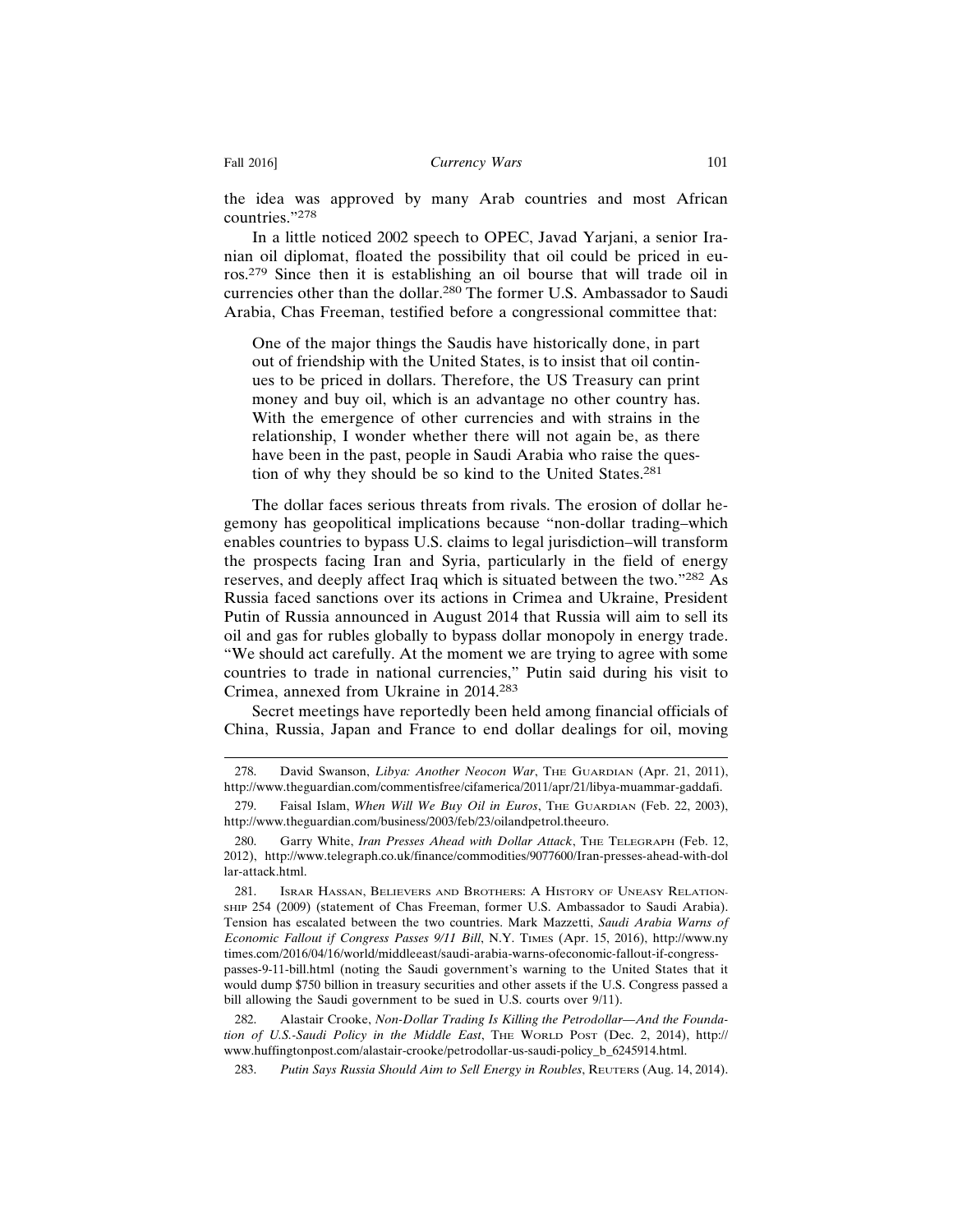the idea was approved by many Arab countries and most African countries."[278]

In a little noticed 2002 speech to OPEC, Javad Yarjani, a senior Iranian oil diplomat, floated the possibility that oil could be priced in euros.[279] Since then it is establishing an oil bourse that will trade oil in currencies other than the dollar.[280] The former U.S. Ambassador to Saudi Arabia, Chas Freeman, testified before a congressional committee that:

> One of the major things the Saudis have historically done, in part out of friendship with the United States, is to insist that oil continues to be priced in dollars. Therefore, the US Treasury can print money and buy oil, which is an advantage no other country has. With the emergence of other currencies and with strains in the relationship, I wonder whether there will not again be, as there have been in the past, people in Saudi Arabia who raise the question of why they should be so kind to the United States.[281]

The dollar faces serious threats from rivals. The erosion of dollar hegemony has geopolitical implications because "non-dollar trading–which enables countries to bypass U.S. claims to legal jurisdiction–will transform the prospects facing Iran and Syria, particularly in the field of energy reserves, and deeply affect Iraq which is situated between the two."[282] As Russia faced sanctions over its actions in Crimea and Ukraine, President Putin of Russia announced in August 2014 that Russia will aim to sell its oil and gas for rubles globally to bypass dollar monopoly in energy trade. "We should act carefully. At the moment we are trying to agree with some countries to trade in national currencies," Putin said during his visit to Crimea, annexed from Ukraine in 2014.[283]

Secret meetings have reportedly been held among financial officials of China, Russia, Japan and France to end dollar dealings for oil, moving

---

278. David Swanson, *Libya: Another Neocon War*, The Guardian (Apr. 21, 2011), http://www.theguardian.com/commentisfree/cifamerica/2011/apr/21/libya-muammar-gaddafi.

279. Faisal Islam, *When Will We Buy Oil in Euros*, The Guardian (Feb. 22, 2003), http://www.theguardian.com/business/2003/feb/23/oilandpetrol.theeuro.

280. Garry White, *Iran Presses Ahead with Dollar Attack*, The Telegraph (Feb. 12, 2012), http://www.telegraph.co.uk/finance/commodities/9077600/Iran-presses-ahead-with-dollar-attack.html.

281. Israr Hassan, Believers and Brothers: A History of Uneasy Relationship 254 (2009) (statement of Chas Freeman, former U.S. Ambassador to Saudi Arabia). Tension has escalated between the two countries. Mark Mazzetti, *Saudi Arabia Warns of Economic Fallout if Congress Passes 9/11 Bill*, N.Y. Times (Apr. 15, 2016), http://www.nytimes.com/2016/04/16/world/middleeast/saudi-arabia-warns-ofeconomic-fallout-if-congress-passes-9-11-bill.html (noting the Saudi government's warning to the United States that it would dump $750 billion in treasury securities and other assets if the U.S. Congress passed a bill allowing the Saudi government to be sued in U.S. courts over 9/11).

282. Alastair Crooke, *Non-Dollar Trading Is Killing the Petrodollar—And the Foundation of U.S.-Saudi Policy in the Middle East*, The World Post (Dec. 2, 2014), http://www.huffingtonpost.com/alastair-crooke/petrodollar-us-saudi-policy_b_6245914.html.

283. *Putin Says Russia Should Aim to Sell Energy in Roubles*, Reuters (Aug. 14, 2014).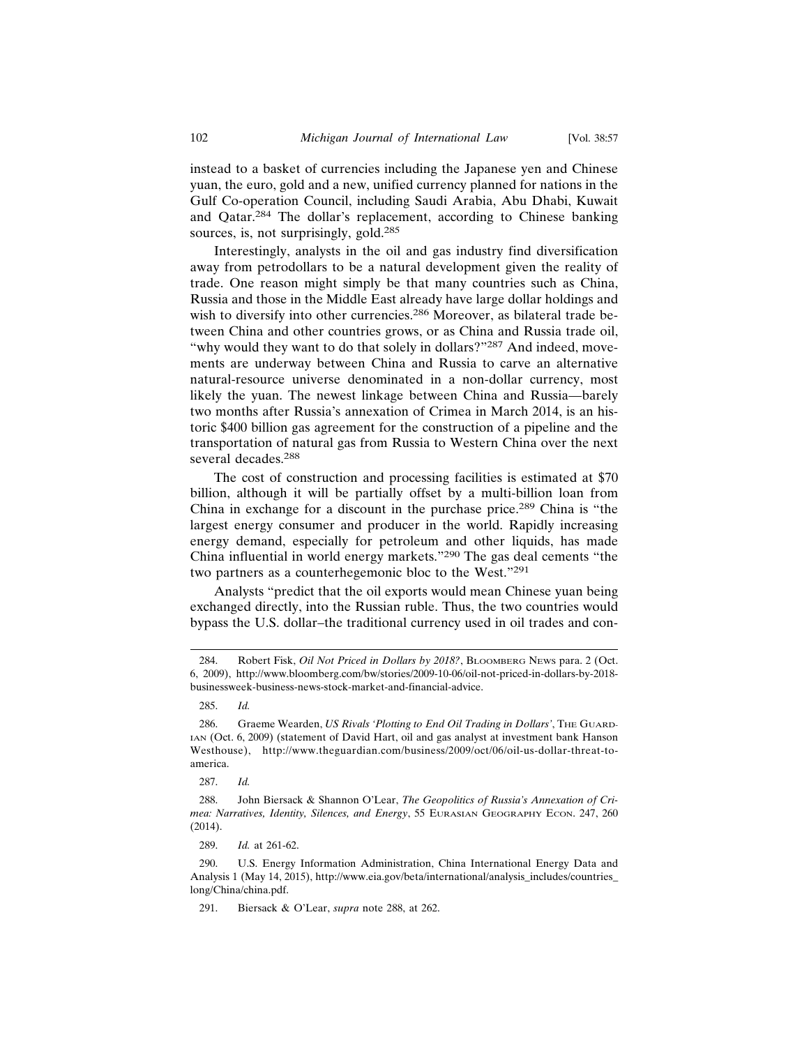instead to a basket of currencies including the Japanese yen and Chinese yuan, the euro, gold and a new, unified currency planned for nations in the Gulf Co-operation Council, including Saudi Arabia, Abu Dhabi, Kuwait and Qatar.[284] The dollar's replacement, according to Chinese banking sources, is, not surprisingly, gold.[285]

Interestingly, analysts in the oil and gas industry find diversification away from petrodollars to be a natural development given the reality of trade. One reason might simply be that many countries such as China, Russia and those in the Middle East already have large dollar holdings and wish to diversify into other currencies.[286] Moreover, as bilateral trade between China and other countries grows, or as China and Russia trade oil, "why would they want to do that solely in dollars?"[287] And indeed, movements are underway between China and Russia to carve an alternative natural-resource universe denominated in a non-dollar currency, most likely the yuan. The newest linkage between China and Russia—barely two months after Russia's annexation of Crimea in March 2014, is an historic $400 billion gas agreement for the construction of a pipeline and the transportation of natural gas from Russia to Western China over the next several decades.[288]

The cost of construction and processing facilities is estimated at $70 billion, although it will be partially offset by a multi-billion loan from China in exchange for a discount in the purchase price.[289] China is "the largest energy consumer and producer in the world. Rapidly increasing energy demand, especially for petroleum and other liquids, has made China influential in world energy markets."[290] The gas deal cements "the two partners as a counterhegemonic bloc to the West."[291]

Analysts "predict that the oil exports would mean Chinese yuan being exchanged directly, into the Russian ruble. Thus, the two countries would bypass the U.S. dollar–the traditional currency used in oil trades and con-

---

284. Robert Fisk, *Oil Not Priced in Dollars by 2018?*, Bloomberg News para. 2 (Oct. 6, 2009), http://www.bloomberg.com/bw/stories/2009-10-06/oil-not-priced-in-dollars-by-2018-businessweek-business-news-stock-market-and-financial-advice.

285. *Id.*

286. Graeme Wearden, *US Rivals 'Plotting to End Oil Trading in Dollars'*, The Guardian (Oct. 6, 2009) (statement of David Hart, oil and gas analyst at investment bank Hanson Westhouse), http://www.theguardian.com/business/2009/oct/06/oil-us-dollar-threat-to-america.

287. *Id.*

288. John Biersack & Shannon O'Lear, *The Geopolitics of Russia's Annexation of Crimea: Narratives, Identity, Silences, and Energy*, 55 Eurasian Geography Econ. 247, 260 (2014).

289. *Id.* at 261-62.

290. U.S. Energy Information Administration, China International Energy Data and Analysis 1 (May 14, 2015), http://www.eia.gov/beta/international/analysis_includes/countries_long/China/china.pdf.

291. Biersack & O'Lear, *supra* note 288, at 262.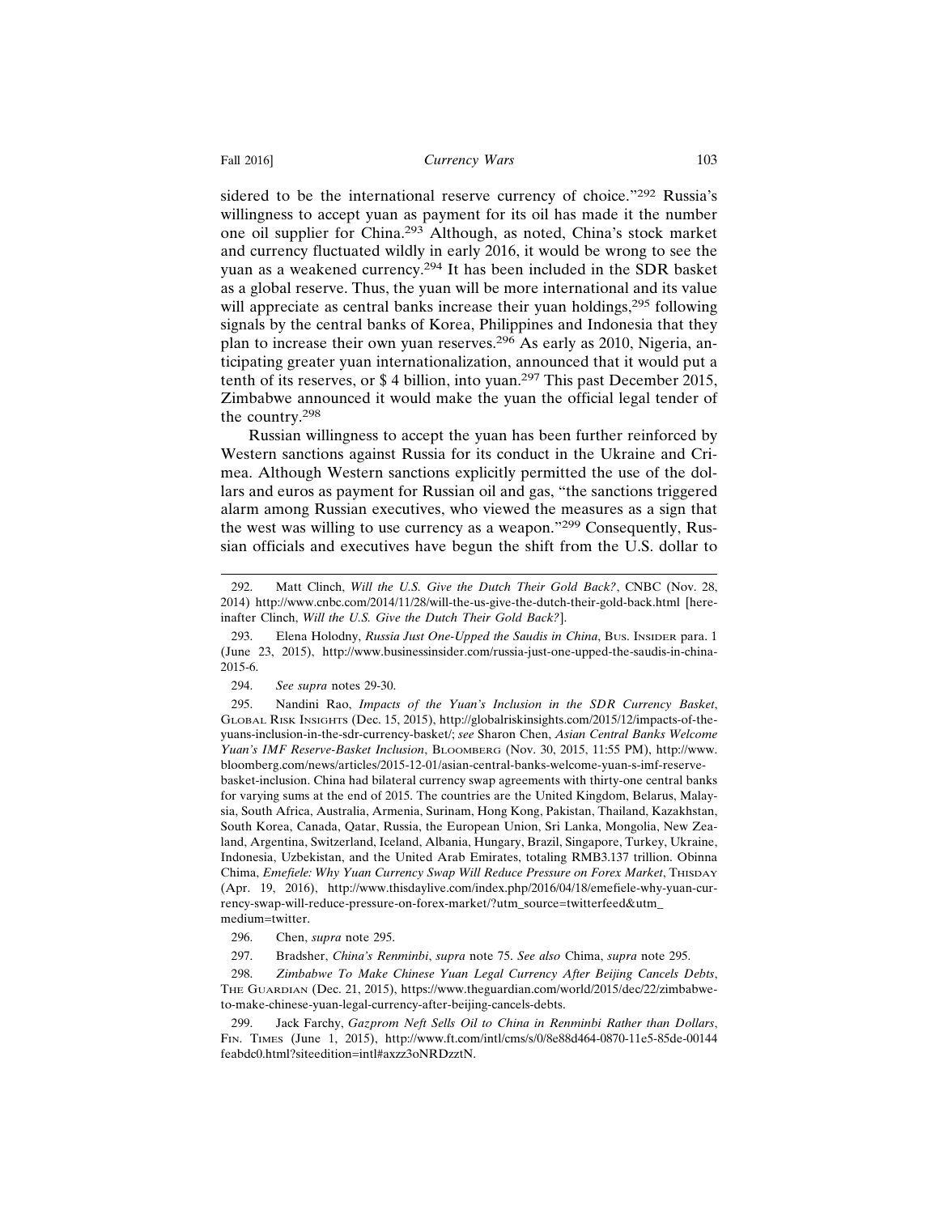sidered to be the international reserve currency of choice."[292] Russia's willingness to accept yuan as payment for its oil has made it the number one oil supplier for China.[293] Although, as noted, China's stock market and currency fluctuated wildly in early 2016, it would be wrong to see the yuan as a weakened currency.[294] It has been included in the SDR basket as a global reserve. Thus, the yuan will be more international and its value will appreciate as central banks increase their yuan holdings,[295] following signals by the central banks of Korea, Philippines and Indonesia that they plan to increase their own yuan reserves.[296] As early as 2010, Nigeria, anticipating greater yuan internationalization, announced that it would put a tenth of its reserves, or $ 4 billion, into yuan.[297] This past December 2015, Zimbabwe announced it would make the yuan the official legal tender of the country.[298]

Russian willingness to accept the yuan has been further reinforced by Western sanctions against Russia for its conduct in the Ukraine and Crimea. Although Western sanctions explicitly permitted the use of the dollars and euros as payment for Russian oil and gas, "the sanctions triggered alarm among Russian executives, who viewed the measures as a sign that the west was willing to use currency as a weapon."[299] Consequently, Russian officials and executives have begun the shift from the U.S. dollar to

---

292. Matt Clinch, *Will the U.S. Give the Dutch Their Gold Back?*, CNBC (Nov. 28, 2014) http://www.cnbc.com/2014/11/28/will-the-us-give-the-dutch-their-gold-back.html [hereinafter Clinch, *Will the U.S. Give the Dutch Their Gold Back?*].

293. Elena Holodny, *Russia Just One-Upped the Saudis in China*, BUS. INSIDER para. 1 (June 23, 2015), http://www.businessinsider.com/russia-just-one-upped-the-saudis-in-china-2015-6.

294. *See supra* notes 29-30.

295. Nandini Rao, *Impacts of the Yuan's Inclusion in the SDR Currency Basket*, GLOBAL RISK INSIGHTS (Dec. 15, 2015), http://globalriskinsights.com/2015/12/impacts-of-the-yuans-inclusion-in-the-sdr-currency-basket/; *see* Sharon Chen, *Asian Central Banks Welcome Yuan's IMF Reserve-Basket Inclusion*, BLOOMBERG (Nov. 30, 2015, 11:55 PM), http://www.bloomberg.com/news/articles/2015-12-01/asian-central-banks-welcome-yuan-s-imf-reserve-basket-inclusion. China had bilateral currency swap agreements with thirty-one central banks for varying sums at the end of 2015. The countries are the United Kingdom, Belarus, Malaysia, South Africa, Australia, Armenia, Surinam, Hong Kong, Pakistan, Thailand, Kazakhstan, South Korea, Canada, Qatar, Russia, the European Union, Sri Lanka, Mongolia, New Zealand, Argentina, Switzerland, Iceland, Albania, Hungary, Brazil, Singapore, Turkey, Ukraine, Indonesia, Uzbekistan, and the United Arab Emirates, totaling RMB3.137 trillion. Obinna Chima, *Emefiele: Why Yuan Currency Swap Will Reduce Pressure on Forex Market*, THISDAY (Apr. 19, 2016), http://www.thisdaylive.com/index.php/2016/04/18/emefiele-why-yuan-currency-swap-will-reduce-pressure-on-forex-market/?utm_source=twitterfeed&utm_medium=twitter.

296. Chen, *supra* note 295.

297. Bradsher, *China's Renminbi*, *supra* note 75. *See also* Chima, *supra* note 295.

298. *Zimbabwe To Make Chinese Yuan Legal Currency After Beijing Cancels Debts*, THE GUARDIAN (Dec. 21, 2015), https://www.theguardian.com/world/2015/dec/22/zimbabwe-to-make-chinese-yuan-legal-currency-after-beijing-cancels-debts.

299. Jack Farchy, *Gazprom Neft Sells Oil to China in Renminbi Rather than Dollars*, FIN. TIMES (June 1, 2015), http://www.ft.com/intl/cms/s/0/8e88d464-0870-11e5-85de-00144feabdc0.html?siteedition=intl#axzz3oNRDzztN.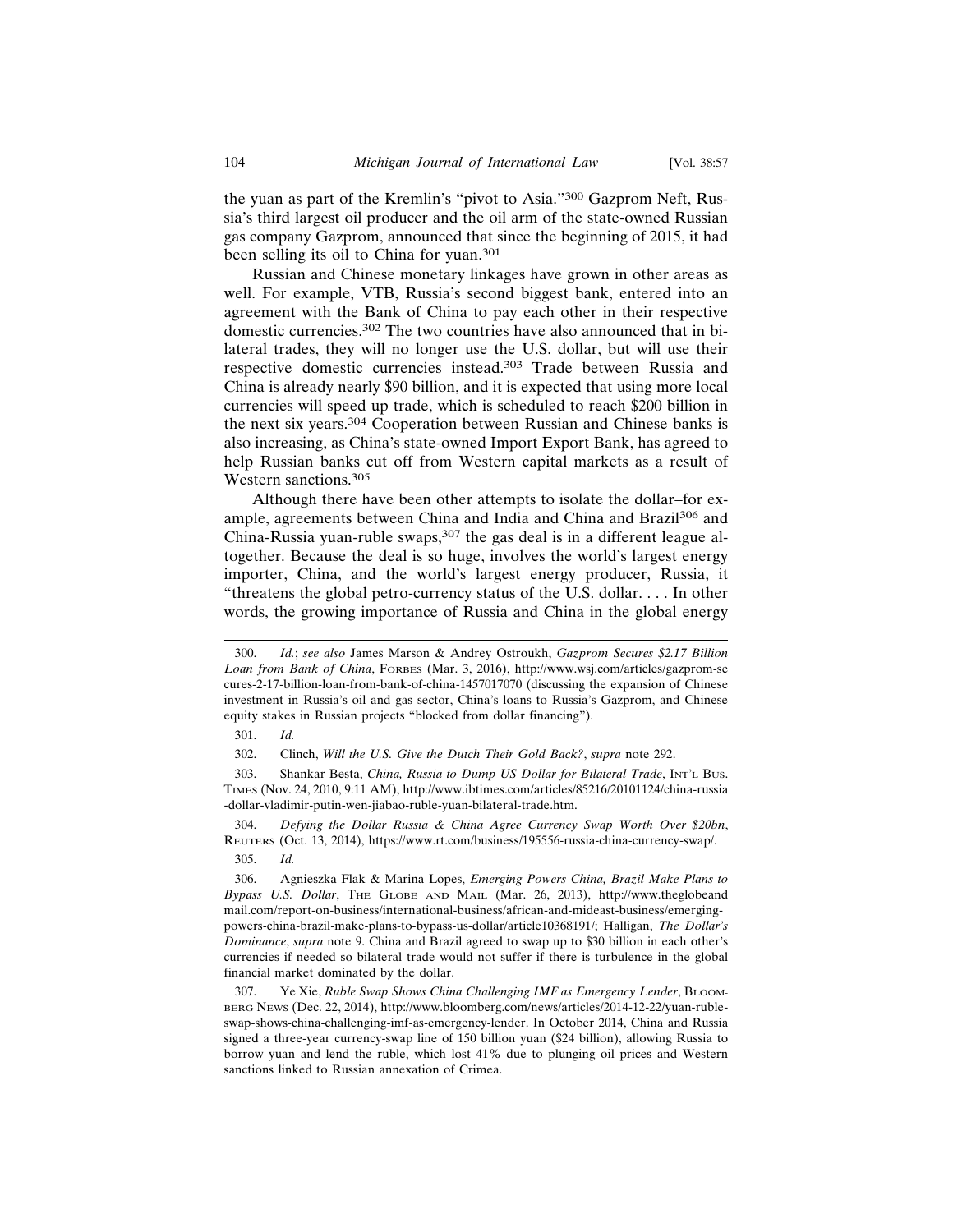the yuan as part of the Kremlin's "pivot to Asia."[300] Gazprom Neft, Russia's third largest oil producer and the oil arm of the state-owned Russian gas company Gazprom, announced that since the beginning of 2015, it had been selling its oil to China for yuan.[301]

Russian and Chinese monetary linkages have grown in other areas as well. For example, VTB, Russia's second biggest bank, entered into an agreement with the Bank of China to pay each other in their respective domestic currencies.[302] The two countries have also announced that in bilateral trades, they will no longer use the U.S. dollar, but will use their respective domestic currencies instead.[303] Trade between Russia and China is already nearly $90 billion, and it is expected that using more local currencies will speed up trade, which is scheduled to reach $200 billion in the next six years.[304] Cooperation between Russian and Chinese banks is also increasing, as China's state-owned Import Export Bank, has agreed to help Russian banks cut off from Western capital markets as a result of Western sanctions.[305]

Although there have been other attempts to isolate the dollar–for example, agreements between China and India and China and Brazil[306] and China-Russia yuan-ruble swaps,[307] the gas deal is in a different league altogether. Because the deal is so huge, involves the world's largest energy importer, China, and the world's largest energy producer, Russia, it "threatens the global petro-currency status of the U.S. dollar. . . . In other words, the growing importance of Russia and China in the global energy

---

300. *Id.*; *see also* James Marson & Andrey Ostroukh, *Gazprom Secures $2.17 Billion Loan from Bank of China*, Forbes (Mar. 3, 2016), http://www.wsj.com/articles/gazprom-secures-2-17-billion-loan-from-bank-of-china-1457017070 (discussing the expansion of Chinese investment in Russia's oil and gas sector, China's loans to Russia's Gazprom, and Chinese equity stakes in Russian projects "blocked from dollar financing").

301. *Id.*

302. Clinch, *Will the U.S. Give the Dutch Their Gold Back?*, *supra* note 292.

303. Shankar Besta, *China, Russia to Dump US Dollar for Bilateral Trade*, Int'l Bus. Times (Nov. 24, 2010, 9:11 AM), http://www.ibtimes.com/articles/85216/20101124/china-russia-dollar-vladimir-putin-wen-jiabao-ruble-yuan-bilateral-trade.htm.

304. *Defying the Dollar Russia & China Agree Currency Swap Worth Over $20bn*, Reuters (Oct. 13, 2014), https://www.rt.com/business/195556-russia-china-currency-swap/.

305. *Id.*

306. Agnieszka Flak & Marina Lopes, *Emerging Powers China, Brazil Make Plans to Bypass U.S. Dollar*, The Globe and Mail (Mar. 26, 2013), http://www.theglobeandmail.com/report-on-business/international-business/african-and-mideast-business/emerging-powers-china-brazil-make-plans-to-bypass-us-dollar/article10368191/; Halligan, *The Dollar's Dominance*, *supra* note 9. China and Brazil agreed to swap up to $30 billion in each other's currencies if needed so bilateral trade would not suffer if there is turbulence in the global financial market dominated by the dollar.

307. Ye Xie, *Ruble Swap Shows China Challenging IMF as Emergency Lender*, Bloomberg News (Dec. 22, 2014), http://www.bloomberg.com/news/articles/2014-12-22/yuan-ruble-swap-shows-china-challenging-imf-as-emergency-lender. In October 2014, China and Russia signed a three-year currency-swap line of 150 billion yuan ($24 billion), allowing Russia to borrow yuan and lend the ruble, which lost 41% due to plunging oil prices and Western sanctions linked to Russian annexation of Crimea.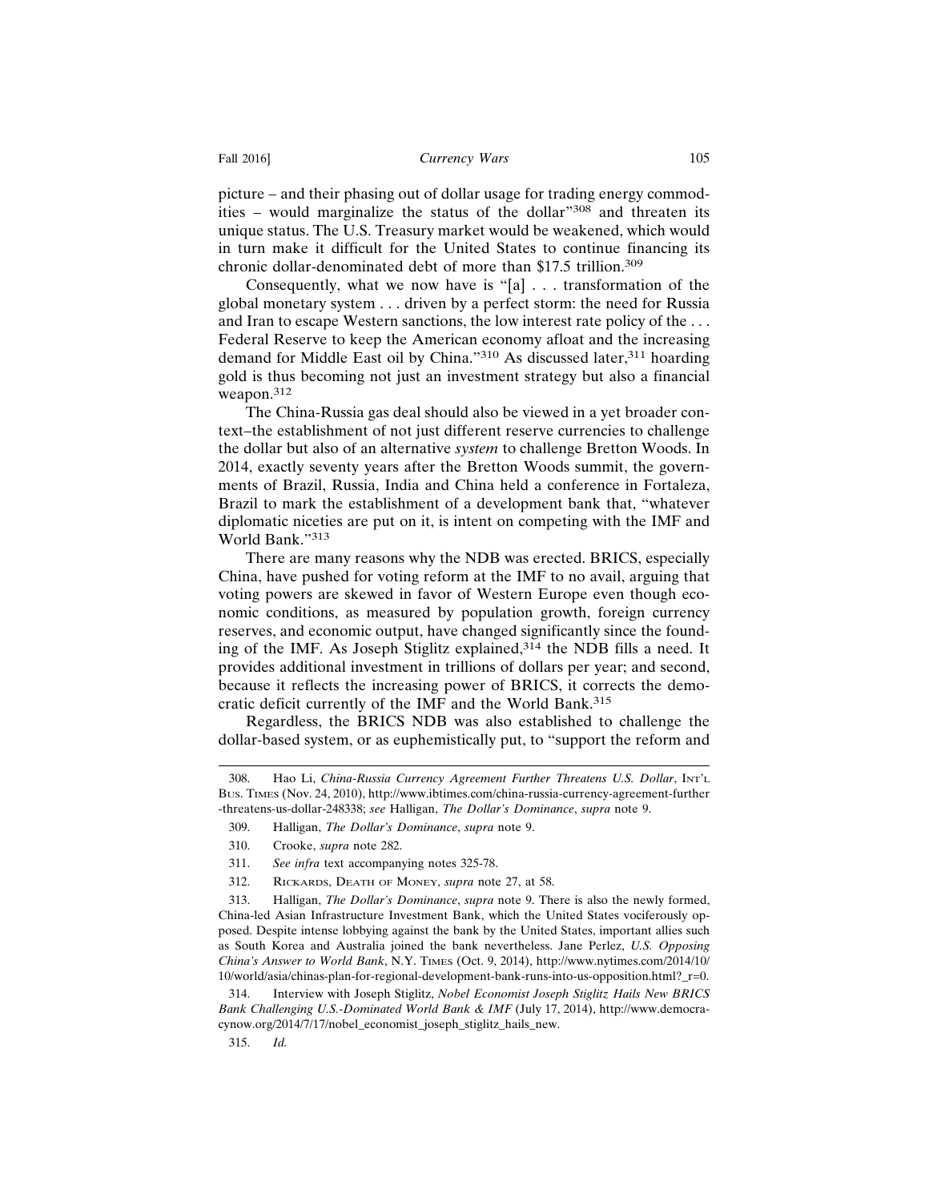picture – and their phasing out of dollar usage for trading energy commodities – would marginalize the status of the dollar"[308] and threaten its unique status. The U.S. Treasury market would be weakened, which would in turn make it difficult for the United States to continue financing its chronic dollar-denominated debt of more than $17.5 trillion.[309]

Consequently, what we now have is "[a] . . . transformation of the global monetary system . . . driven by a perfect storm: the need for Russia and Iran to escape Western sanctions, the low interest rate policy of the . . . Federal Reserve to keep the American economy afloat and the increasing demand for Middle East oil by China."[310] As discussed later,[311] hoarding gold is thus becoming not just an investment strategy but also a financial weapon.[312]

The China-Russia gas deal should also be viewed in a yet broader context–the establishment of not just different reserve currencies to challenge the dollar but also of an alternative *system* to challenge Bretton Woods. In 2014, exactly seventy years after the Bretton Woods summit, the governments of Brazil, Russia, India and China held a conference in Fortaleza, Brazil to mark the establishment of a development bank that, "whatever diplomatic niceties are put on it, is intent on competing with the IMF and World Bank."[313]

There are many reasons why the NDB was erected. BRICS, especially China, have pushed for voting reform at the IMF to no avail, arguing that voting powers are skewed in favor of Western Europe even though economic conditions, as measured by population growth, foreign currency reserves, and economic output, have changed significantly since the founding of the IMF. As Joseph Stiglitz explained,[314] the NDB fills a need. It provides additional investment in trillions of dollars per year; and second, because it reflects the increasing power of BRICS, it corrects the democratic deficit currently of the IMF and the World Bank.[315]

Regardless, the BRICS NDB was also established to challenge the dollar-based system, or as euphemistically put, to "support the reform and

---

308. Hao Li, *China-Russia Currency Agreement Further Threatens U.S. Dollar*, INT'L BUS. TIMES (Nov. 24, 2010), http://www.ibtimes.com/china-russia-currency-agreement-further-threatens-us-dollar-248338; *see* Halligan, *The Dollar's Dominance*, *supra* note 9.

309. Halligan, *The Dollar's Dominance*, *supra* note 9.

310. Crooke, *supra* note 282.

311. *See infra* text accompanying notes 325-78.

312. RICKARDS, DEATH OF MONEY, *supra* note 27, at 58.

313. Halligan, *The Dollar's Dominance*, *supra* note 9. There is also the newly formed, China-led Asian Infrastructure Investment Bank, which the United States vociferously opposed. Despite intense lobbying against the bank by the United States, important allies such as South Korea and Australia joined the bank nevertheless. Jane Perlez, *U.S. Opposing China's Answer to World Bank*, N.Y. TIMES (Oct. 9, 2014), http://www.nytimes.com/2014/10/10/world/asia/chinas-plan-for-regional-development-bank-runs-into-us-opposition.html?_r=0.

314. Interview with Joseph Stiglitz, *Nobel Economist Joseph Stiglitz Hails New BRICS Bank Challenging U.S.-Dominated World Bank & IMF* (July 17, 2014), http://www.democracynow.org/2014/7/17/nobel_economist_joseph_stiglitz_hails_new.

315. *Id.*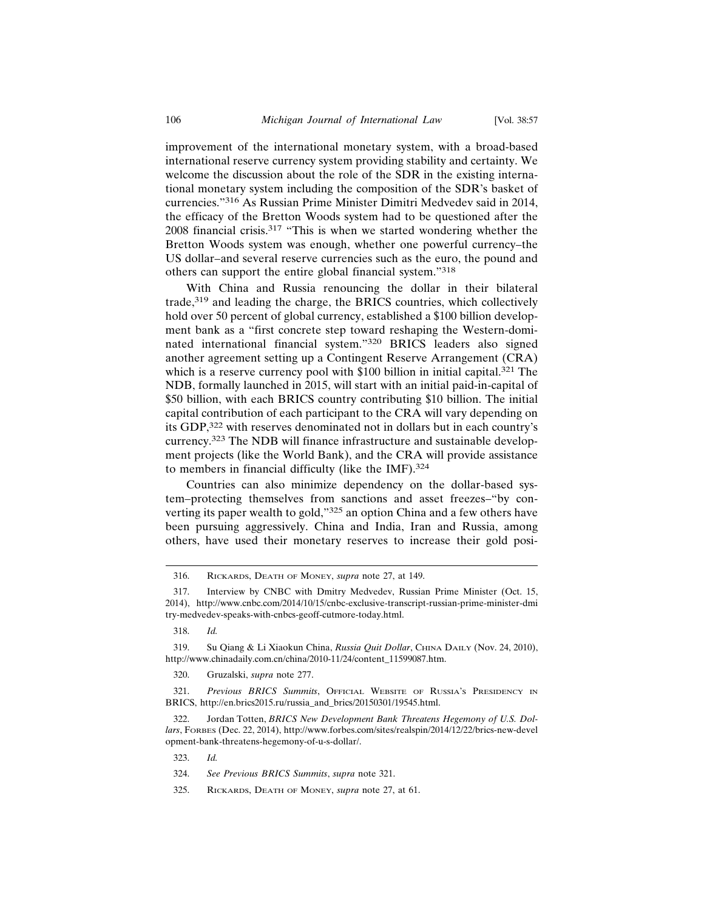improvement of the international monetary system, with a broad-based international reserve currency system providing stability and certainty. We welcome the discussion about the role of the SDR in the existing international monetary system including the composition of the SDR's basket of currencies."[316] As Russian Prime Minister Dimitri Medvedev said in 2014, the efficacy of the Bretton Woods system had to be questioned after the 2008 financial crisis.[317] "This is when we started wondering whether the Bretton Woods system was enough, whether one powerful currency–the US dollar–and several reserve currencies such as the euro, the pound and others can support the entire global financial system."[318]

With China and Russia renouncing the dollar in their bilateral trade,[319] and leading the charge, the BRICS countries, which collectively hold over 50 percent of global currency, established a $100 billion development bank as a "first concrete step toward reshaping the Western-dominated international financial system."[320] BRICS leaders also signed another agreement setting up a Contingent Reserve Arrangement (CRA) which is a reserve currency pool with $100 billion in initial capital.[321] The NDB, formally launched in 2015, will start with an initial paid-in-capital of $50 billion, with each BRICS country contributing $10 billion. The initial capital contribution of each participant to the CRA will vary depending on its GDP,[322] with reserves denominated not in dollars but in each country's currency.[323] The NDB will finance infrastructure and sustainable development projects (like the World Bank), and the CRA will provide assistance to members in financial difficulty (like the IMF).[324]

Countries can also minimize dependency on the dollar-based system–protecting themselves from sanctions and asset freezes–"by converting its paper wealth to gold,"[325] an option China and a few others have been pursuing aggressively. China and India, Iran and Russia, among others, have used their monetary reserves to increase their gold posi-

---

316. Rickards, Death of Money, *supra* note 27, at 149.

317. Interview by CNBC with Dmitry Medvedev, Russian Prime Minister (Oct. 15, 2014), http://www.cnbc.com/2014/10/15/cnbc-exclusive-transcript-russian-prime-minister-dmitry-medvedev-speaks-with-cnbcs-geoff-cutmore-today.html.

318. *Id.*

319. Su Qiang & Li Xiaokun China, *Russia Quit Dollar*, China Daily (Nov. 24, 2010), http://www.chinadaily.com.cn/china/2010-11/24/content_11599087.htm.

320. Gruzalski, *supra* note 277.

321. *Previous BRICS Summits*, Official Website of Russia's Presidency in BRICS, http://en.brics2015.ru/russia_and_brics/20150301/19545.html.

322. Jordan Totten, *BRICS New Development Bank Threatens Hegemony of U.S. Dollars*, Forbes (Dec. 22, 2014), http://www.forbes.com/sites/realspin/2014/12/22/brics-new-development-bank-threatens-hegemony-of-u-s-dollar/.

323. *Id.*

324. *See Previous BRICS Summits*, *supra* note 321.

325. Rickards, Death of Money, *supra* note 27, at 61.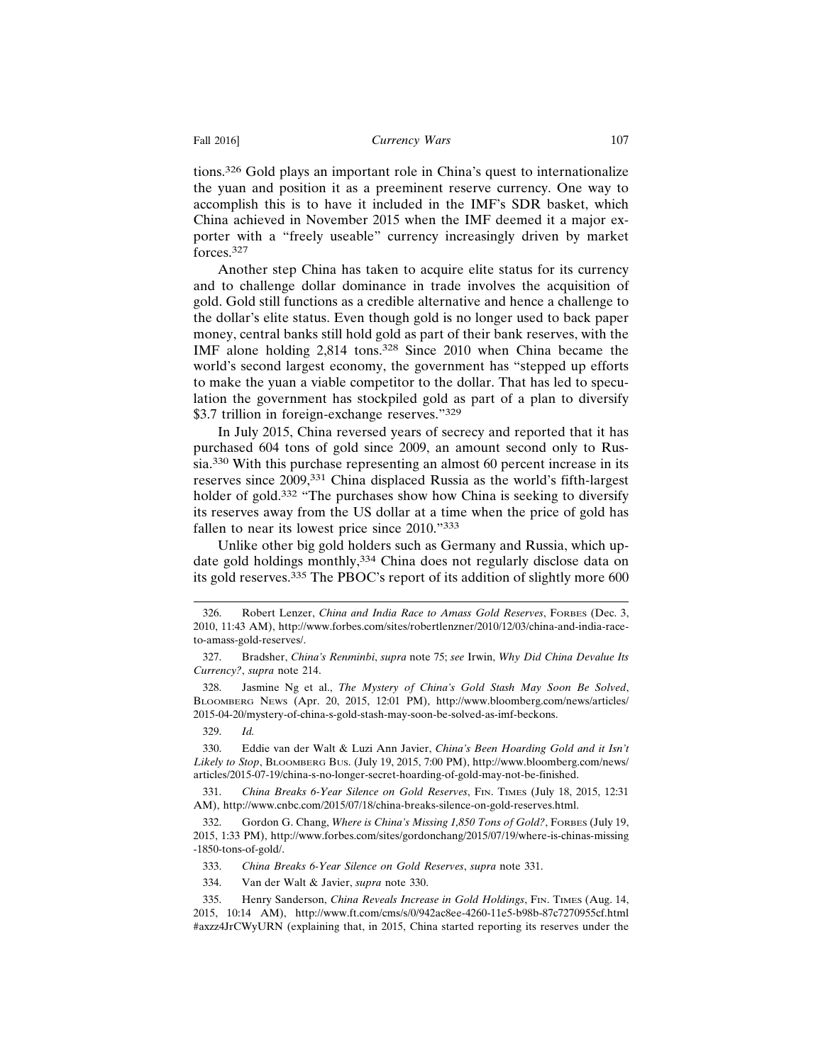tions.[326] Gold plays an important role in China's quest to internationalize the yuan and position it as a preeminent reserve currency. One way to accomplish this is to have it included in the IMF's SDR basket, which China achieved in November 2015 when the IMF deemed it a major exporter with a "freely useable" currency increasingly driven by market forces.[327]

Another step China has taken to acquire elite status for its currency and to challenge dollar dominance in trade involves the acquisition of gold. Gold still functions as a credible alternative and hence a challenge to the dollar's elite status. Even though gold is no longer used to back paper money, central banks still hold gold as part of their bank reserves, with the IMF alone holding 2,814 tons.[328] Since 2010 when China became the world's second largest economy, the government has "stepped up efforts to make the yuan a viable competitor to the dollar. That has led to speculation the government has stockpiled gold as part of a plan to diversify \$3.7 trillion in foreign-exchange reserves."[329]

In July 2015, China reversed years of secrecy and reported that it has purchased 604 tons of gold since 2009, an amount second only to Russia.[330] With this purchase representing an almost 60 percent increase in its reserves since 2009,[331] China displaced Russia as the world's fifth-largest holder of gold.[332] "The purchases show how China is seeking to diversify its reserves away from the US dollar at a time when the price of gold has fallen to near its lowest price since 2010."[333]

Unlike other big gold holders such as Germany and Russia, which update gold holdings monthly,[334] China does not regularly disclose data on its gold reserves.[335] The PBOC's report of its addition of slightly more 600

---

326. Robert Lenzer, *China and India Race to Amass Gold Reserves*, FORBES (Dec. 3, 2010, 11:43 AM), http://www.forbes.com/sites/robertlenzner/2010/12/03/china-and-india-race-to-amass-gold-reserves/.

327. Bradsher, *China's Renminbi*, *supra* note 75; *see* Irwin, *Why Did China Devalue Its Currency?*, *supra* note 214.

328. Jasmine Ng et al., *The Mystery of China's Gold Stash May Soon Be Solved*, BLOOMBERG NEWS (Apr. 20, 2015, 12:01 PM), http://www.bloomberg.com/news/articles/2015-04-20/mystery-of-china-s-gold-stash-may-soon-be-solved-as-imf-beckons.

329. *Id.*

330. Eddie van der Walt & Luzi Ann Javier, *China's Been Hoarding Gold and it Isn't Likely to Stop*, BLOOMBERG BUS. (July 19, 2015, 7:00 PM), http://www.bloomberg.com/news/articles/2015-07-19/china-s-no-longer-secret-hoarding-of-gold-may-not-be-finished.

331. *China Breaks 6-Year Silence on Gold Reserves*, FIN. TIMES (July 18, 2015, 12:31 AM), http://www.cnbc.com/2015/07/18/china-breaks-silence-on-gold-reserves.html.

332. Gordon G. Chang, *Where is China's Missing 1,850 Tons of Gold?*, FORBES (July 19, 2015, 1:33 PM), http://www.forbes.com/sites/gordonchang/2015/07/19/where-is-chinas-missing-1850-tons-of-gold/.

333. *China Breaks 6-Year Silence on Gold Reserves*, *supra* note 331.

334. Van der Walt & Javier, *supra* note 330.

335. Henry Sanderson, *China Reveals Increase in Gold Holdings*, FIN. TIMES (Aug. 14, 2015, 10:14 AM), http://www.ft.com/cms/s/0/942ac8ee-4260-11e5-b98b-87c7270955cf.html#axzz4JrCWyURN (explaining that, in 2015, China started reporting its reserves under the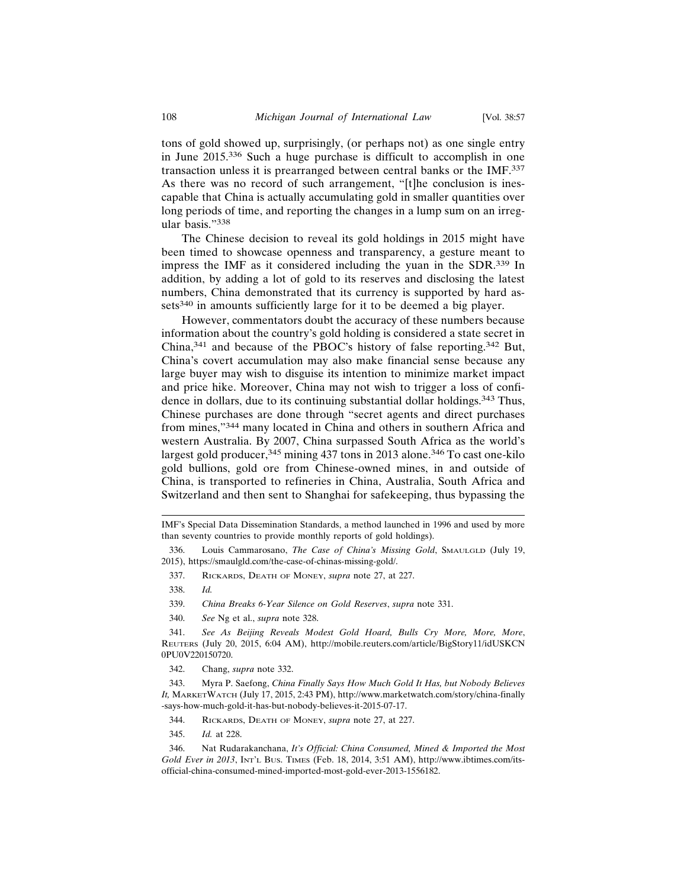tons of gold showed up, surprisingly, (or perhaps not) as one single entry in June 2015.[336] Such a huge purchase is difficult to accomplish in one transaction unless it is prearranged between central banks or the IMF.[337] As there was no record of such arrangement, "[t]he conclusion is inescapable that China is actually accumulating gold in smaller quantities over long periods of time, and reporting the changes in a lump sum on an irregular basis."[338]

The Chinese decision to reveal its gold holdings in 2015 might have been timed to showcase openness and transparency, a gesture meant to impress the IMF as it considered including the yuan in the SDR.[339] In addition, by adding a lot of gold to its reserves and disclosing the latest numbers, China demonstrated that its currency is supported by hard assets[340] in amounts sufficiently large for it to be deemed a big player.

However, commentators doubt the accuracy of these numbers because information about the country's gold holding is considered a state secret in China,[341] and because of the PBOC's history of false reporting.[342] But, China's covert accumulation may also make financial sense because any large buyer may wish to disguise its intention to minimize market impact and price hike. Moreover, China may not wish to trigger a loss of confidence in dollars, due to its continuing substantial dollar holdings.[343] Thus, Chinese purchases are done through "secret agents and direct purchases from mines,"[344] many located in China and others in southern Africa and western Australia. By 2007, China surpassed South Africa as the world's largest gold producer,[345] mining 437 tons in 2013 alone.[346] To cast one-kilo gold bullions, gold ore from Chinese-owned mines, in and outside of China, is transported to refineries in China, Australia, South Africa and Switzerland and then sent to Shanghai for safekeeping, thus bypassing the

---

IMF's Special Data Dissemination Standards, a method launched in 1996 and used by more than seventy countries to provide monthly reports of gold holdings).

336. Louis Cammarosano, *The Case of China's Missing Gold*, SMAULGLD (July 19, 2015), https://smaulgld.com/the-case-of-chinas-missing-gold/.

337. RICKARDS, DEATH OF MONEY, *supra* note 27, at 227.

338. *Id.*

339. *China Breaks 6-Year Silence on Gold Reserves*, *supra* note 331.

340. *See* Ng et al., *supra* note 328.

341. *See As Beijing Reveals Modest Gold Hoard, Bulls Cry More, More, More*, REUTERS (July 20, 2015, 6:04 AM), http://mobile.reuters.com/article/BigStory11/idUSKCN0PU0V220150720.

342. Chang, *supra* note 332.

343. Myra P. Saefong, *China Finally Says How Much Gold It Has, but Nobody Believes It,* MARKETWATCH (July 17, 2015, 2:43 PM), http://www.marketwatch.com/story/china-finally-says-how-much-gold-it-has-but-nobody-believes-it-2015-07-17.

344. RICKARDS, DEATH OF MONEY, *supra* note 27, at 227.

345. *Id.* at 228.

346. Nat Rudarakanchana, *It's Official: China Consumed, Mined & Imported the Most Gold Ever in 2013*, INT'L BUS. TIMES (Feb. 18, 2014, 3:51 AM), http://www.ibtimes.com/its-official-china-consumed-mined-imported-most-gold-ever-2013-1556182.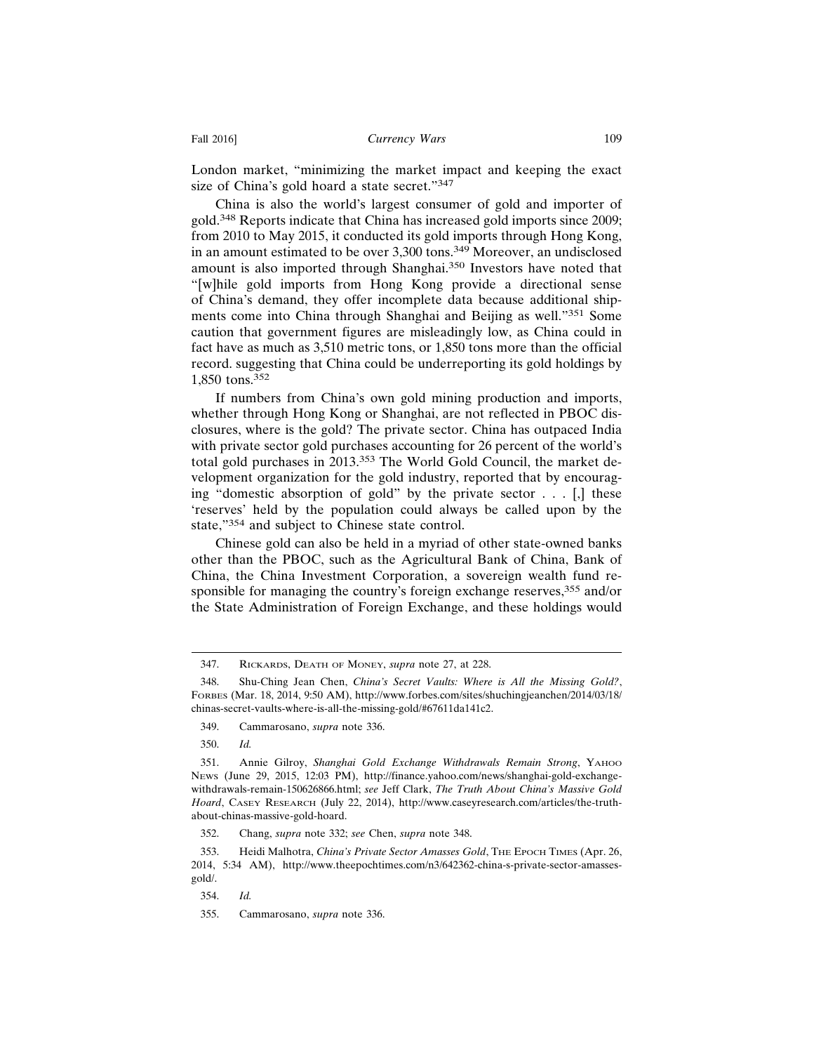London market, "minimizing the market impact and keeping the exact size of China's gold hoard a state secret."[347]

China is also the world's largest consumer of gold and importer of gold.[348] Reports indicate that China has increased gold imports since 2009; from 2010 to May 2015, it conducted its gold imports through Hong Kong, in an amount estimated to be over 3,300 tons.[349] Moreover, an undisclosed amount is also imported through Shanghai.[350] Investors have noted that "[w]hile gold imports from Hong Kong provide a directional sense of China's demand, they offer incomplete data because additional shipments come into China through Shanghai and Beijing as well."[351] Some caution that government figures are misleadingly low, as China could in fact have as much as 3,510 metric tons, or 1,850 tons more than the official record. suggesting that China could be underreporting its gold holdings by 1,850 tons.[352]

If numbers from China's own gold mining production and imports, whether through Hong Kong or Shanghai, are not reflected in PBOC disclosures, where is the gold? The private sector. China has outpaced India with private sector gold purchases accounting for 26 percent of the world's total gold purchases in 2013.[353] The World Gold Council, the market development organization for the gold industry, reported that by encouraging "domestic absorption of gold" by the private sector . . . [,] these 'reserves' held by the population could always be called upon by the state,"[354] and subject to Chinese state control.

Chinese gold can also be held in a myriad of other state-owned banks other than the PBOC, such as the Agricultural Bank of China, Bank of China, the China Investment Corporation, a sovereign wealth fund responsible for managing the country's foreign exchange reserves,[355] and/or the State Administration of Foreign Exchange, and these holdings would

---

347. Rickards, Death of Money, *supra* note 27, at 228.

348. Shu-Ching Jean Chen, *China's Secret Vaults: Where is All the Missing Gold?*, Forbes (Mar. 18, 2014, 9:50 AM), http://www.forbes.com/sites/shuchingjeanchen/2014/03/18/chinas-secret-vaults-where-is-all-the-missing-gold/#67611da141c2.

349. Cammarosano, *supra* note 336.

350. *Id.*

351. Annie Gilroy, *Shanghai Gold Exchange Withdrawals Remain Strong*, Yahoo News (June 29, 2015, 12:03 PM), http://finance.yahoo.com/news/shanghai-gold-exchange-withdrawals-remain-150626866.html; *see* Jeff Clark, *The Truth About China's Massive Gold Hoard*, Casey Research (July 22, 2014), http://www.caseyresearch.com/articles/the-truth-about-chinas-massive-gold-hoard.

352. Chang, *supra* note 332; *see* Chen, *supra* note 348.

353. Heidi Malhotra, *China's Private Sector Amasses Gold*, The Epoch Times (Apr. 26, 2014, 5:34 AM), http://www.theepochtimes.com/n3/642362-china-s-private-sector-amasses-gold/.

354. *Id.*

355. Cammarosano, *supra* note 336.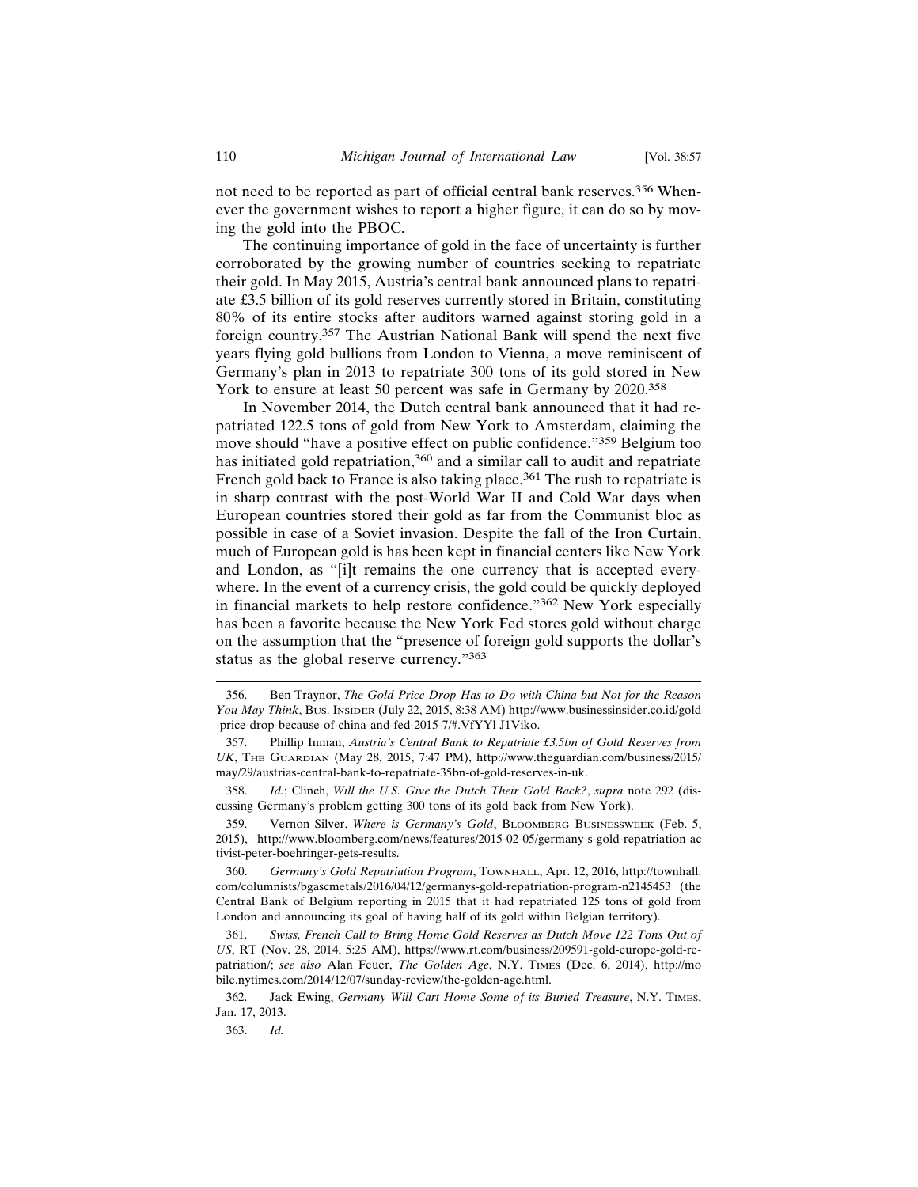not need to be reported as part of official central bank reserves.[356] Whenever the government wishes to report a higher figure, it can do so by moving the gold into the PBOC.

The continuing importance of gold in the face of uncertainty is further corroborated by the growing number of countries seeking to repatriate their gold. In May 2015, Austria's central bank announced plans to repatriate £3.5 billion of its gold reserves currently stored in Britain, constituting 80% of its entire stocks after auditors warned against storing gold in a foreign country.[357] The Austrian National Bank will spend the next five years flying gold bullions from London to Vienna, a move reminiscent of Germany's plan in 2013 to repatriate 300 tons of its gold stored in New York to ensure at least 50 percent was safe in Germany by 2020.[358]

In November 2014, the Dutch central bank announced that it had repatriated 122.5 tons of gold from New York to Amsterdam, claiming the move should "have a positive effect on public confidence."[359] Belgium too has initiated gold repatriation,[360] and a similar call to audit and repatriate French gold back to France is also taking place.[361] The rush to repatriate is in sharp contrast with the post-World War II and Cold War days when European countries stored their gold as far from the Communist bloc as possible in case of a Soviet invasion. Despite the fall of the Iron Curtain, much of European gold is has been kept in financial centers like New York and London, as "[i]t remains the one currency that is accepted everywhere. In the event of a currency crisis, the gold could be quickly deployed in financial markets to help restore confidence."[362] New York especially has been a favorite because the New York Fed stores gold without charge on the assumption that the "presence of foreign gold supports the dollar's status as the global reserve currency."[363]

---

356. Ben Traynor, *The Gold Price Drop Has to Do with China but Not for the Reason You May Think*, Bus. Insider (July 22, 2015, 8:38 AM) http://www.businessinsider.co.id/gold-price-drop-because-of-china-and-fed-2015-7/#.VfYYl J1Viko.

357. Phillip Inman, *Austria's Central Bank to Repatriate £3.5bn of Gold Reserves from UK*, The Guardian (May 28, 2015, 7:47 PM), http://www.theguardian.com/business/2015/may/29/austrias-central-bank-to-repatriate-35bn-of-gold-reserves-in-uk.

358. *Id.*; Clinch, *Will the U.S. Give the Dutch Their Gold Back?*, *supra* note 292 (discussing Germany's problem getting 300 tons of its gold back from New York).

359. Vernon Silver, *Where is Germany's Gold*, Bloomberg Businessweek (Feb. 5, 2015), http://www.bloomberg.com/news/features/2015-02-05/germany-s-gold-repatriation-activist-peter-boehringer-gets-results.

360. *Germany's Gold Repatriation Program*, Townhall, Apr. 12, 2016, http://townhall.com/columnists/bgascmetals/2016/04/12/germanys-gold-repatriation-program-n2145453 (the Central Bank of Belgium reporting in 2015 that it had repatriated 125 tons of gold from London and announcing its goal of having half of its gold within Belgian territory).

361. *Swiss, French Call to Bring Home Gold Reserves as Dutch Move 122 Tons Out of US*, RT (Nov. 28, 2014, 5:25 AM), https://www.rt.com/business/209591-gold-europe-gold-repatriation/; *see also* Alan Feuer, *The Golden Age*, N.Y. Times (Dec. 6, 2014), http://mobile.nytimes.com/2014/12/07/sunday-review/the-golden-age.html.

362. Jack Ewing, *Germany Will Cart Home Some of its Buried Treasure*, N.Y. Times, Jan. 17, 2013.

363. *Id.*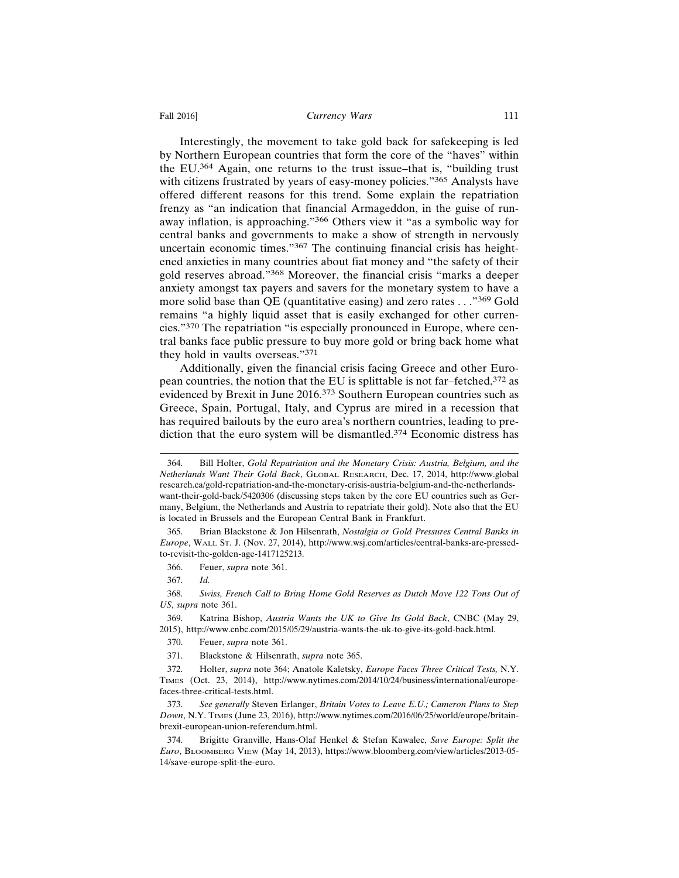Interestingly, the movement to take gold back for safekeeping is led by Northern European countries that form the core of the "haves" within the EU.[364] Again, one returns to the trust issue–that is, "building trust with citizens frustrated by years of easy-money policies."[365] Analysts have offered different reasons for this trend. Some explain the repatriation frenzy as "an indication that financial Armageddon, in the guise of runaway inflation, is approaching."[366] Others view it "as a symbolic way for central banks and governments to make a show of strength in nervously uncertain economic times."[367] The continuing financial crisis has heightened anxieties in many countries about fiat money and "the safety of their gold reserves abroad."[368] Moreover, the financial crisis "marks a deeper anxiety amongst tax payers and savers for the monetary system to have a more solid base than QE (quantitative easing) and zero rates . . ."[369] Gold remains "a highly liquid asset that is easily exchanged for other currencies."[370] The repatriation "is especially pronounced in Europe, where central banks face public pressure to buy more gold or bring back home what they hold in vaults overseas."[371]

Additionally, given the financial crisis facing Greece and other European countries, the notion that the EU is splittable is not far–fetched,[372] as evidenced by Brexit in June 2016.[373] Southern European countries such as Greece, Spain, Portugal, Italy, and Cyprus are mired in a recession that has required bailouts by the euro area's northern countries, leading to prediction that the euro system will be dismantled.[374] Economic distress has

---

364. Bill Holter, *Gold Repatriation and the Monetary Crisis: Austria, Belgium, and the Netherlands Want Their Gold Back*, GLOBAL RESEARCH, Dec. 17, 2014, http://www.globalresearch.ca/gold-repatriation-and-the-monetary-crisis-austria-belgium-and-the-netherlands-want-their-gold-back/5420306 (discussing steps taken by the core EU countries such as Germany, Belgium, the Netherlands and Austria to repatriate their gold). Note also that the EU is located in Brussels and the European Central Bank in Frankfurt.

365. Brian Blackstone & Jon Hilsenrath, *Nostalgia or Gold Pressures Central Banks in Europe*, WALL ST. J. (Nov. 27, 2014), http://www.wsj.com/articles/central-banks-are-pressed-to-revisit-the-golden-age-1417125213.

366. Feuer, *supra* note 361.

367. *Id.*

368. *Swiss, French Call to Bring Home Gold Reserves as Dutch Move 122 Tons Out of US*, *supra* note 361.

369. Katrina Bishop, *Austria Wants the UK to Give Its Gold Back*, CNBC (May 29, 2015), http://www.cnbc.com/2015/05/29/austria-wants-the-uk-to-give-its-gold-back.html.

370. Feuer, *supra* note 361.

371. Blackstone & Hilsenrath, *supra* note 365.

372. Holter, *supra* note 364; Anatole Kaletsky, *Europe Faces Three Critical Tests,* N.Y. TIMES (Oct. 23, 2014), http://www.nytimes.com/2014/10/24/business/international/europe-faces-three-critical-tests.html.

373. *See generally* Steven Erlanger, *Britain Votes to Leave E.U.; Cameron Plans to Step Down*, N.Y. TIMES (June 23, 2016), http://www.nytimes.com/2016/06/25/world/europe/britain-brexit-european-union-referendum.html.

374. Brigitte Granville, Hans-Olaf Henkel & Stefan Kawalec, *Save Europe: Split the Euro*, BLOOMBERG VIEW (May 14, 2013), https://www.bloomberg.com/view/articles/2013-05-14/save-europe-split-the-euro.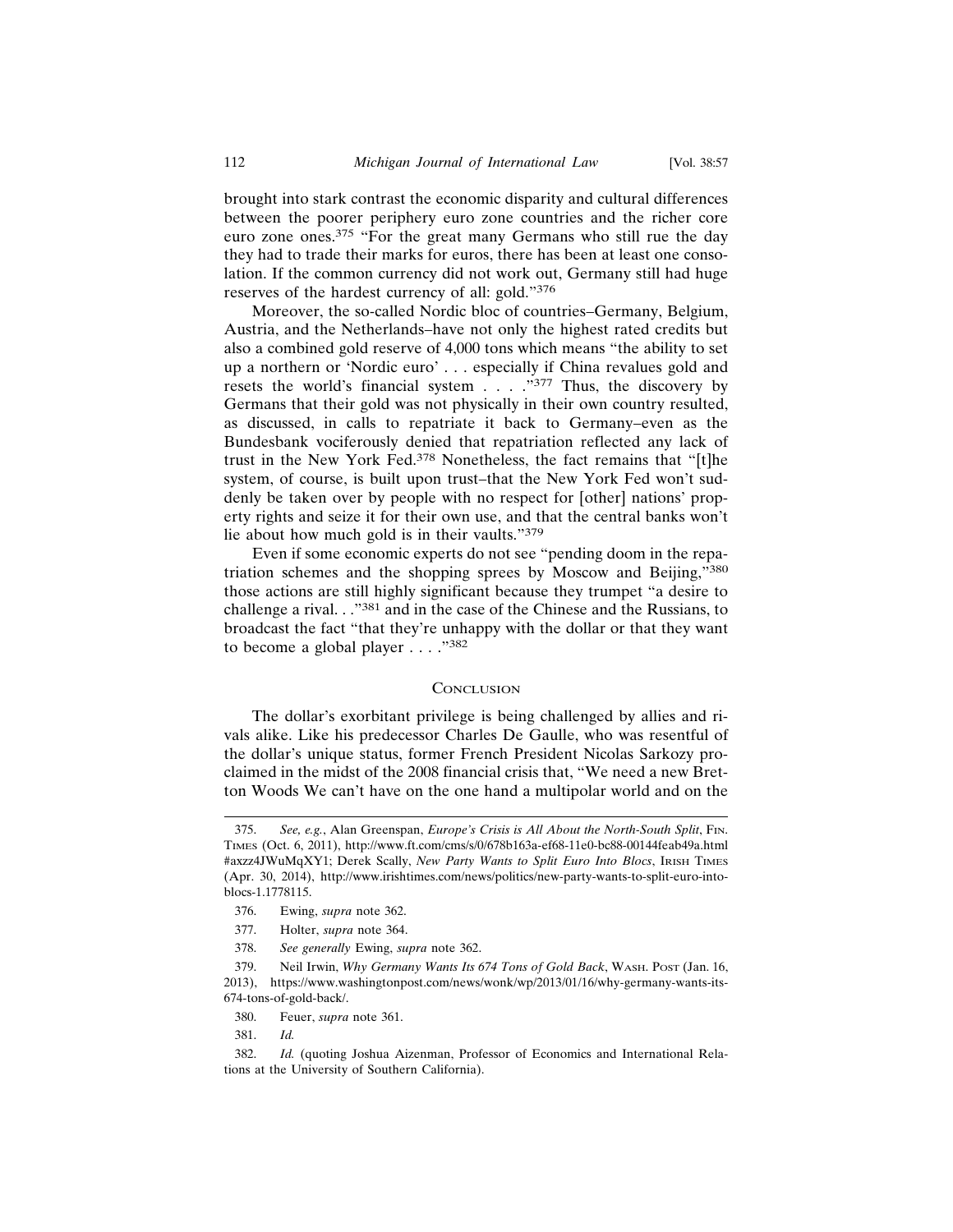brought into stark contrast the economic disparity and cultural differences between the poorer periphery euro zone countries and the richer core euro zone ones.[375] "For the great many Germans who still rue the day they had to trade their marks for euros, there has been at least one consolation. If the common currency did not work out, Germany still had huge reserves of the hardest currency of all: gold."[376]

Moreover, the so-called Nordic bloc of countries–Germany, Belgium, Austria, and the Netherlands–have not only the highest rated credits but also a combined gold reserve of 4,000 tons which means "the ability to set up a northern or 'Nordic euro' . . . especially if China revalues gold and resets the world's financial system . . . ."[377] Thus, the discovery by Germans that their gold was not physically in their own country resulted, as discussed, in calls to repatriate it back to Germany–even as the Bundesbank vociferously denied that repatriation reflected any lack of trust in the New York Fed.[378] Nonetheless, the fact remains that "[t]he system, of course, is built upon trust–that the New York Fed won't suddenly be taken over by people with no respect for [other] nations' property rights and seize it for their own use, and that the central banks won't lie about how much gold is in their vaults."[379]

Even if some economic experts do not see "pending doom in the repatriation schemes and the shopping sprees by Moscow and Beijing,"[380] those actions are still highly significant because they trumpet "a desire to challenge a rival. . ."[381] and in the case of the Chinese and the Russians, to broadcast the fact "that they're unhappy with the dollar or that they want to become a global player . . . ."[382]

## Conclusion

The dollar's exorbitant privilege is being challenged by allies and rivals alike. Like his predecessor Charles De Gaulle, who was resentful of the dollar's unique status, former French President Nicolas Sarkozy proclaimed in the midst of the 2008 financial crisis that, "We need a new Bretton Woods We can't have on the one hand a multipolar world and on the

---

375. *See, e.g.*, Alan Greenspan, *Europe's Crisis is All About the North-South Split*, Fin. Times (Oct. 6, 2011), http://www.ft.com/cms/s/0/678b163a-ef68-11e0-bc88-00144feab49a.html#axzz4JWuMqXY1; Derek Scally, *New Party Wants to Split Euro Into Blocs*, Irish Times (Apr. 30, 2014), http://www.irishtimes.com/news/politics/new-party-wants-to-split-euro-into-blocs-1.1778115.

376. Ewing, *supra* note 362.

377. Holter, *supra* note 364.

378. *See generally* Ewing, *supra* note 362.

379. Neil Irwin, *Why Germany Wants Its 674 Tons of Gold Back*, Wash. Post (Jan. 16, 2013), https://www.washingtonpost.com/news/wonk/wp/2013/01/16/why-germany-wants-its-674-tons-of-gold-back/.

380. Feuer, *supra* note 361.

381. *Id.*

382. *Id.* (quoting Joshua Aizenman, Professor of Economics and International Relations at the University of Southern California).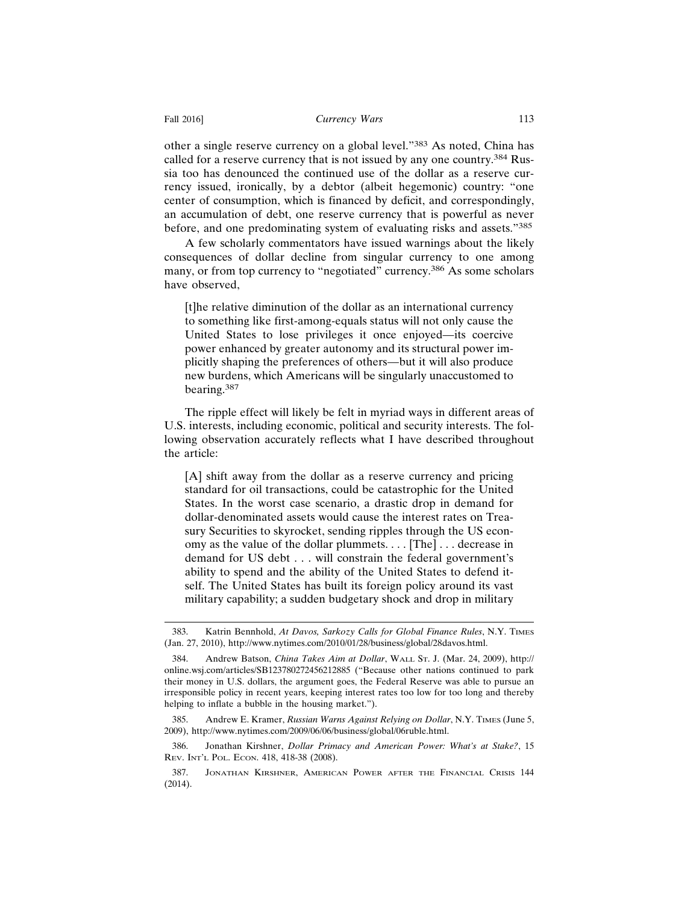other a single reserve currency on a global level."[383] As noted, China has called for a reserve currency that is not issued by any one country.[384] Russia too has denounced the continued use of the dollar as a reserve currency issued, ironically, by a debtor (albeit hegemonic) country: "one center of consumption, which is financed by deficit, and correspondingly, an accumulation of debt, one reserve currency that is powerful as never before, and one predominating system of evaluating risks and assets."[385]

A few scholarly commentators have issued warnings about the likely consequences of dollar decline from singular currency to one among many, or from top currency to "negotiated" currency.[386] As some scholars have observed,

> [t]he relative diminution of the dollar as an international currency to something like first-among-equals status will not only cause the United States to lose privileges it once enjoyed—its coercive power enhanced by greater autonomy and its structural power implicitly shaping the preferences of others—but it will also produce new burdens, which Americans will be singularly unaccustomed to bearing.[387]

The ripple effect will likely be felt in myriad ways in different areas of U.S. interests, including economic, political and security interests. The following observation accurately reflects what I have described throughout the article:

> [A] shift away from the dollar as a reserve currency and pricing standard for oil transactions, could be catastrophic for the United States. In the worst case scenario, a drastic drop in demand for dollar-denominated assets would cause the interest rates on Treasury Securities to skyrocket, sending ripples through the US economy as the value of the dollar plummets. . . . [The] . . . decrease in demand for US debt . . . will constrain the federal government's ability to spend and the ability of the United States to defend itself. The United States has built its foreign policy around its vast military capability; a sudden budgetary shock and drop in military

---

383. Katrin Bennhold, *At Davos, Sarkozy Calls for Global Finance Rules*, N.Y. Times (Jan. 27, 2010), http://www.nytimes.com/2010/01/28/business/global/28davos.html.

384. Andrew Batson, *China Takes Aim at Dollar*, Wall St. J. (Mar. 24, 2009), http://online.wsj.com/articles/SB123780272456212885 ("Because other nations continued to park their money in U.S. dollars, the argument goes, the Federal Reserve was able to pursue an irresponsible policy in recent years, keeping interest rates too low for too long and thereby helping to inflate a bubble in the housing market.").

385. Andrew E. Kramer, *Russian Warns Against Relying on Dollar*, N.Y. Times (June 5, 2009), http://www.nytimes.com/2009/06/06/business/global/06ruble.html.

386. Jonathan Kirshner, *Dollar Primacy and American Power: What's at Stake?*, 15 Rev. Int'l Pol. Econ. 418, 418-38 (2008).

387. Jonathan Kirshner, American Power after the Financial Crisis 144 (2014).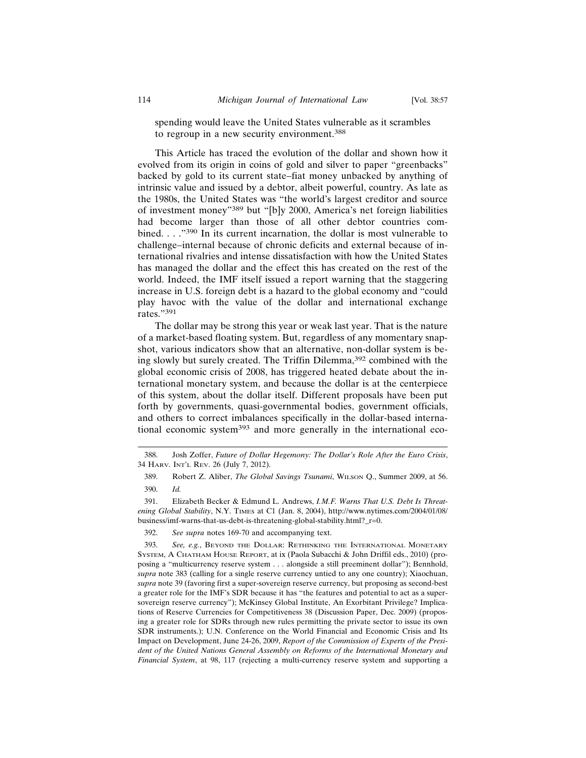spending would leave the United States vulnerable as it scrambles to regroup in a new security environment.[388]

This Article has traced the evolution of the dollar and shown how it evolved from its origin in coins of gold and silver to paper "greenbacks" backed by gold to its current state–fiat money unbacked by anything of intrinsic value and issued by a debtor, albeit powerful, country. As late as the 1980s, the United States was "the world's largest creditor and source of investment money"[389] but "[b]y 2000, America's net foreign liabilities had become larger than those of all other debtor countries combined. . . ."[390] In its current incarnation, the dollar is most vulnerable to challenge–internal because of chronic deficits and external because of international rivalries and intense dissatisfaction with how the United States has managed the dollar and the effect this has created on the rest of the world. Indeed, the IMF itself issued a report warning that the staggering increase in U.S. foreign debt is a hazard to the global economy and "could play havoc with the value of the dollar and international exchange rates."[391]

The dollar may be strong this year or weak last year. That is the nature of a market-based floating system. But, regardless of any momentary snapshot, various indicators show that an alternative, non-dollar system is being slowly but surely created. The Triffin Dilemma,[392] combined with the global economic crisis of 2008, has triggered heated debate about the international monetary system, and because the dollar is at the centerpiece of this system, about the dollar itself. Different proposals have been put forth by governments, quasi-governmental bodies, government officials, and others to correct imbalances specifically in the dollar-based international economic system[393] and more generally in the international eco-

---

388. Josh Zoffer, *Future of Dollar Hegemony: The Dollar's Role After the Euro Crisis*, 34 HARV. INT'L REV. 26 (July 7, 2012).

389. Robert Z. Aliber, *The Global Savings Tsunami*, WILSON Q., Summer 2009, at 56.

390. *Id.*

391. Elizabeth Becker & Edmund L. Andrews, *I.M.F. Warns That U.S. Debt Is Threatening Global Stability*, N.Y. TIMES at C1 (Jan. 8, 2004), http://www.nytimes.com/2004/01/08/business/imf-warns-that-us-debt-is-threatening-global-stability.html?_r=0.

392. *See supra* notes 169-70 and accompanying text.

393. *See, e.g.*, BEYOND THE DOLLAR: RETHINKING THE INTERNATIONAL MONETARY SYSTEM, A CHATHAM HOUSE REPORT, at ix (Paola Subacchi & John Driffil eds., 2010) (proposing a "multicurrency reserve system . . . alongside a still preeminent dollar"); Bennhold, *supra* note 383 (calling for a single reserve currency untied to any one country); Xiaochuan, *supra* note 39 (favoring first a super-sovereign reserve currency, but proposing as second-best a greater role for the IMF's SDR because it has "the features and potential to act as a super-sovereign reserve currency"); McKinsey Global Institute, An Exorbitant Privilege? Implications of Reserve Currencies for Competitiveness 38 (Discussion Paper, Dec. 2009) (proposing a greater role for SDRs through new rules permitting the private sector to issue its own SDR instruments.); U.N. Conference on the World Financial and Economic Crisis and Its Impact on Development, June 24-26, 2009, *Report of the Commission of Experts of the President of the United Nations General Assembly on Reforms of the International Monetary and Financial System*, at 98, 117 (rejecting a multi-currency reserve system and supporting a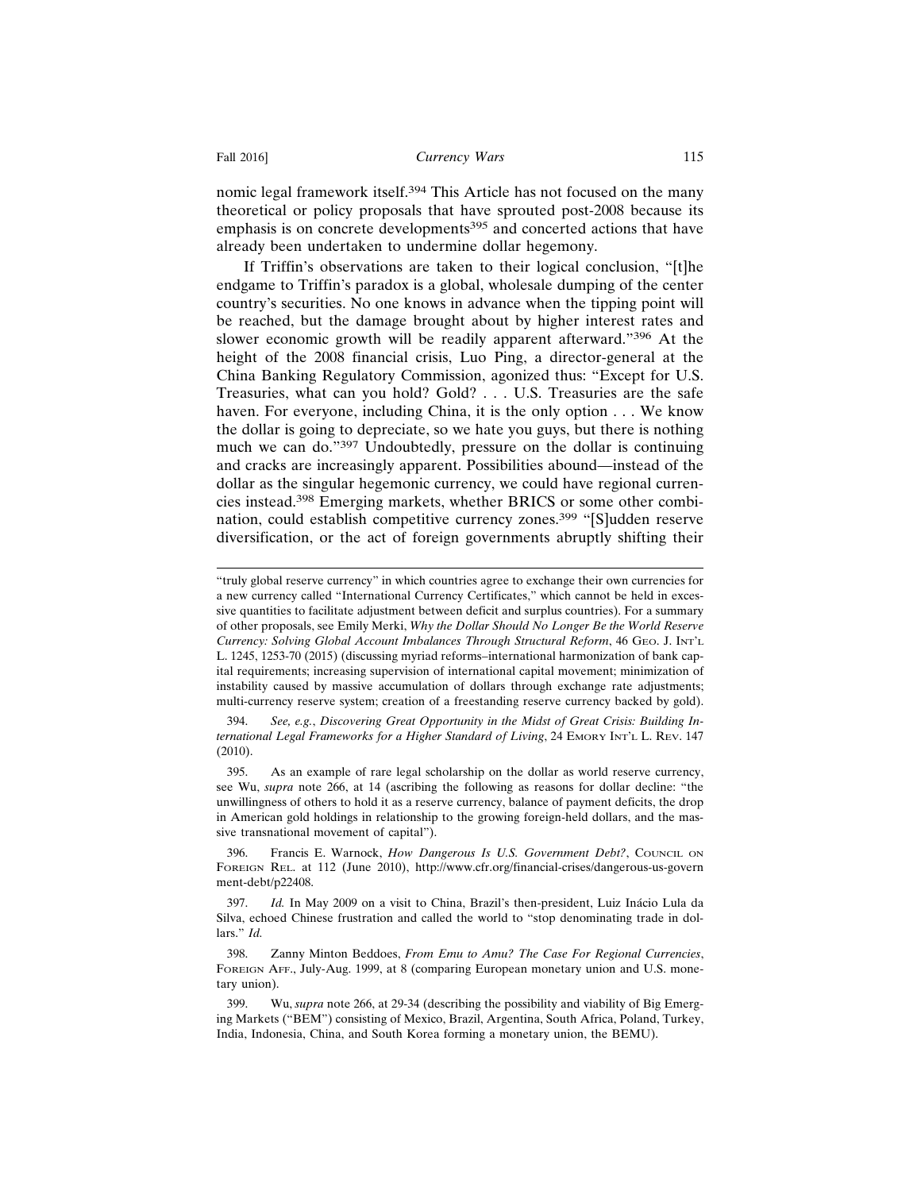nomic legal framework itself.[394] This Article has not focused on the many theoretical or policy proposals that have sprouted post-2008 because its emphasis is on concrete developments[395] and concerted actions that have already been undertaken to undermine dollar hegemony.

If Triffin's observations are taken to their logical conclusion, "[t]he endgame to Triffin's paradox is a global, wholesale dumping of the center country's securities. No one knows in advance when the tipping point will be reached, but the damage brought about by higher interest rates and slower economic growth will be readily apparent afterward."[396] At the height of the 2008 financial crisis, Luo Ping, a director-general at the China Banking Regulatory Commission, agonized thus: "Except for U.S. Treasuries, what can you hold? Gold? . . . U.S. Treasuries are the safe haven. For everyone, including China, it is the only option . . . We know the dollar is going to depreciate, so we hate you guys, but there is nothing much we can do."[397] Undoubtedly, pressure on the dollar is continuing and cracks are increasingly apparent. Possibilities abound—instead of the dollar as the singular hegemonic currency, we could have regional currencies instead.[398] Emerging markets, whether BRICS or some other combination, could establish competitive currency zones.[399] "[S]udden reserve diversification, or the act of foreign governments abruptly shifting their

---

"truly global reserve currency" in which countries agree to exchange their own currencies for a new currency called "International Currency Certificates," which cannot be held in excessive quantities to facilitate adjustment between deficit and surplus countries). For a summary of other proposals, see Emily Merki, *Why the Dollar Should No Longer Be the World Reserve Currency: Solving Global Account Imbalances Through Structural Reform*, 46 GEO. J. INT'L L. 1245, 1253-70 (2015) (discussing myriad reforms–international harmonization of bank capital requirements; increasing supervision of international capital movement; minimization of instability caused by massive accumulation of dollars through exchange rate adjustments; multi-currency reserve system; creation of a freestanding reserve currency backed by gold).

394. *See, e.g.*, *Discovering Great Opportunity in the Midst of Great Crisis: Building International Legal Frameworks for a Higher Standard of Living*, 24 EMORY INT'L L. REV. 147 (2010).

395. As an example of rare legal scholarship on the dollar as world reserve currency, see Wu, *supra* note 266, at 14 (ascribing the following as reasons for dollar decline: "the unwillingness of others to hold it as a reserve currency, balance of payment deficits, the drop in American gold holdings in relationship to the growing foreign-held dollars, and the massive transnational movement of capital").

396. Francis E. Warnock, *How Dangerous Is U.S. Government Debt?*, COUNCIL ON FOREIGN REL. at 112 (June 2010), http://www.cfr.org/financial-crises/dangerous-us-government-debt/p22408.

397. *Id.* In May 2009 on a visit to China, Brazil's then-president, Luiz Inácio Lula da Silva, echoed Chinese frustration and called the world to "stop denominating trade in dollars." *Id.*

398. Zanny Minton Beddoes, *From Emu to Amu? The Case For Regional Currencies*, FOREIGN AFF., July-Aug. 1999, at 8 (comparing European monetary union and U.S. monetary union).

399. Wu, *supra* note 266, at 29-34 (describing the possibility and viability of Big Emerging Markets ("BEM") consisting of Mexico, Brazil, Argentina, South Africa, Poland, Turkey, India, Indonesia, China, and South Korea forming a monetary union, the BEMU).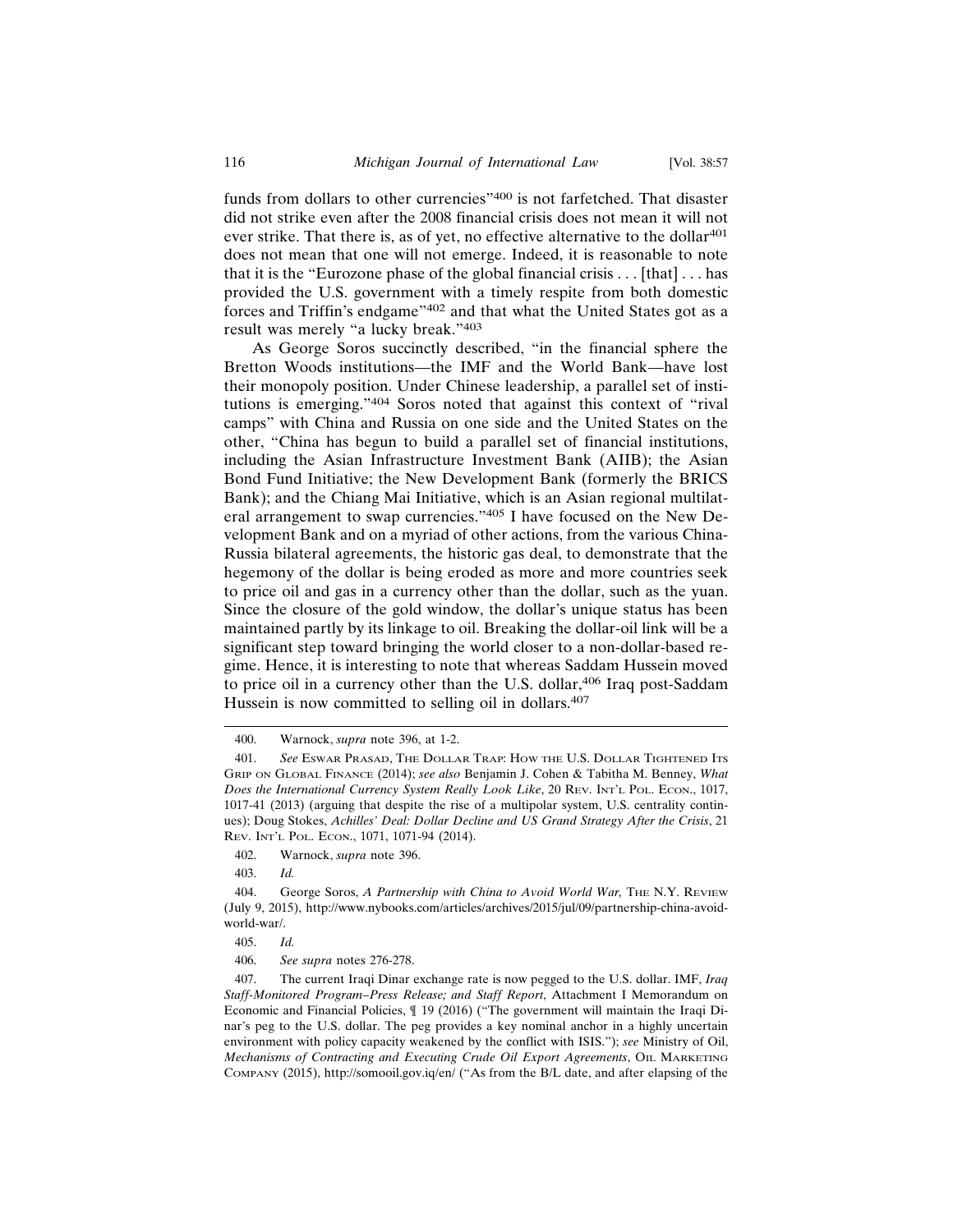funds from dollars to other currencies"[400] is not farfetched. That disaster did not strike even after the 2008 financial crisis does not mean it will not ever strike. That there is, as of yet, no effective alternative to the dollar[401] does not mean that one will not emerge. Indeed, it is reasonable to note that it is the "Eurozone phase of the global financial crisis . . . [that] . . . has provided the U.S. government with a timely respite from both domestic forces and Triffin's endgame"[402] and that what the United States got as a result was merely "a lucky break."[403]

As George Soros succinctly described, "in the financial sphere the Bretton Woods institutions—the IMF and the World Bank—have lost their monopoly position. Under Chinese leadership, a parallel set of institutions is emerging."[404] Soros noted that against this context of "rival camps" with China and Russia on one side and the United States on the other, "China has begun to build a parallel set of financial institutions, including the Asian Infrastructure Investment Bank (AIIB); the Asian Bond Fund Initiative; the New Development Bank (formerly the BRICS Bank); and the Chiang Mai Initiative, which is an Asian regional multilateral arrangement to swap currencies."[405] I have focused on the New Development Bank and on a myriad of other actions, from the various China-Russia bilateral agreements, the historic gas deal, to demonstrate that the hegemony of the dollar is being eroded as more and more countries seek to price oil and gas in a currency other than the dollar, such as the yuan. Since the closure of the gold window, the dollar's unique status has been maintained partly by its linkage to oil. Breaking the dollar-oil link will be a significant step toward bringing the world closer to a non-dollar-based regime. Hence, it is interesting to note that whereas Saddam Hussein moved to price oil in a currency other than the U.S. dollar,[406] Iraq post-Saddam Hussein is now committed to selling oil in dollars.[407]

---

400. Warnock, *supra* note 396, at 1-2.

401. *See* ESWAR PRASAD, THE DOLLAR TRAP: HOW THE U.S. DOLLAR TIGHTENED ITS GRIP ON GLOBAL FINANCE (2014); *see also* Benjamin J. Cohen & Tabitha M. Benney, *What Does the International Currency System Really Look Like*, 20 REV. INT'L POL. ECON., 1017, 1017-41 (2013) (arguing that despite the rise of a multipolar system, U.S. centrality continues); Doug Stokes, *Achilles' Deal: Dollar Decline and US Grand Strategy After the Crisis*, 21 REV. INT'L POL. ECON., 1071, 1071-94 (2014).

402. Warnock, *supra* note 396.

403. *Id.*

404. George Soros, *A Partnership with China to Avoid World War,* THE N.Y. REVIEW (July 9, 2015), http://www.nybooks.com/articles/archives/2015/jul/09/partnership-china-avoid-world-war/.

405. *Id.*

406. *See supra* notes 276-278.

407. The current Iraqi Dinar exchange rate is now pegged to the U.S. dollar. IMF, *Iraq Staff-Monitored Program–Press Release; and Staff Report*, Attachment I Memorandum on Economic and Financial Policies, ¶ 19 (2016) ("The government will maintain the Iraqi Dinar's peg to the U.S. dollar. The peg provides a key nominal anchor in a highly uncertain environment with policy capacity weakened by the conflict with ISIS."); *see* Ministry of Oil, *Mechanisms of Contracting and Executing Crude Oil Export Agreements*, OIL MARKETING COMPANY (2015), http://somooil.gov.iq/en/ ("As from the B/L date, and after elapsing of the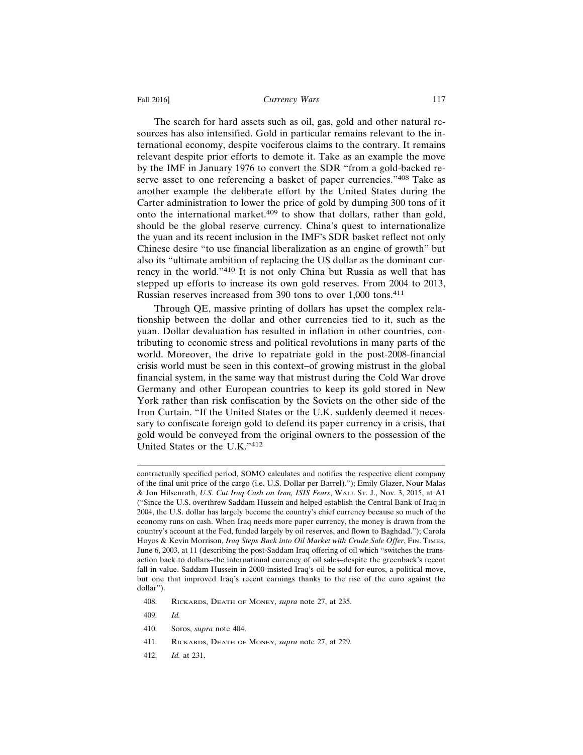The search for hard assets such as oil, gas, gold and other natural resources has also intensified. Gold in particular remains relevant to the international economy, despite vociferous claims to the contrary. It remains relevant despite prior efforts to demote it. Take as an example the move by the IMF in January 1976 to convert the SDR "from a gold-backed reserve asset to one referencing a basket of paper currencies."[408] Take as another example the deliberate effort by the United States during the Carter administration to lower the price of gold by dumping 300 tons of it onto the international market.[409] to show that dollars, rather than gold, should be the global reserve currency. China's quest to internationalize the yuan and its recent inclusion in the IMF's SDR basket reflect not only Chinese desire "to use financial liberalization as an engine of growth" but also its "ultimate ambition of replacing the US dollar as the dominant currency in the world."[410] It is not only China but Russia as well that has stepped up efforts to increase its own gold reserves. From 2004 to 2013, Russian reserves increased from 390 tons to over 1,000 tons.[411]

Through QE, massive printing of dollars has upset the complex relationship between the dollar and other currencies tied to it, such as the yuan. Dollar devaluation has resulted in inflation in other countries, contributing to economic stress and political revolutions in many parts of the world. Moreover, the drive to repatriate gold in the post-2008-financial crisis world must be seen in this context–of growing mistrust in the global financial system, in the same way that mistrust during the Cold War drove Germany and other European countries to keep its gold stored in New York rather than risk confiscation by the Soviets on the other side of the Iron Curtain. "If the United States or the U.K. suddenly deemed it necessary to confiscate foreign gold to defend its paper currency in a crisis, that gold would be conveyed from the original owners to the possession of the United States or the U.K."[412]

---

contractually specified period, SOMO calculates and notifies the respective client company of the final unit price of the cargo (i.e. U.S. Dollar per Barrel)."); Emily Glazer, Nour Malas & Jon Hilsenrath, *U.S. Cut Iraq Cash on Iran, ISIS Fears*, Wall St. J., Nov. 3, 2015, at A1 ("Since the U.S. overthrew Saddam Hussein and helped establish the Central Bank of Iraq in 2004, the U.S. dollar has largely become the country's chief currency because so much of the economy runs on cash. When Iraq needs more paper currency, the money is drawn from the country's account at the Fed, funded largely by oil reserves, and flown to Baghdad."); Carola Hoyos & Kevin Morrison, *Iraq Steps Back into Oil Market with Crude Sale Offer*, Fin. Times, June 6, 2003, at 11 (describing the post-Saddam Iraq offering of oil which "switches the transaction back to dollars–the international currency of oil sales–despite the greenback's recent fall in value. Saddam Hussein in 2000 insisted Iraq's oil be sold for euros, a political move, but one that improved Iraq's recent earnings thanks to the rise of the euro against the dollar").

408. Rickards, Death of Money, *supra* note 27, at 235.

409. *Id.*

410. Soros, *supra* note 404.

411. Rickards, Death of Money, *supra* note 27, at 229.

412. *Id.* at 231.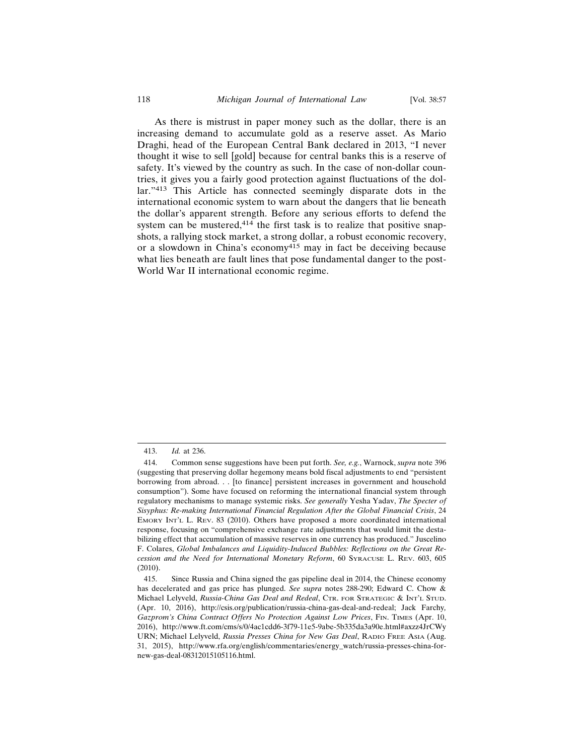As there is mistrust in paper money such as the dollar, there is an increasing demand to accumulate gold as a reserve asset. As Mario Draghi, head of the European Central Bank declared in 2013, "I never thought it wise to sell [gold] because for central banks this is a reserve of safety. It's viewed by the country as such. In the case of non-dollar countries, it gives you a fairly good protection against fluctuations of the dollar."[413] This Article has connected seemingly disparate dots in the international economic system to warn about the dangers that lie beneath the dollar's apparent strength. Before any serious efforts to defend the system can be mustered,[414] the first task is to realize that positive snapshots, a rallying stock market, a strong dollar, a robust economic recovery, or a slowdown in China's economy[415] may in fact be deceiving because what lies beneath are fault lines that pose fundamental danger to the post-World War II international economic regime.

---

413. *Id.* at 236.

414. Common sense suggestions have been put forth. *See, e.g.*, Warnock, *supra* note 396 (suggesting that preserving dollar hegemony means bold fiscal adjustments to end "persistent borrowing from abroad. . . [to finance] persistent increases in government and household consumption"). Some have focused on reforming the international financial system through regulatory mechanisms to manage systemic risks. *See generally* Yesha Yadav, *The Specter of Sisyphus: Re-making International Financial Regulation After the Global Financial Crisis*, 24 EMORY INT'L L. REV. 83 (2010). Others have proposed a more coordinated international response, focusing on "comprehensive exchange rate adjustments that would limit the destabilizing effect that accumulation of massive reserves in one currency has produced." Juscelino F. Colares, *Global Imbalances and Liquidity-Induced Bubbles: Reflections on the Great Recession and the Need for International Monetary Reform*, 60 SYRACUSE L. REV. 603, 605 (2010).

415. Since Russia and China signed the gas pipeline deal in 2014, the Chinese economy has decelerated and gas price has plunged. *See supra* notes 288-290; Edward C. Chow & Michael Lelyveld, *Russia-China Gas Deal and Redeal*, CTR. FOR STRATEGIC & INT'L STUD. (Apr. 10, 2016), http://csis.org/publication/russia-china-gas-deal-and-redeal; Jack Farchy, *Gazprom's China Contract Offers No Protection Against Low Prices*, FIN. TIMES (Apr. 10, 2016), http://www.ft.com/cms/s/0/4ac1cdd6-3f79-11e5-9abe-5b335da3a90e.html#axzz4JrCWyURN; Michael Lelyveld, *Russia Presses China for New Gas Deal*, RADIO FREE ASIA (Aug. 31, 2015), http://www.rfa.org/english/commentaries/energy_watch/russia-presses-china-for-new-gas-deal-08312015105116.html.